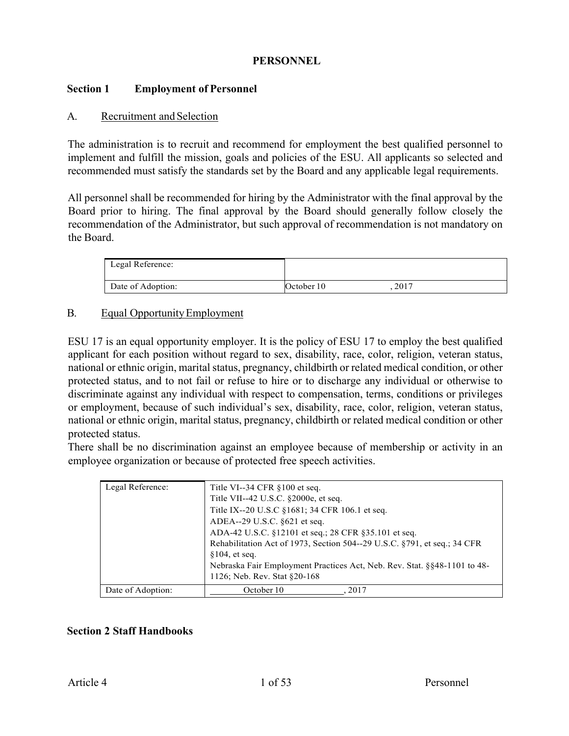# PERSONNEL

## Section 1 Employment of Personnel

### A. Recruitment and Selection

The administration is to recruit and recommend for employment the best qualified personnel to implement and fulfill the mission, goals and policies of the ESU. All applicants so selected and recommended must satisfy the standards set by the Board and any applicable legal requirements.

All personnel shall be recommended for hiring by the Administrator with the final approval by the Board prior to hiring. The final approval by the Board should generally follow closely the recommendation of the Administrator, but such approval of recommendation is not mandatory on the Board.

| Legal Reference: | |
|---|---|
| Date of Adoption: | October 10, 2017 |

### B. Equal Opportunity Employment

ESU 17 is an equal opportunity employer. It is the policy of ESU 17 to employ the best qualified applicant for each position without regard to sex, disability, race, color, religion, veteran status, national or ethnic origin, marital status, pregnancy, childbirth or related medical condition, or other protected status, and to not fail or refuse to hire or to discharge any individual or otherwise to discriminate against any individual with respect to compensation, terms, conditions or privileges or employment, because of such individual's sex, disability, race, color, religion, veteran status, national or ethnic origin, marital status, pregnancy, childbirth or related medical condition or other protected status.

There shall be no discrimination against an employee because of membership or activity in an employee organization or because of protected free speech activities.

| Legal Reference: | Title VI--34 CFR §100 et seq.<br>Title VII--42 U.S.C. §2000e, et seq.<br>Title IX--20 U.S.C §1681; 34 CFR 106.1 et seq.<br>ADEA--29 U.S.C. §621 et seq.<br>ADA-42 U.S.C. §12101 et seq.; 28 CFR §35.101 et seq.<br>Rehabilitation Act of 1973, Section 504--29 U.S.C. §791, et seq.; 34 CFR §104, et seq.<br>Nebraska Fair Employment Practices Act, Neb. Rev. Stat. §§48-1101 to 48-1126; Neb. Rev. Stat §20-168 |
|---|---|
| Date of Adoption: | October 10, 2017 |

## Section 2 Staff Handbooks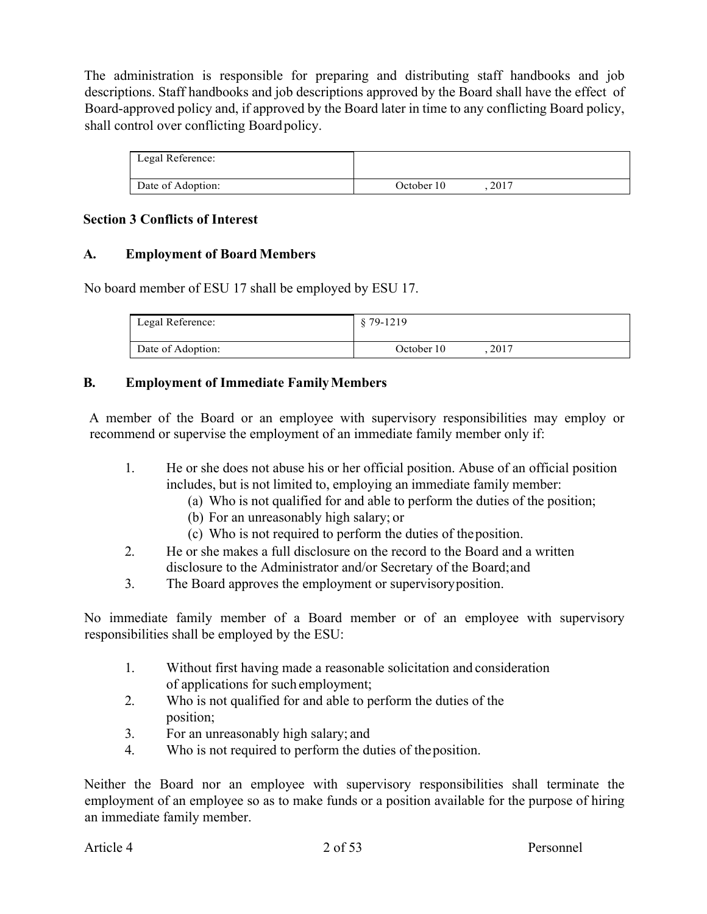The administration is responsible for preparing and distributing staff handbooks and job descriptions. Staff handbooks and job descriptions approved by the Board shall have the effect of Board-approved policy and, if approved by the Board later in time to any conflicting Board policy, shall control over conflicting Board policy.

| Legal Reference: | |
|---|---|
| Date of Adoption: | October 10 , 2017 |

### Section 3 Conflicts of Interest

#### A. Employment of Board Members

No board member of ESU 17 shall be employed by ESU 17.

| Legal Reference: | § 79-1219 |
|---|---|
| Date of Adoption: | October 10 , 2017 |

#### B. Employment of Immediate Family Members

A member of the Board or an employee with supervisory responsibilities may employ or recommend or supervise the employment of an immediate family member only if:

1. He or she does not abuse his or her official position. Abuse of an official position includes, but is not limited to, employing an immediate family member:
   (a) Who is not qualified for and able to perform the duties of the position;
   (b) For an unreasonably high salary; or
   (c) Who is not required to perform the duties of the position.
2. He or she makes a full disclosure on the record to the Board and a written disclosure to the Administrator and/or Secretary of the Board; and
3. The Board approves the employment or supervisory position.

No immediate family member of a Board member or of an employee with supervisory responsibilities shall be employed by the ESU:

1. Without first having made a reasonable solicitation and consideration of applications for such employment;
2. Who is not qualified for and able to perform the duties of the position;
3. For an unreasonably high salary; and
4. Who is not required to perform the duties of the position.

Neither the Board nor an employee with supervisory responsibilities shall terminate the employment of an employee so as to make funds or a position available for the purpose of hiring an immediate family member.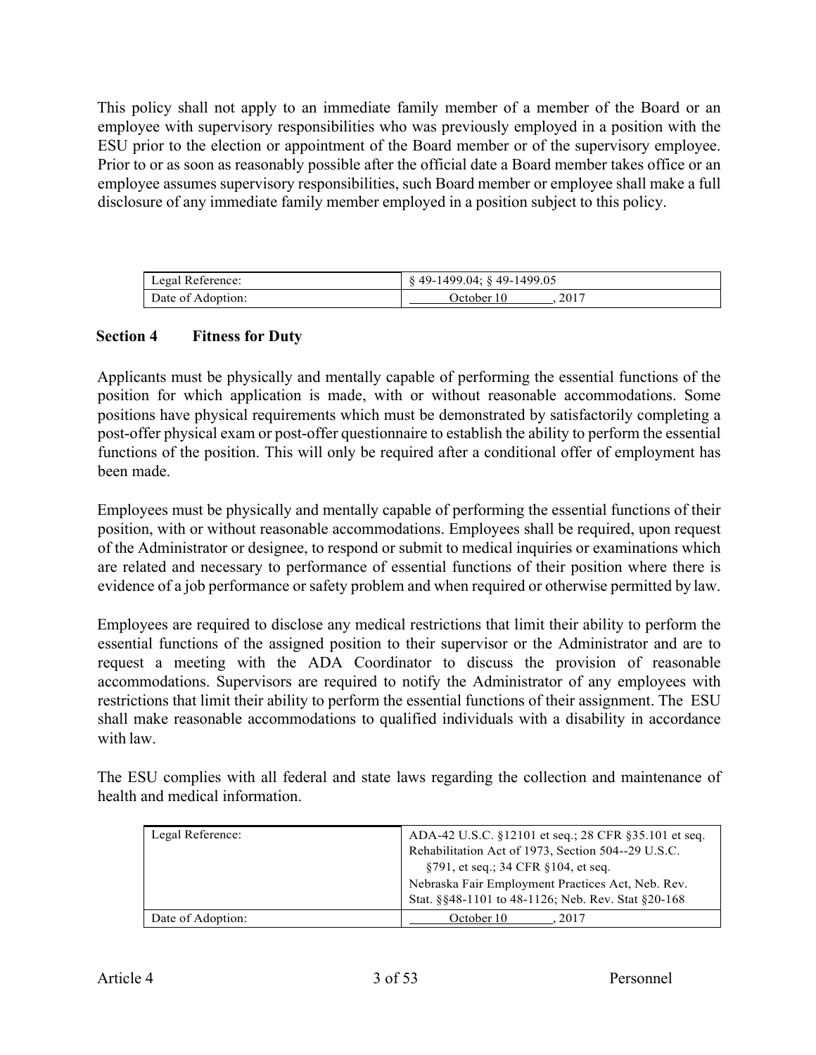This policy shall not apply to an immediate family member of a member of the Board or an employee with supervisory responsibilities who was previously employed in a position with the ESU prior to the election or appointment of the Board member or of the supervisory employee. Prior to or as soon as reasonably possible after the official date a Board member takes office or an employee assumes supervisory responsibilities, such Board member or employee shall make a full disclosure of any immediate family member employed in a position subject to this policy.

| Legal Reference: | § 49-1499.04; § 49-1499.05 |
|---|---|
| Date of Adoption: | October 10, 2017 |

## Section 4 Fitness for Duty

Applicants must be physically and mentally capable of performing the essential functions of the position for which application is made, with or without reasonable accommodations. Some positions have physical requirements which must be demonstrated by satisfactorily completing a post-offer physical exam or post-offer questionnaire to establish the ability to perform the essential functions of the position. This will only be required after a conditional offer of employment has been made.

Employees must be physically and mentally capable of performing the essential functions of their position, with or without reasonable accommodations. Employees shall be required, upon request of the Administrator or designee, to respond or submit to medical inquiries or examinations which are related and necessary to performance of essential functions of their position where there is evidence of a job performance or safety problem and when required or otherwise permitted by law.

Employees are required to disclose any medical restrictions that limit their ability to perform the essential functions of the assigned position to their supervisor or the Administrator and are to request a meeting with the ADA Coordinator to discuss the provision of reasonable accommodations. Supervisors are required to notify the Administrator of any employees with restrictions that limit their ability to perform the essential functions of their assignment. The ESU shall make reasonable accommodations to qualified individuals with a disability in accordance with law.

The ESU complies with all federal and state laws regarding the collection and maintenance of health and medical information.

| Legal Reference: | ADA-42 U.S.C. §12101 et seq.; 28 CFR §35.101 et seq. Rehabilitation Act of 1973, Section 504--29 U.S.C. §791, et seq.; 34 CFR §104, et seq. Nebraska Fair Employment Practices Act, Neb. Rev. Stat. §§48-1101 to 48-1126; Neb. Rev. Stat §20-168 |
|---|---|
| Date of Adoption: | October 10, 2017 |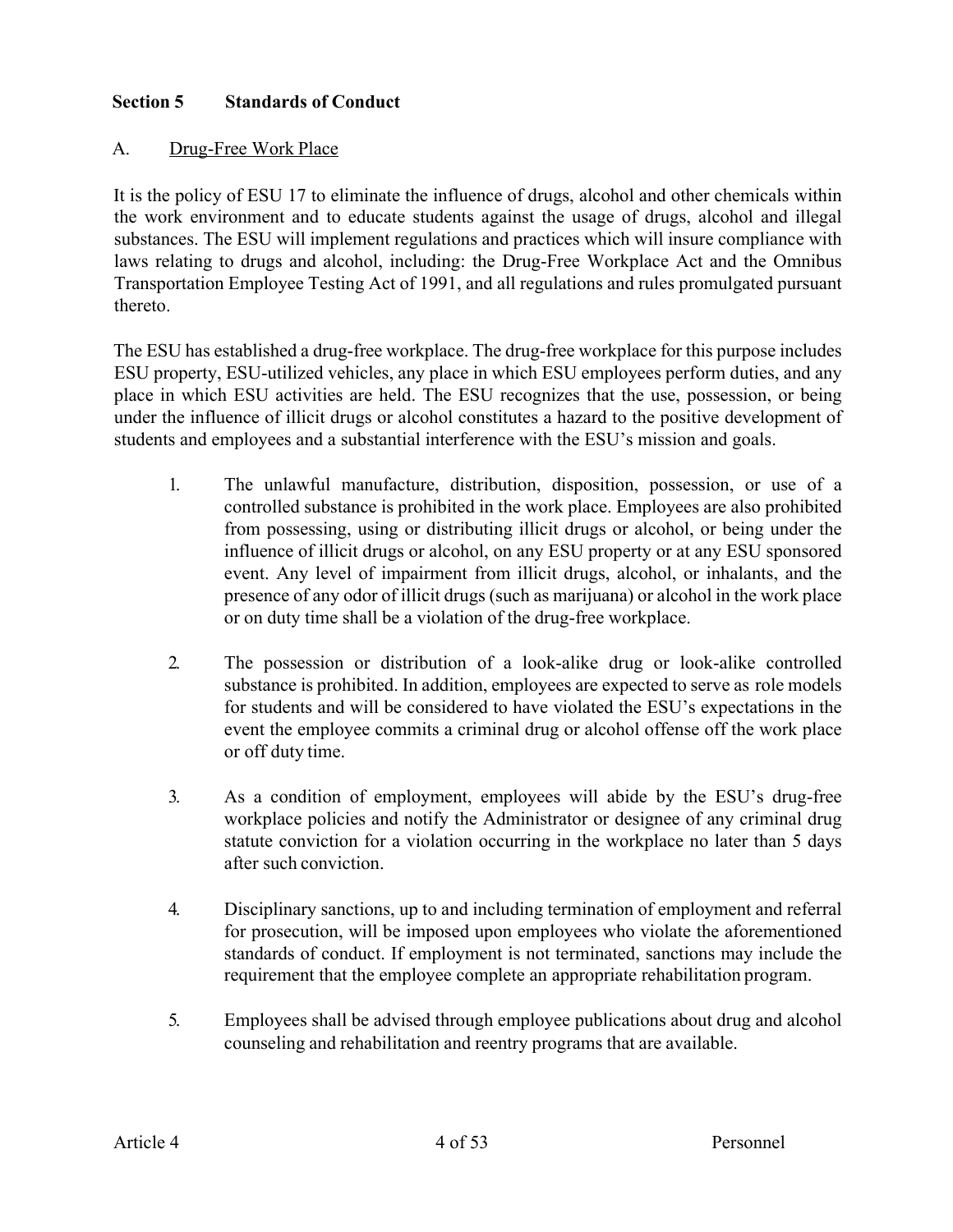## Section 5 Standards of Conduct

### A. Drug-Free Work Place

It is the policy of ESU 17 to eliminate the influence of drugs, alcohol and other chemicals within the work environment and to educate students against the usage of drugs, alcohol and illegal substances. The ESU will implement regulations and practices which will insure compliance with laws relating to drugs and alcohol, including: the Drug-Free Workplace Act and the Omnibus Transportation Employee Testing Act of 1991, and all regulations and rules promulgated pursuant thereto.

The ESU has established a drug-free workplace. The drug-free workplace for this purpose includes ESU property, ESU-utilized vehicles, any place in which ESU employees perform duties, and any place in which ESU activities are held. The ESU recognizes that the use, possession, or being under the influence of illicit drugs or alcohol constitutes a hazard to the positive development of students and employees and a substantial interference with the ESU's mission and goals.

1. The unlawful manufacture, distribution, disposition, possession, or use of a controlled substance is prohibited in the work place. Employees are also prohibited from possessing, using or distributing illicit drugs or alcohol, or being under the influence of illicit drugs or alcohol, on any ESU property or at any ESU sponsored event. Any level of impairment from illicit drugs, alcohol, or inhalants, and the presence of any odor of illicit drugs (such as marijuana) or alcohol in the work place or on duty time shall be a violation of the drug-free workplace.

2. The possession or distribution of a look-alike drug or look-alike controlled substance is prohibited. In addition, employees are expected to serve as role models for students and will be considered to have violated the ESU's expectations in the event the employee commits a criminal drug or alcohol offense off the work place or off duty time.

3. As a condition of employment, employees will abide by the ESU's drug-free workplace policies and notify the Administrator or designee of any criminal drug statute conviction for a violation occurring in the workplace no later than 5 days after such conviction.

4. Disciplinary sanctions, up to and including termination of employment and referral for prosecution, will be imposed upon employees who violate the aforementioned standards of conduct. If employment is not terminated, sanctions may include the requirement that the employee complete an appropriate rehabilitation program.

5. Employees shall be advised through employee publications about drug and alcohol counseling and rehabilitation and reentry programs that are available.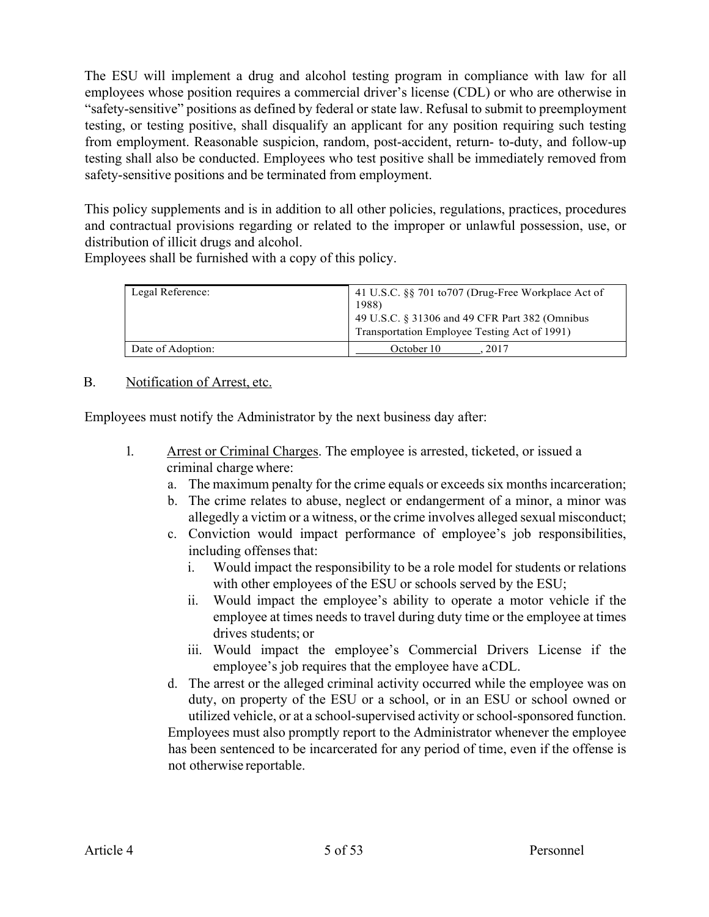The ESU will implement a drug and alcohol testing program in compliance with law for all employees whose position requires a commercial driver's license (CDL) or who are otherwise in "safety-sensitive" positions as defined by federal or state law. Refusal to submit to preemployment testing, or testing positive, shall disqualify an applicant for any position requiring such testing from employment. Reasonable suspicion, random, post-accident, return- to-duty, and follow-up testing shall also be conducted. Employees who test positive shall be immediately removed from safety-sensitive positions and be terminated from employment.

This policy supplements and is in addition to all other policies, regulations, practices, procedures and contractual provisions regarding or related to the improper or unlawful possession, use, or distribution of illicit drugs and alcohol.
Employees shall be furnished with a copy of this policy.

| Legal Reference: | 41 U.S.C. §§ 701 to707 (Drug-Free Workplace Act of 1988)<br>49 U.S.C. § 31306 and 49 CFR Part 382 (Omnibus Transportation Employee Testing Act of 1991) |
|---|---|
| Date of Adoption: | October 10, 2017 |

B. Notification of Arrest, etc.

Employees must notify the Administrator by the next business day after:

1. Arrest or Criminal Charges. The employee is arrested, ticketed, or issued a criminal charge where:
   a. The maximum penalty for the crime equals or exceeds six months incarceration;
   b. The crime relates to abuse, neglect or endangerment of a minor, a minor was allegedly a victim or a witness, or the crime involves alleged sexual misconduct;
   c. Conviction would impact performance of employee's job responsibilities, including offenses that:
      i. Would impact the responsibility to be a role model for students or relations with other employees of the ESU or schools served by the ESU;
      ii. Would impact the employee's ability to operate a motor vehicle if the employee at times needs to travel during duty time or the employee at times drives students; or
      iii. Would impact the employee's Commercial Drivers License if the employee's job requires that the employee have a CDL.
   d. The arrest or the alleged criminal activity occurred while the employee was on duty, on property of the ESU or a school, or in an ESU or school owned or utilized vehicle, or at a school-supervised activity or school-sponsored function.

   Employees must also promptly report to the Administrator whenever the employee has been sentenced to be incarcerated for any period of time, even if the offense is not otherwise reportable.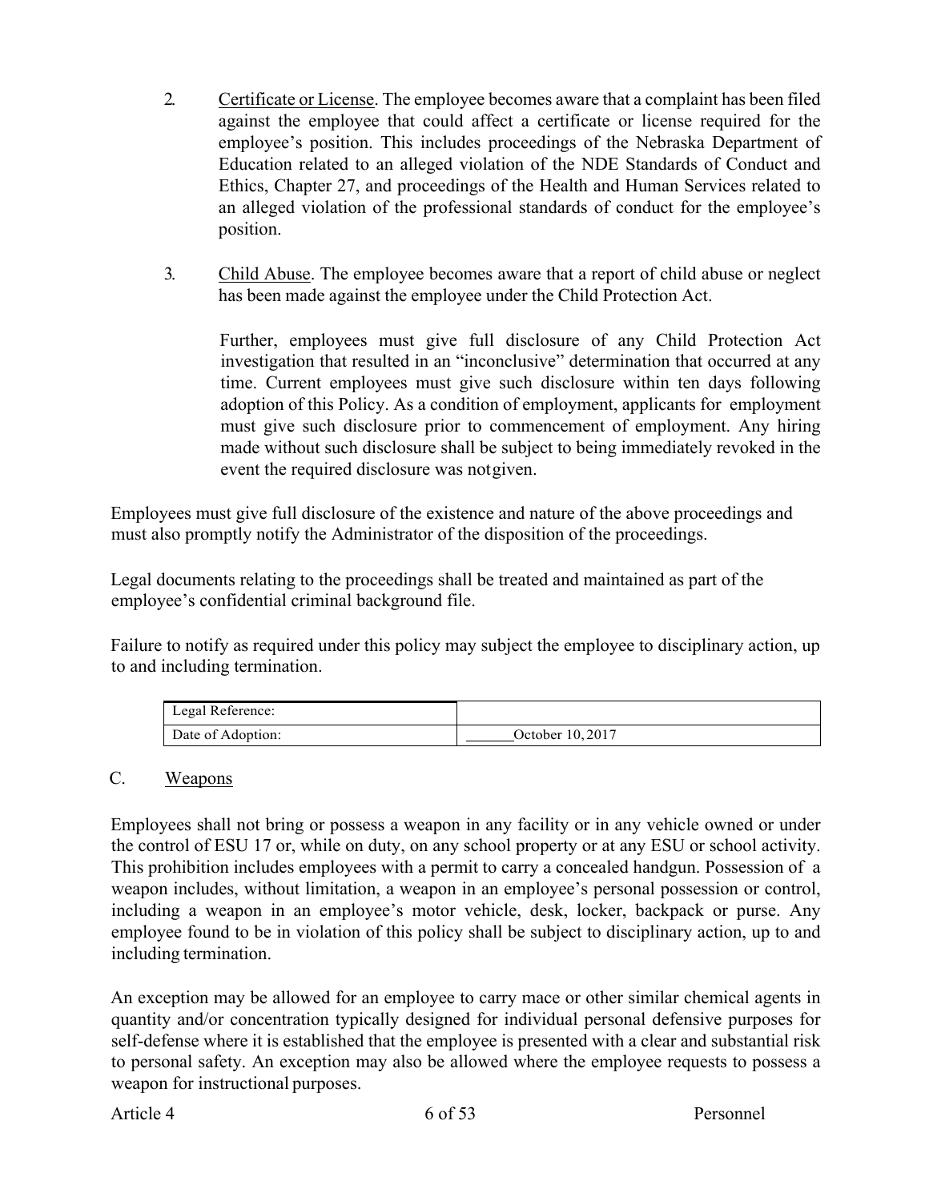2. Certificate or License. The employee becomes aware that a complaint has been filed against the employee that could affect a certificate or license required for the employee's position. This includes proceedings of the Nebraska Department of Education related to an alleged violation of the NDE Standards of Conduct and Ethics, Chapter 27, and proceedings of the Health and Human Services related to an alleged violation of the professional standards of conduct for the employee's position.

3. Child Abuse. The employee becomes aware that a report of child abuse or neglect has been made against the employee under the Child Protection Act.

   Further, employees must give full disclosure of any Child Protection Act investigation that resulted in an "inconclusive" determination that occurred at any time. Current employees must give such disclosure within ten days following adoption of this Policy. As a condition of employment, applicants for employment must give such disclosure prior to commencement of employment. Any hiring made without such disclosure shall be subject to being immediately revoked in the event the required disclosure was not given.

Employees must give full disclosure of the existence and nature of the above proceedings and must also promptly notify the Administrator of the disposition of the proceedings.

Legal documents relating to the proceedings shall be treated and maintained as part of the employee's confidential criminal background file.

Failure to notify as required under this policy may subject the employee to disciplinary action, up to and including termination.

| Legal Reference: | |
|---|---|
| Date of Adoption: | ______October 10, 2017 |

## C. Weapons

Employees shall not bring or possess a weapon in any facility or in any vehicle owned or under the control of ESU 17 or, while on duty, on any school property or at any ESU or school activity. This prohibition includes employees with a permit to carry a concealed handgun. Possession of a weapon includes, without limitation, a weapon in an employee's personal possession or control, including a weapon in an employee's motor vehicle, desk, locker, backpack or purse. Any employee found to be in violation of this policy shall be subject to disciplinary action, up to and including termination.

An exception may be allowed for an employee to carry mace or other similar chemical agents in quantity and/or concentration typically designed for individual personal defensive purposes for self-defense where it is established that the employee is presented with a clear and substantial risk to personal safety. An exception may also be allowed where the employee requests to possess a weapon for instructional purposes.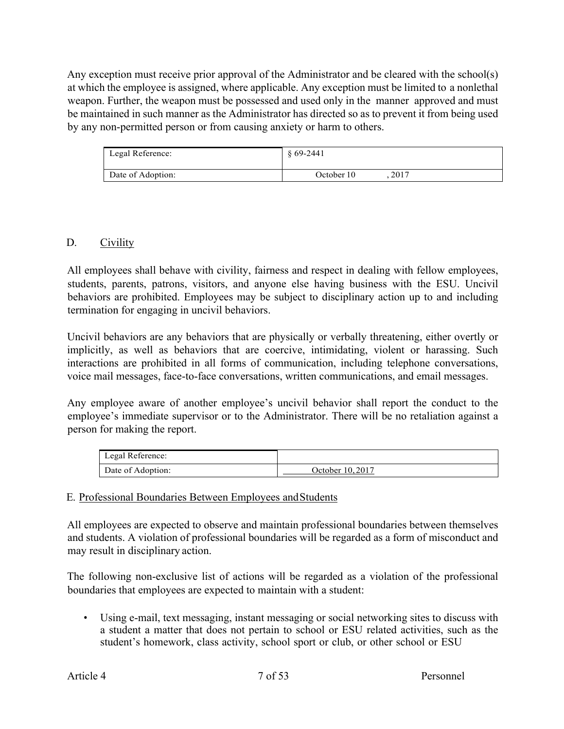Any exception must receive prior approval of the Administrator and be cleared with the school(s) at which the employee is assigned, where applicable. Any exception must be limited to a nonlethal weapon. Further, the weapon must be possessed and used only in the manner approved and must be maintained in such manner as the Administrator has directed so as to prevent it from being used by any non-permitted person or from causing anxiety or harm to others.

| Legal Reference: | § 69-2441 |
| --- | --- |
| Date of Adoption: | October 10, 2017 |

## D. Civility

All employees shall behave with civility, fairness and respect in dealing with fellow employees, students, parents, patrons, visitors, and anyone else having business with the ESU. Uncivil behaviors are prohibited. Employees may be subject to disciplinary action up to and including termination for engaging in uncivil behaviors.

Uncivil behaviors are any behaviors that are physically or verbally threatening, either overtly or implicitly, as well as behaviors that are coercive, intimidating, violent or harassing. Such interactions are prohibited in all forms of communication, including telephone conversations, voice mail messages, face-to-face conversations, written communications, and email messages.

Any employee aware of another employee's uncivil behavior shall report the conduct to the employee's immediate supervisor or to the Administrator. There will be no retaliation against a person for making the report.

| Legal Reference: | |
| --- | --- |
| Date of Adoption: | October 10, 2017 |

## E. Professional Boundaries Between Employees and Students

All employees are expected to observe and maintain professional boundaries between themselves and students. A violation of professional boundaries will be regarded as a form of misconduct and may result in disciplinary action.

The following non-exclusive list of actions will be regarded as a violation of the professional boundaries that employees are expected to maintain with a student:

- Using e-mail, text messaging, instant messaging or social networking sites to discuss with a student a matter that does not pertain to school or ESU related activities, such as the student's homework, class activity, school sport or club, or other school or ESU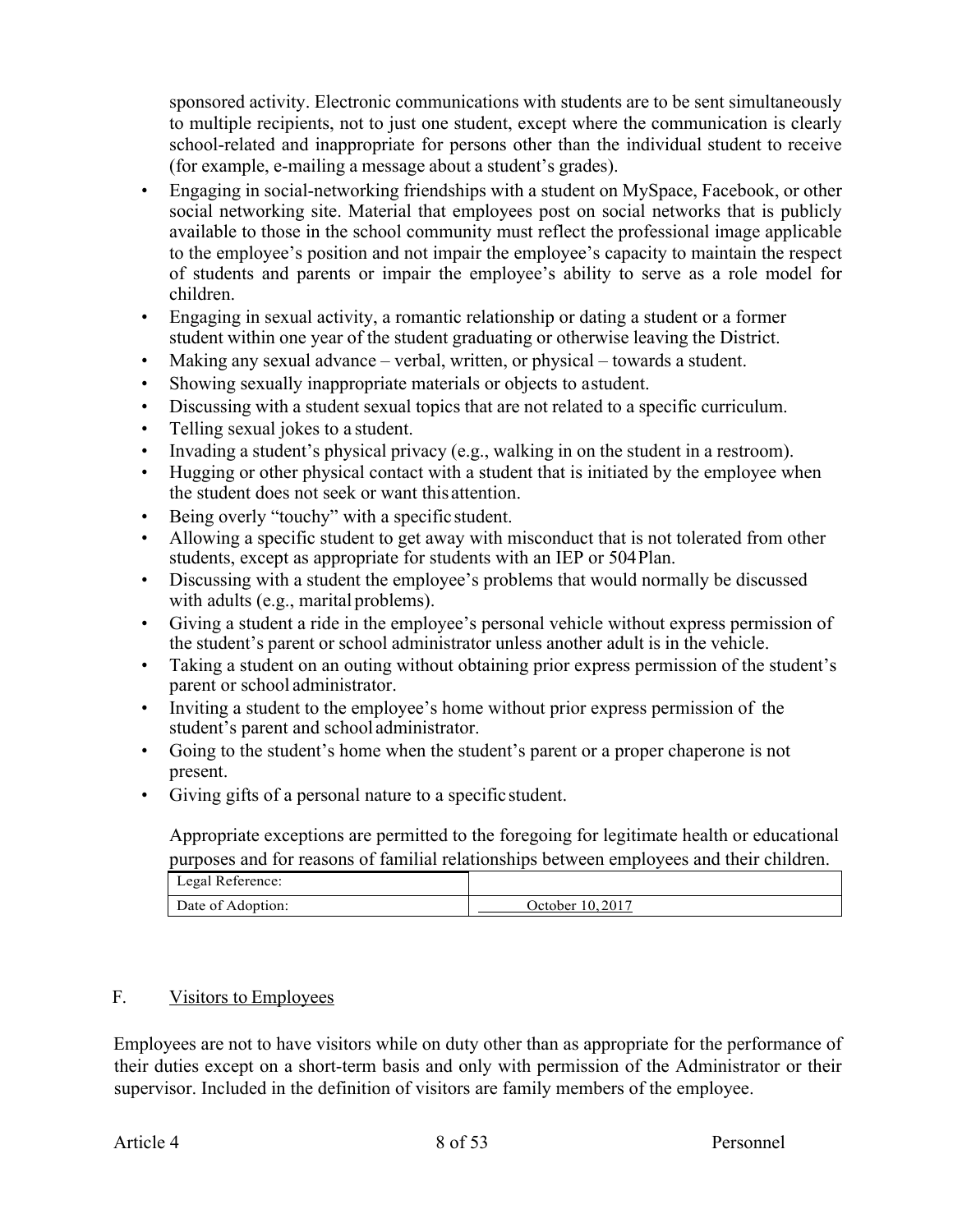sponsored activity. Electronic communications with students are to be sent simultaneously to multiple recipients, not to just one student, except where the communication is clearly school-related and inappropriate for persons other than the individual student to receive (for example, e-mailing a message about a student's grades).

- Engaging in social-networking friendships with a student on MySpace, Facebook, or other social networking site. Material that employees post on social networks that is publicly available to those in the school community must reflect the professional image applicable to the employee's position and not impair the employee's capacity to maintain the respect of students and parents or impair the employee's ability to serve as a role model for children.
- Engaging in sexual activity, a romantic relationship or dating a student or a former student within one year of the student graduating or otherwise leaving the District.
- Making any sexual advance – verbal, written, or physical – towards a student.
- Showing sexually inappropriate materials or objects to a student.
- Discussing with a student sexual topics that are not related to a specific curriculum.
- Telling sexual jokes to a student.
- Invading a student's physical privacy (e.g., walking in on the student in a restroom).
- Hugging or other physical contact with a student that is initiated by the employee when the student does not seek or want this attention.
- Being overly "touchy" with a specific student.
- Allowing a specific student to get away with misconduct that is not tolerated from other students, except as appropriate for students with an IEP or 504 Plan.
- Discussing with a student the employee's problems that would normally be discussed with adults (e.g., marital problems).
- Giving a student a ride in the employee's personal vehicle without express permission of the student's parent or school administrator unless another adult is in the vehicle.
- Taking a student on an outing without obtaining prior express permission of the student's parent or school administrator.
- Inviting a student to the employee's home without prior express permission of the student's parent and school administrator.
- Going to the student's home when the student's parent or a proper chaperone is not present.
- Giving gifts of a personal nature to a specific student.

Appropriate exceptions are permitted to the foregoing for legitimate health or educational purposes and for reasons of familial relationships between employees and their children.

| Legal Reference: | |
|---|---|
| Date of Adoption: | October 10, 2017 |

## F. Visitors to Employees

Employees are not to have visitors while on duty other than as appropriate for the performance of their duties except on a short-term basis and only with permission of the Administrator or their supervisor. Included in the definition of visitors are family members of the employee.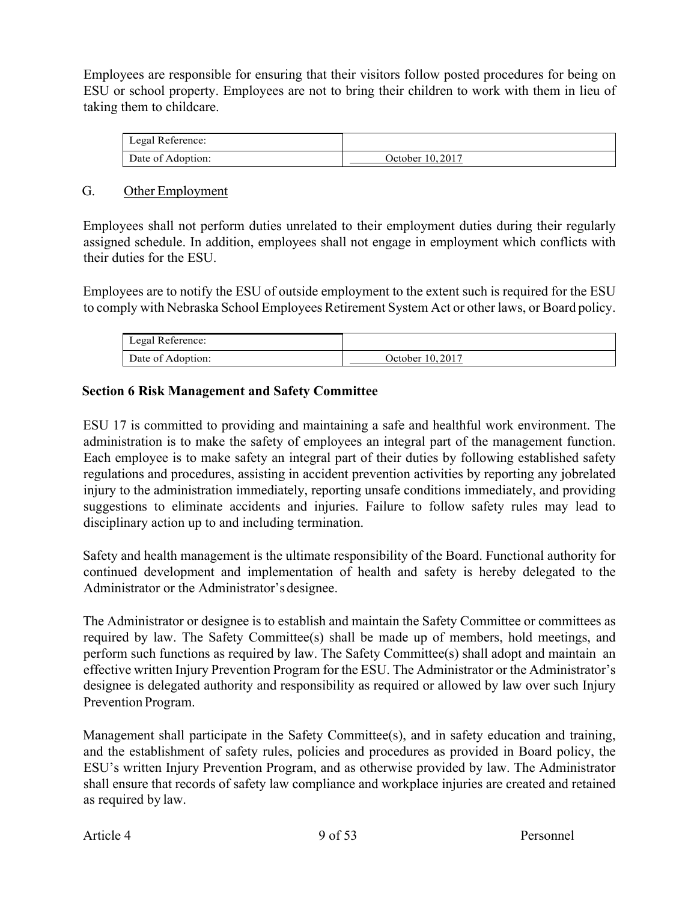Employees are responsible for ensuring that their visitors follow posted procedures for being on ESU or school property. Employees are not to bring their children to work with them in lieu of taking them to childcare.

| Legal Reference: | |
|---|---|
| Date of Adoption: | October 10, 2017 |

G. Other Employment

Employees shall not perform duties unrelated to their employment duties during their regularly assigned schedule. In addition, employees shall not engage in employment which conflicts with their duties for the ESU.

Employees are to notify the ESU of outside employment to the extent such is required for the ESU to comply with Nebraska School Employees Retirement System Act or other laws, or Board policy.

| Legal Reference: | |
|---|---|
| Date of Adoption: | October 10, 2017 |

## Section 6 Risk Management and Safety Committee

ESU 17 is committed to providing and maintaining a safe and healthful work environment. The administration is to make the safety of employees an integral part of the management function. Each employee is to make safety an integral part of their duties by following established safety regulations and procedures, assisting in accident prevention activities by reporting any jobrelated injury to the administration immediately, reporting unsafe conditions immediately, and providing suggestions to eliminate accidents and injuries. Failure to follow safety rules may lead to disciplinary action up to and including termination.

Safety and health management is the ultimate responsibility of the Board. Functional authority for continued development and implementation of health and safety is hereby delegated to the Administrator or the Administrator's designee.

The Administrator or designee is to establish and maintain the Safety Committee or committees as required by law. The Safety Committee(s) shall be made up of members, hold meetings, and perform such functions as required by law. The Safety Committee(s) shall adopt and maintain an effective written Injury Prevention Program for the ESU. The Administrator or the Administrator's designee is delegated authority and responsibility as required or allowed by law over such Injury Prevention Program.

Management shall participate in the Safety Committee(s), and in safety education and training, and the establishment of safety rules, policies and procedures as provided in Board policy, the ESU's written Injury Prevention Program, and as otherwise provided by law. The Administrator shall ensure that records of safety law compliance and workplace injuries are created and retained as required by law.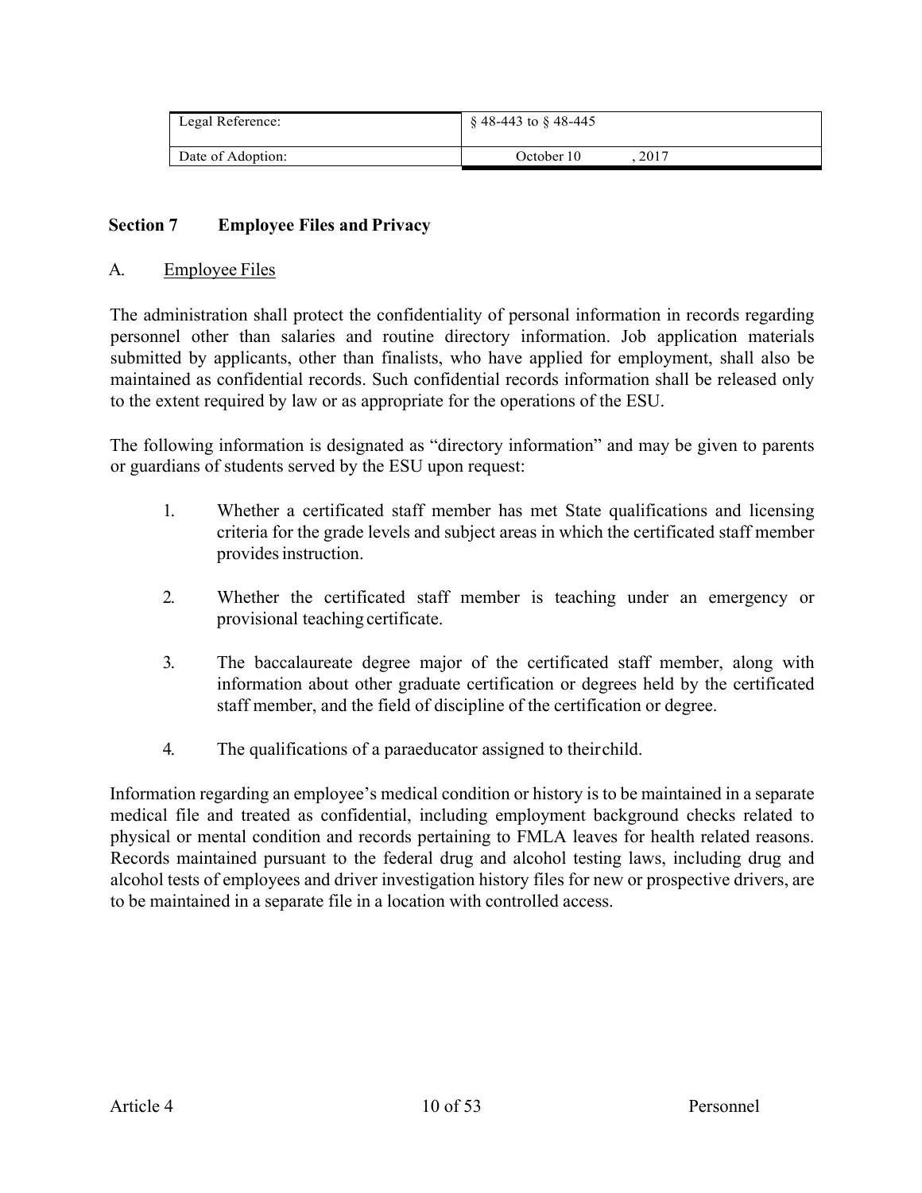| Legal Reference: | § 48-443 to § 48-445 |
|---|---|
| Date of Adoption: | October 10 , 2017 |

## Section 7 Employee Files and Privacy

### A. Employee Files

The administration shall protect the confidentiality of personal information in records regarding personnel other than salaries and routine directory information. Job application materials submitted by applicants, other than finalists, who have applied for employment, shall also be maintained as confidential records. Such confidential records information shall be released only to the extent required by law or as appropriate for the operations of the ESU.

The following information is designated as "directory information" and may be given to parents or guardians of students served by the ESU upon request:

1. Whether a certificated staff member has met State qualifications and licensing criteria for the grade levels and subject areas in which the certificated staff member provides instruction.
2. Whether the certificated staff member is teaching under an emergency or provisional teaching certificate.
3. The baccalaureate degree major of the certificated staff member, along with information about other graduate certification or degrees held by the certificated staff member, and the field of discipline of the certification or degree.
4. The qualifications of a paraeducator assigned to their child.

Information regarding an employee's medical condition or history is to be maintained in a separate medical file and treated as confidential, including employment background checks related to physical or mental condition and records pertaining to FMLA leaves for health related reasons. Records maintained pursuant to the federal drug and alcohol testing laws, including drug and alcohol tests of employees and driver investigation history files for new or prospective drivers, are to be maintained in a separate file in a location with controlled access.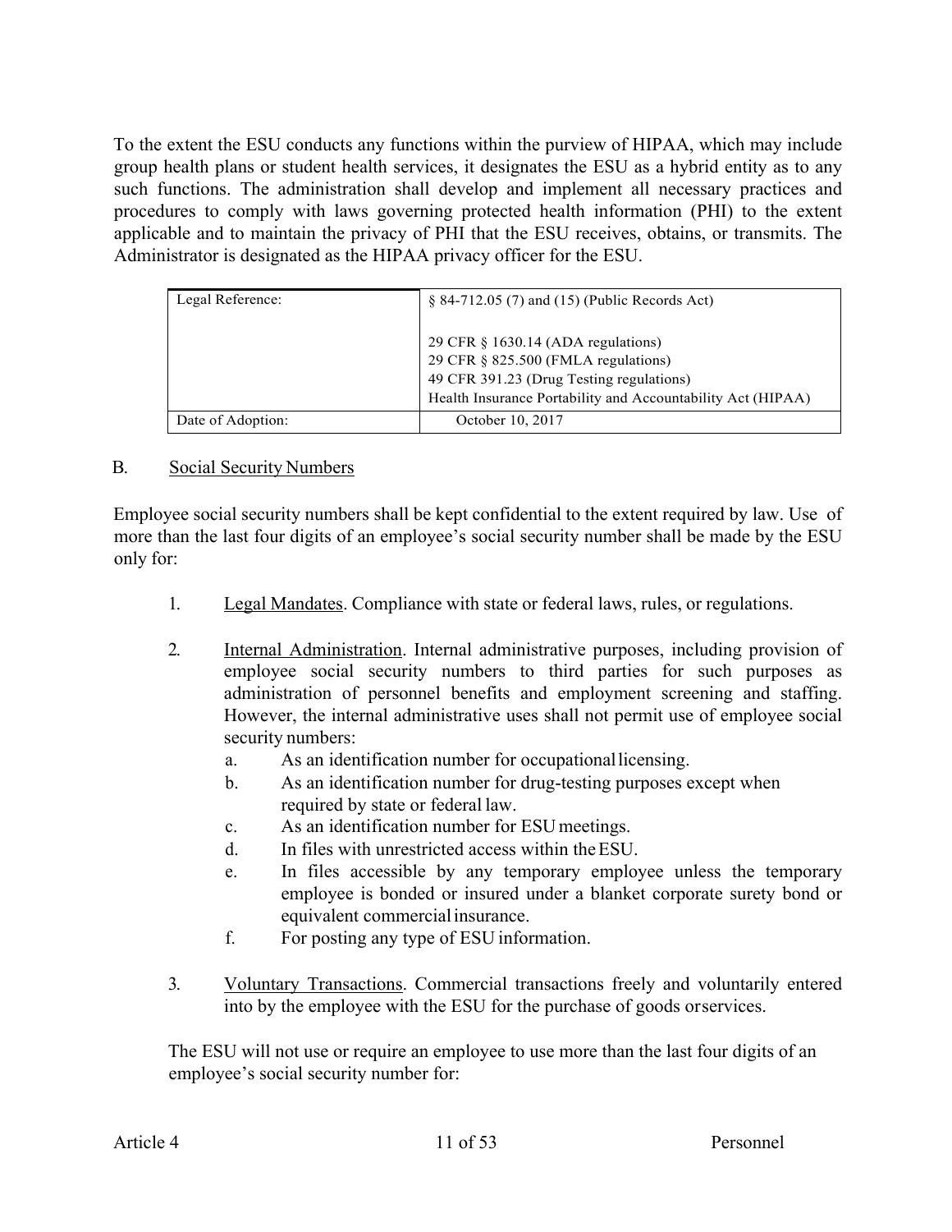To the extent the ESU conducts any functions within the purview of HIPAA, which may include group health plans or student health services, it designates the ESU as a hybrid entity as to any such functions. The administration shall develop and implement all necessary practices and procedures to comply with laws governing protected health information (PHI) to the extent applicable and to maintain the privacy of PHI that the ESU receives, obtains, or transmits. The Administrator is designated as the HIPAA privacy officer for the ESU.

| Legal Reference: | § 84-712.05 (7) and (15) (Public Records Act)<br><br>29 CFR § 1630.14 (ADA regulations)<br>29 CFR § 825.500 (FMLA regulations)<br>49 CFR 391.23 (Drug Testing regulations)<br>Health Insurance Portability and Accountability Act (HIPAA) |
|---|---|
| Date of Adoption: | October 10, 2017 |

## B. Social Security Numbers

Employee social security numbers shall be kept confidential to the extent required by law. Use of more than the last four digits of an employee's social security number shall be made by the ESU only for:

1. Legal Mandates. Compliance with state or federal laws, rules, or regulations.

2. Internal Administration. Internal administrative purposes, including provision of employee social security numbers to third parties for such purposes as administration of personnel benefits and employment screening and staffing. However, the internal administrative uses shall not permit use of employee social security numbers:
   a. As an identification number for occupational licensing.
   b. As an identification number for drug-testing purposes except when required by state or federal law.
   c. As an identification number for ESU meetings.
   d. In files with unrestricted access within the ESU.
   e. In files accessible by any temporary employee unless the temporary employee is bonded or insured under a blanket corporate surety bond or equivalent commercial insurance.
   f. For posting any type of ESU information.

3. Voluntary Transactions. Commercial transactions freely and voluntarily entered into by the employee with the ESU for the purchase of goods or services.

The ESU will not use or require an employee to use more than the last four digits of an employee's social security number for: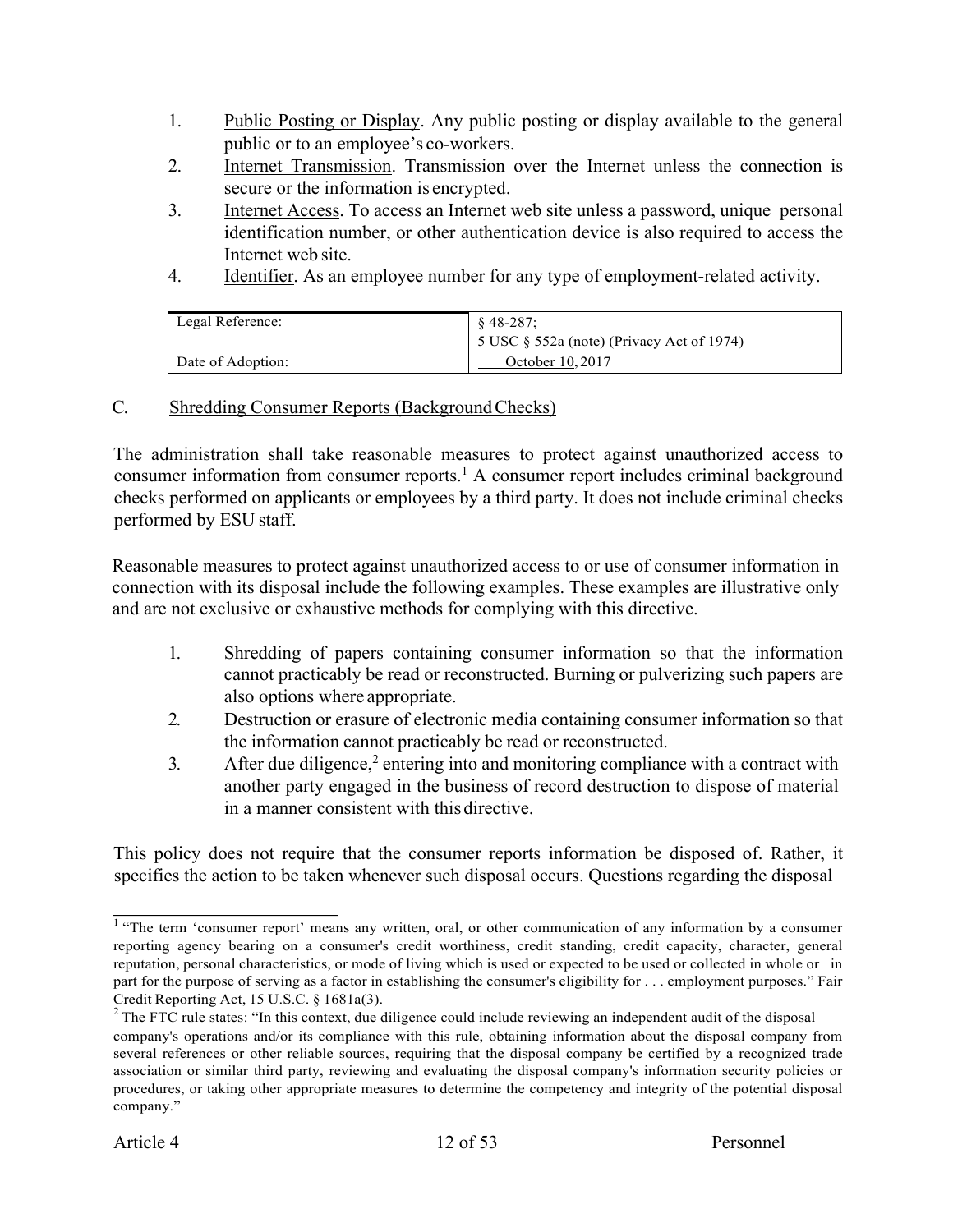1. Public Posting or Display. Any public posting or display available to the general public or to an employee's co-workers.
2. Internet Transmission. Transmission over the Internet unless the connection is secure or the information is encrypted.
3. Internet Access. To access an Internet web site unless a password, unique personal identification number, or other authentication device is also required to access the Internet web site.
4. Identifier. As an employee number for any type of employment-related activity.

| Legal Reference: | § 48-287;<br>5 USC § 552a (note) (Privacy Act of 1974) |
|---|---|
| Date of Adoption: | October 10, 2017 |

## C. Shredding Consumer Reports (Background Checks)

The administration shall take reasonable measures to protect against unauthorized access to consumer information from consumer reports.[1] A consumer report includes criminal background checks performed on applicants or employees by a third party. It does not include criminal checks performed by ESU staff.

Reasonable measures to protect against unauthorized access to or use of consumer information in connection with its disposal include the following examples. These examples are illustrative only and are not exclusive or exhaustive methods for complying with this directive.

1. Shredding of papers containing consumer information so that the information cannot practicably be read or reconstructed. Burning or pulverizing such papers are also options where appropriate.
2. Destruction or erasure of electronic media containing consumer information so that the information cannot practicably be read or reconstructed.
3. After due diligence,[2] entering into and monitoring compliance with a contract with another party engaged in the business of record destruction to dispose of material in a manner consistent with this directive.

This policy does not require that the consumer reports information be disposed of. Rather, it specifies the action to be taken whenever such disposal occurs. Questions regarding the disposal

---

[1] "The term 'consumer report' means any written, oral, or other communication of any information by a consumer reporting agency bearing on a consumer's credit worthiness, credit standing, credit capacity, character, general reputation, personal characteristics, or mode of living which is used or expected to be used or collected in whole or in part for the purpose of serving as a factor in establishing the consumer's eligibility for . . . employment purposes." Fair Credit Reporting Act, 15 U.S.C. § 1681a(3).

[2] The FTC rule states: "In this context, due diligence could include reviewing an independent audit of the disposal company's operations and/or its compliance with this rule, obtaining information about the disposal company from several references or other reliable sources, requiring that the disposal company be certified by a recognized trade association or similar third party, reviewing and evaluating the disposal company's information security policies or procedures, or taking other appropriate measures to determine the competency and integrity of the potential disposal company."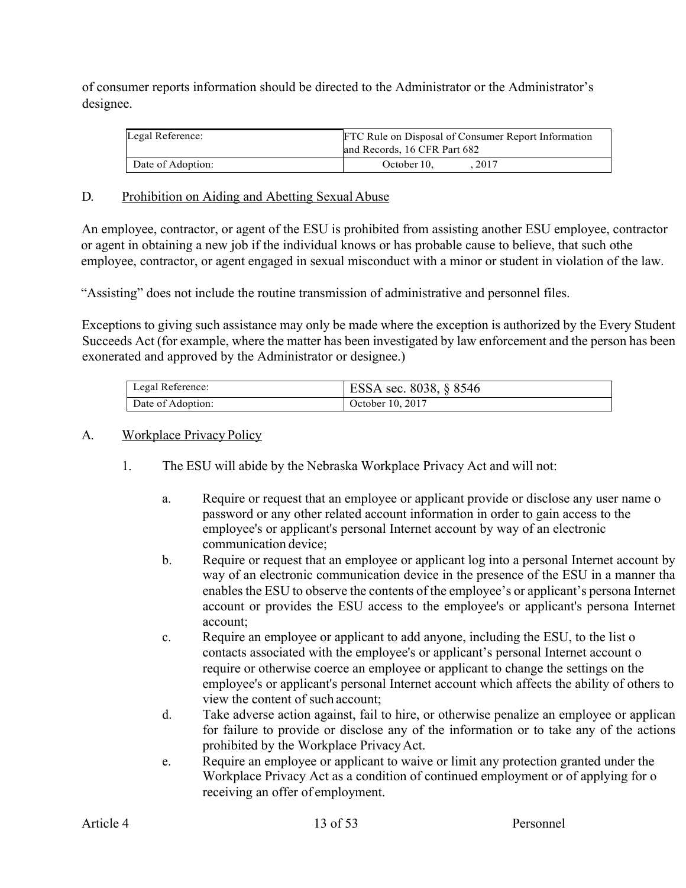of consumer reports information should be directed to the Administrator or the Administrator's designee.

| Legal Reference: | FTC Rule on Disposal of Consumer Report Information and Records, 16 CFR Part 682 |
|---|---|
| Date of Adoption: | October 10, , 2017 |

## D. Prohibition on Aiding and Abetting Sexual Abuse

An employee, contractor, or agent of the ESU is prohibited from assisting another ESU employee, contractor or agent in obtaining a new job if the individual knows or has probable cause to believe, that such othe employee, contractor, or agent engaged in sexual misconduct with a minor or student in violation of the law.

"Assisting" does not include the routine transmission of administrative and personnel files.

Exceptions to giving such assistance may only be made where the exception is authorized by the Every Student Succeeds Act (for example, where the matter has been investigated by law enforcement and the person has been exonerated and approved by the Administrator or designee.)

| Legal Reference: | ESSA sec. 8038, § 8546 |
|---|---|
| Date of Adoption: | October 10, 2017 |

## A. Workplace Privacy Policy

1. The ESU will abide by the Nebraska Workplace Privacy Act and will not:

   a. Require or request that an employee or applicant provide or disclose any user name o password or any other related account information in order to gain access to the employee's or applicant's personal Internet account by way of an electronic communication device;

   b. Require or request that an employee or applicant log into a personal Internet account by way of an electronic communication device in the presence of the ESU in a manner tha enables the ESU to observe the contents of the employee's or applicant's persona Internet account or provides the ESU access to the employee's or applicant's persona Internet account;

   c. Require an employee or applicant to add anyone, including the ESU, to the list o contacts associated with the employee's or applicant's personal Internet account o require or otherwise coerce an employee or applicant to change the settings on the employee's or applicant's personal Internet account which affects the ability of others to view the content of such account;

   d. Take adverse action against, fail to hire, or otherwise penalize an employee or applican for failure to provide or disclose any of the information or to take any of the actions prohibited by the Workplace Privacy Act.

   e. Require an employee or applicant to waive or limit any protection granted under the Workplace Privacy Act as a condition of continued employment or of applying for o receiving an offer of employment.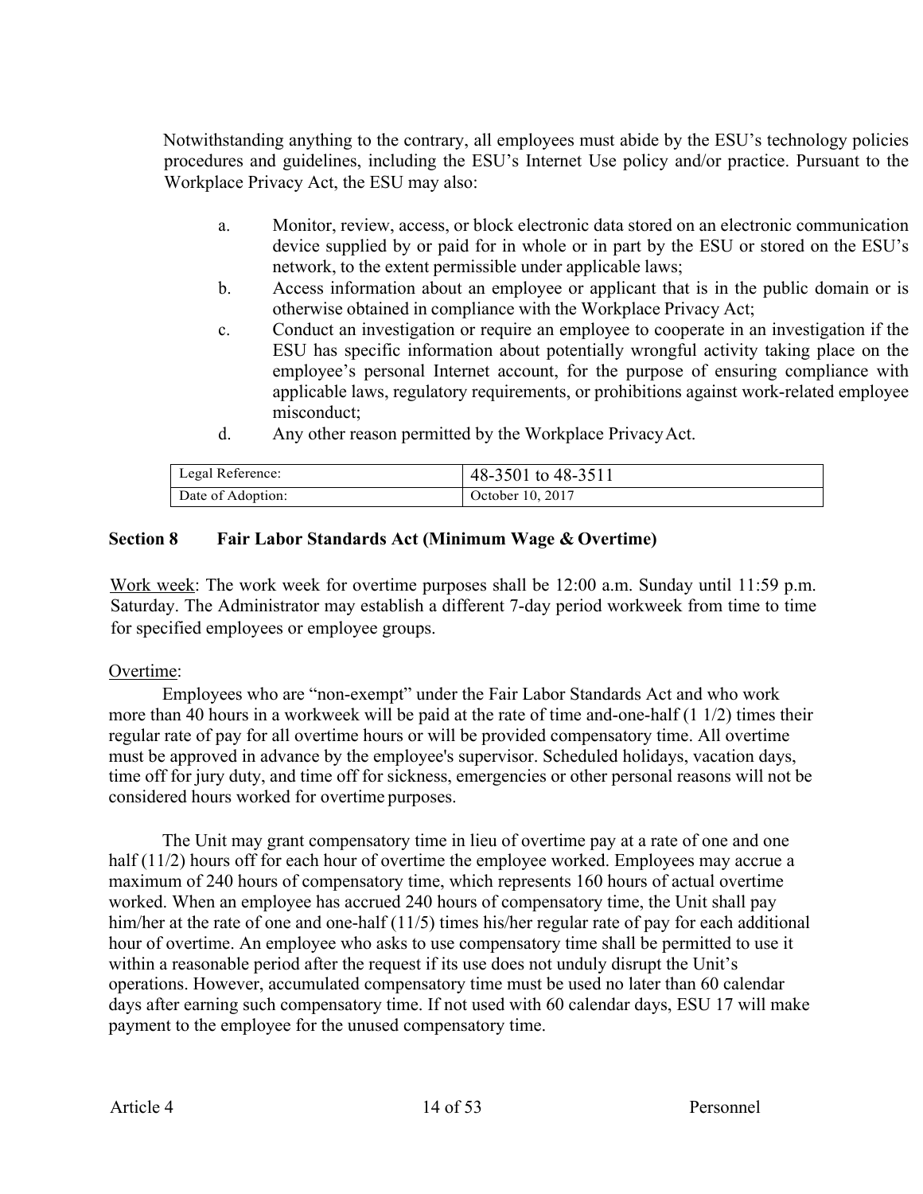Notwithstanding anything to the contrary, all employees must abide by the ESU's technology policies procedures and guidelines, including the ESU's Internet Use policy and/or practice. Pursuant to the Workplace Privacy Act, the ESU may also:

a. Monitor, review, access, or block electronic data stored on an electronic communication device supplied by or paid for in whole or in part by the ESU or stored on the ESU's network, to the extent permissible under applicable laws;
b. Access information about an employee or applicant that is in the public domain or is otherwise obtained in compliance with the Workplace Privacy Act;
c. Conduct an investigation or require an employee to cooperate in an investigation if the ESU has specific information about potentially wrongful activity taking place on the employee's personal Internet account, for the purpose of ensuring compliance with applicable laws, regulatory requirements, or prohibitions against work-related employee misconduct;
d. Any other reason permitted by the Workplace Privacy Act.

| Legal Reference: | 48-3501 to 48-3511 |
|---|---|
| Date of Adoption: | October 10, 2017 |

## Section 8 Fair Labor Standards Act (Minimum Wage & Overtime)

Work week: The work week for overtime purposes shall be 12:00 a.m. Sunday until 11:59 p.m. Saturday. The Administrator may establish a different 7-day period workweek from time to time for specified employees or employee groups.

Overtime:

Employees who are "non-exempt" under the Fair Labor Standards Act and who work more than 40 hours in a workweek will be paid at the rate of time and-one-half (1 1/2) times their regular rate of pay for all overtime hours or will be provided compensatory time. All overtime must be approved in advance by the employee's supervisor. Scheduled holidays, vacation days, time off for jury duty, and time off for sickness, emergencies or other personal reasons will not be considered hours worked for overtime purposes.

The Unit may grant compensatory time in lieu of overtime pay at a rate of one and one half (11/2) hours off for each hour of overtime the employee worked. Employees may accrue a maximum of 240 hours of compensatory time, which represents 160 hours of actual overtime worked. When an employee has accrued 240 hours of compensatory time, the Unit shall pay him/her at the rate of one and one-half (11/5) times his/her regular rate of pay for each additional hour of overtime. An employee who asks to use compensatory time shall be permitted to use it within a reasonable period after the request if its use does not unduly disrupt the Unit's operations. However, accumulated compensatory time must be used no later than 60 calendar days after earning such compensatory time. If not used with 60 calendar days, ESU 17 will make payment to the employee for the unused compensatory time.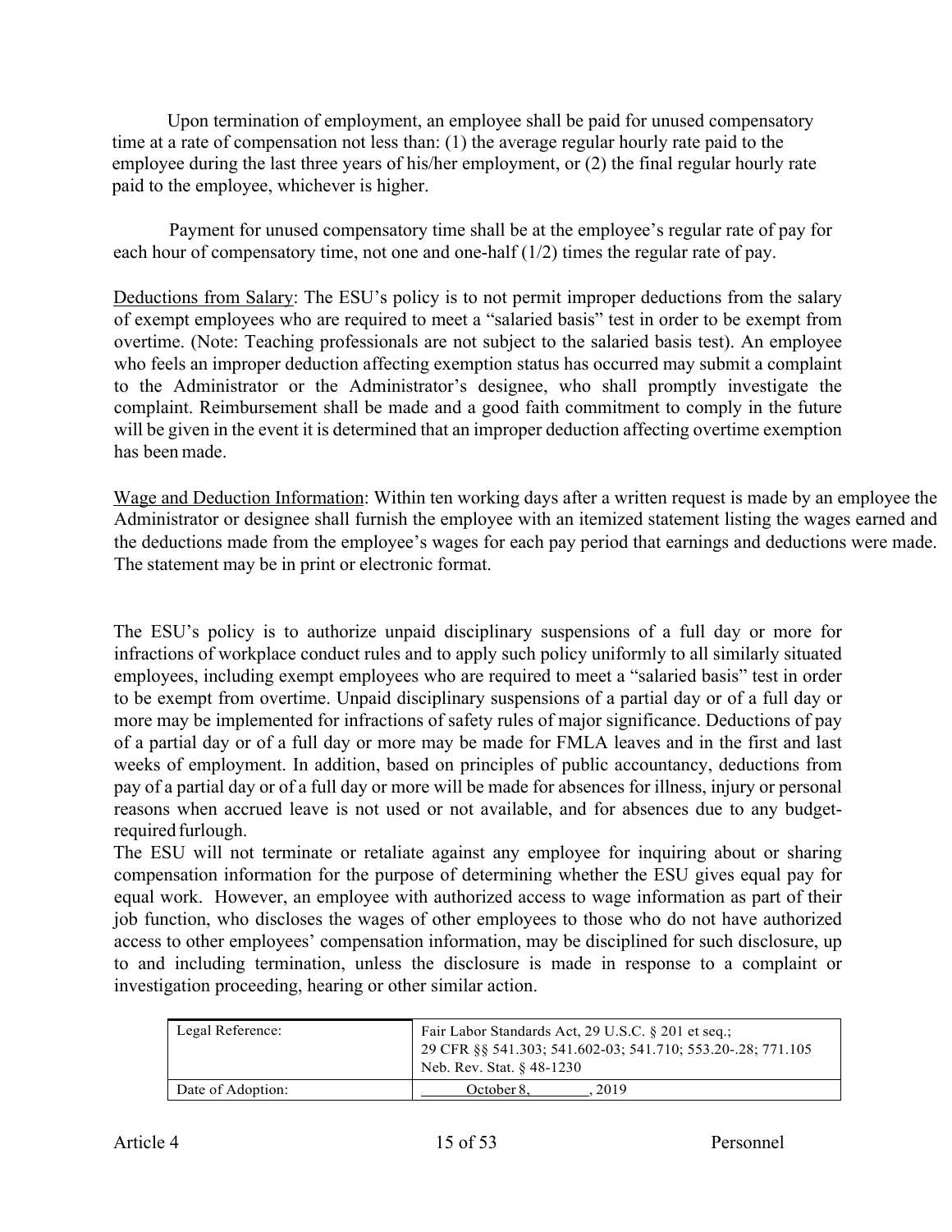Upon termination of employment, an employee shall be paid for unused compensatory time at a rate of compensation not less than: (1) the average regular hourly rate paid to the employee during the last three years of his/her employment, or (2) the final regular hourly rate paid to the employee, whichever is higher.

Payment for unused compensatory time shall be at the employee's regular rate of pay for each hour of compensatory time, not one and one-half (1/2) times the regular rate of pay.

<u>Deductions from Salary</u>: The ESU's policy is to not permit improper deductions from the salary of exempt employees who are required to meet a "salaried basis" test in order to be exempt from overtime. (Note: Teaching professionals are not subject to the salaried basis test). An employee who feels an improper deduction affecting exemption status has occurred may submit a complaint to the Administrator or the Administrator's designee, who shall promptly investigate the complaint. Reimbursement shall be made and a good faith commitment to comply in the future will be given in the event it is determined that an improper deduction affecting overtime exemption has been made.

<u>Wage and Deduction Information</u>: Within ten working days after a written request is made by an employee the Administrator or designee shall furnish the employee with an itemized statement listing the wages earned and the deductions made from the employee's wages for each pay period that earnings and deductions were made. The statement may be in print or electronic format.

The ESU's policy is to authorize unpaid disciplinary suspensions of a full day or more for infractions of workplace conduct rules and to apply such policy uniformly to all similarly situated employees, including exempt employees who are required to meet a "salaried basis" test in order to be exempt from overtime. Unpaid disciplinary suspensions of a partial day or of a full day or more may be implemented for infractions of safety rules of major significance. Deductions of pay of a partial day or of a full day or more may be made for FMLA leaves and in the first and last weeks of employment. In addition, based on principles of public accountancy, deductions from pay of a partial day or of a full day or more will be made for absences for illness, injury or personal reasons when accrued leave is not used or not available, and for absences due to any budget-required furlough.

The ESU will not terminate or retaliate against any employee for inquiring about or sharing compensation information for the purpose of determining whether the ESU gives equal pay for equal work. However, an employee with authorized access to wage information as part of their job function, who discloses the wages of other employees to those who do not have authorized access to other employees' compensation information, may be disciplined for such disclosure, up to and including termination, unless the disclosure is made in response to a complaint or investigation proceeding, hearing or other similar action.

| Legal Reference: | Fair Labor Standards Act, 29 U.S.C. § 201 et seq.;<br>29 CFR §§ 541.303; 541.602-03; 541.710; 553.20-.28; 771.105<br>Neb. Rev. Stat. § 48-1230 |
|---|---|
| Date of Adoption: | October 8, , 2019 |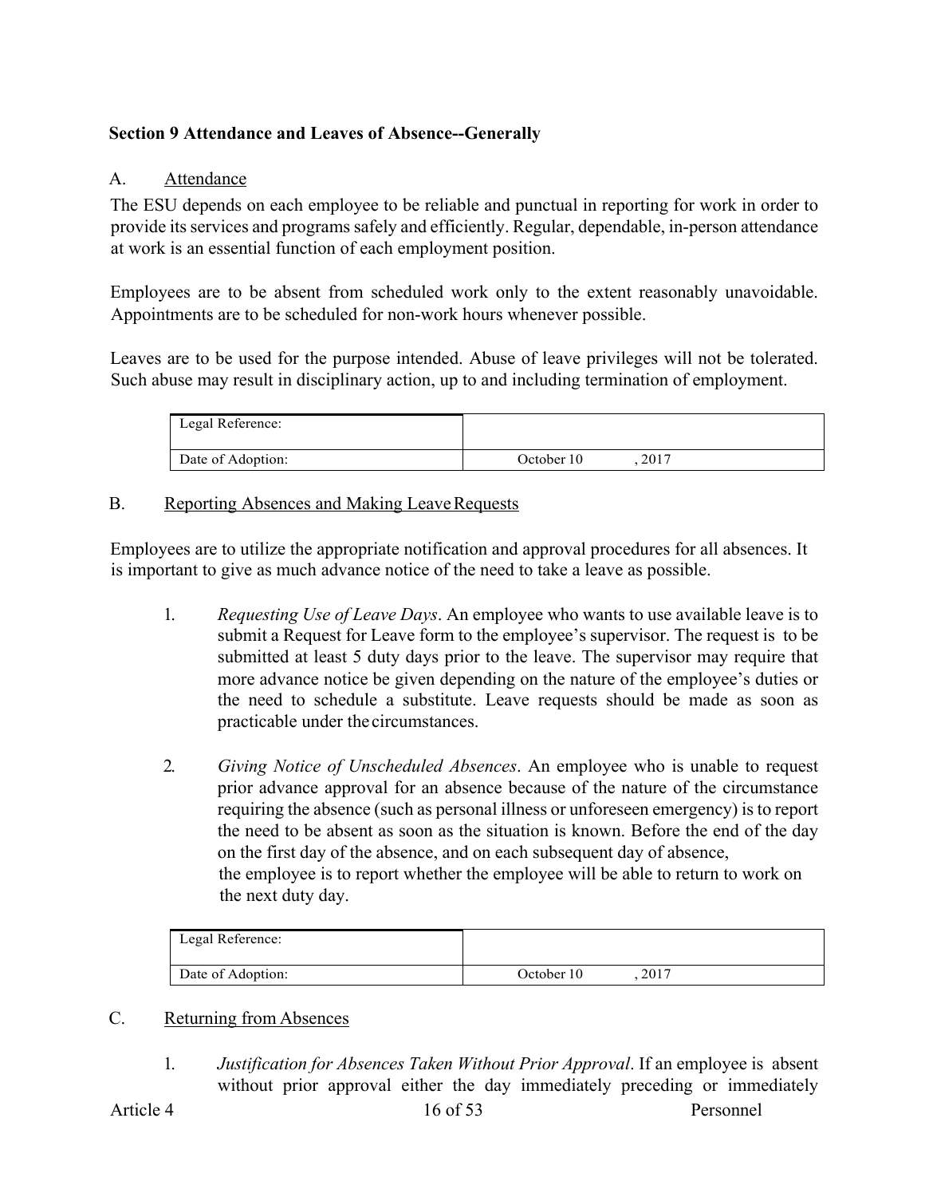## Section 9 Attendance and Leaves of Absence--Generally

### A. Attendance

The ESU depends on each employee to be reliable and punctual in reporting for work in order to provide its services and programs safely and efficiently. Regular, dependable, in-person attendance at work is an essential function of each employment position.

Employees are to be absent from scheduled work only to the extent reasonably unavoidable. Appointments are to be scheduled for non-work hours whenever possible.

Leaves are to be used for the purpose intended. Abuse of leave privileges will not be tolerated. Such abuse may result in disciplinary action, up to and including termination of employment.

| Legal Reference: | |
|---|---|
| Date of Adoption: | October 10 , 2017 |

### B. Reporting Absences and Making Leave Requests

Employees are to utilize the appropriate notification and approval procedures for all absences. It is important to give as much advance notice of the need to take a leave as possible.

1. *Requesting Use of Leave Days*. An employee who wants to use available leave is to submit a Request for Leave form to the employee's supervisor. The request is to be submitted at least 5 duty days prior to the leave. The supervisor may require that more advance notice be given depending on the nature of the employee's duties or the need to schedule a substitute. Leave requests should be made as soon as practicable under the circumstances.

2. *Giving Notice of Unscheduled Absences*. An employee who is unable to request prior advance approval for an absence because of the nature of the circumstance requiring the absence (such as personal illness or unforeseen emergency) is to report the need to be absent as soon as the situation is known. Before the end of the day on the first day of the absence, and on each subsequent day of absence, the employee is to report whether the employee will be able to return to work on the next duty day.

| Legal Reference: | |
|---|---|
| Date of Adoption: | October 10 , 2017 |

### C. Returning from Absences

1. *Justification for Absences Taken Without Prior Approval*. If an employee is absent without prior approval either the day immediately preceding or immediately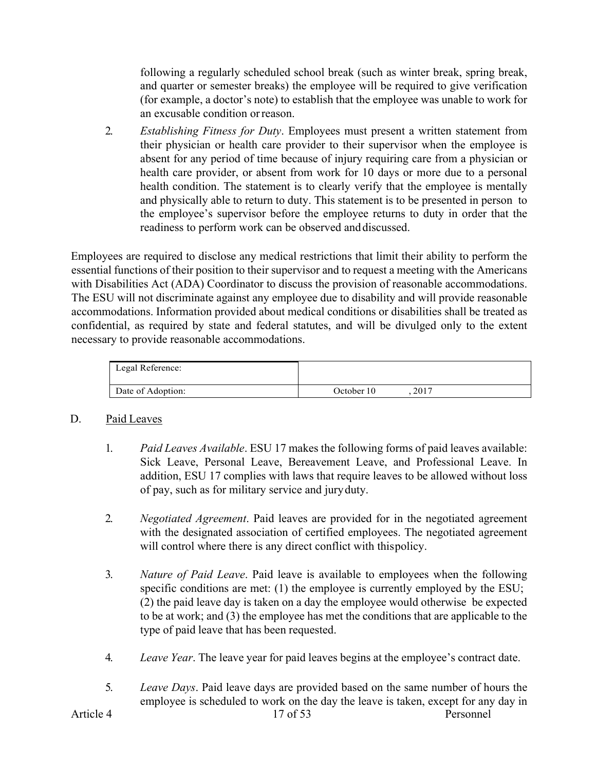following a regularly scheduled school break (such as winter break, spring break, and quarter or semester breaks) the employee will be required to give verification (for example, a doctor's note) to establish that the employee was unable to work for an excusable condition or reason.

2. *Establishing Fitness for Duty*. Employees must present a written statement from their physician or health care provider to their supervisor when the employee is absent for any period of time because of injury requiring care from a physician or health care provider, or absent from work for 10 days or more due to a personal health condition. The statement is to clearly verify that the employee is mentally and physically able to return to duty. This statement is to be presented in person to the employee's supervisor before the employee returns to duty in order that the readiness to perform work can be observed and discussed.

Employees are required to disclose any medical restrictions that limit their ability to perform the essential functions of their position to their supervisor and to request a meeting with the Americans with Disabilities Act (ADA) Coordinator to discuss the provision of reasonable accommodations. The ESU will not discriminate against any employee due to disability and will provide reasonable accommodations. Information provided about medical conditions or disabilities shall be treated as confidential, as required by state and federal statutes, and will be divulged only to the extent necessary to provide reasonable accommodations.

| Legal Reference: | |
|---|---|
| Date of Adoption: | October 10, 2017 |

D. <u>Paid Leaves</u>

1. *Paid Leaves Available*. ESU 17 makes the following forms of paid leaves available: Sick Leave, Personal Leave, Bereavement Leave, and Professional Leave. In addition, ESU 17 complies with laws that require leaves to be allowed without loss of pay, such as for military service and jury duty.

2. *Negotiated Agreement*. Paid leaves are provided for in the negotiated agreement with the designated association of certified employees. The negotiated agreement will control where there is any direct conflict with this policy.

3. *Nature of Paid Leave*. Paid leave is available to employees when the following specific conditions are met: (1) the employee is currently employed by the ESU; (2) the paid leave day is taken on a day the employee would otherwise be expected to be at work; and (3) the employee has met the conditions that are applicable to the type of paid leave that has been requested.

4. *Leave Year*. The leave year for paid leaves begins at the employee's contract date.

5. *Leave Days*. Paid leave days are provided based on the same number of hours the employee is scheduled to work on the day the leave is taken, except for any day in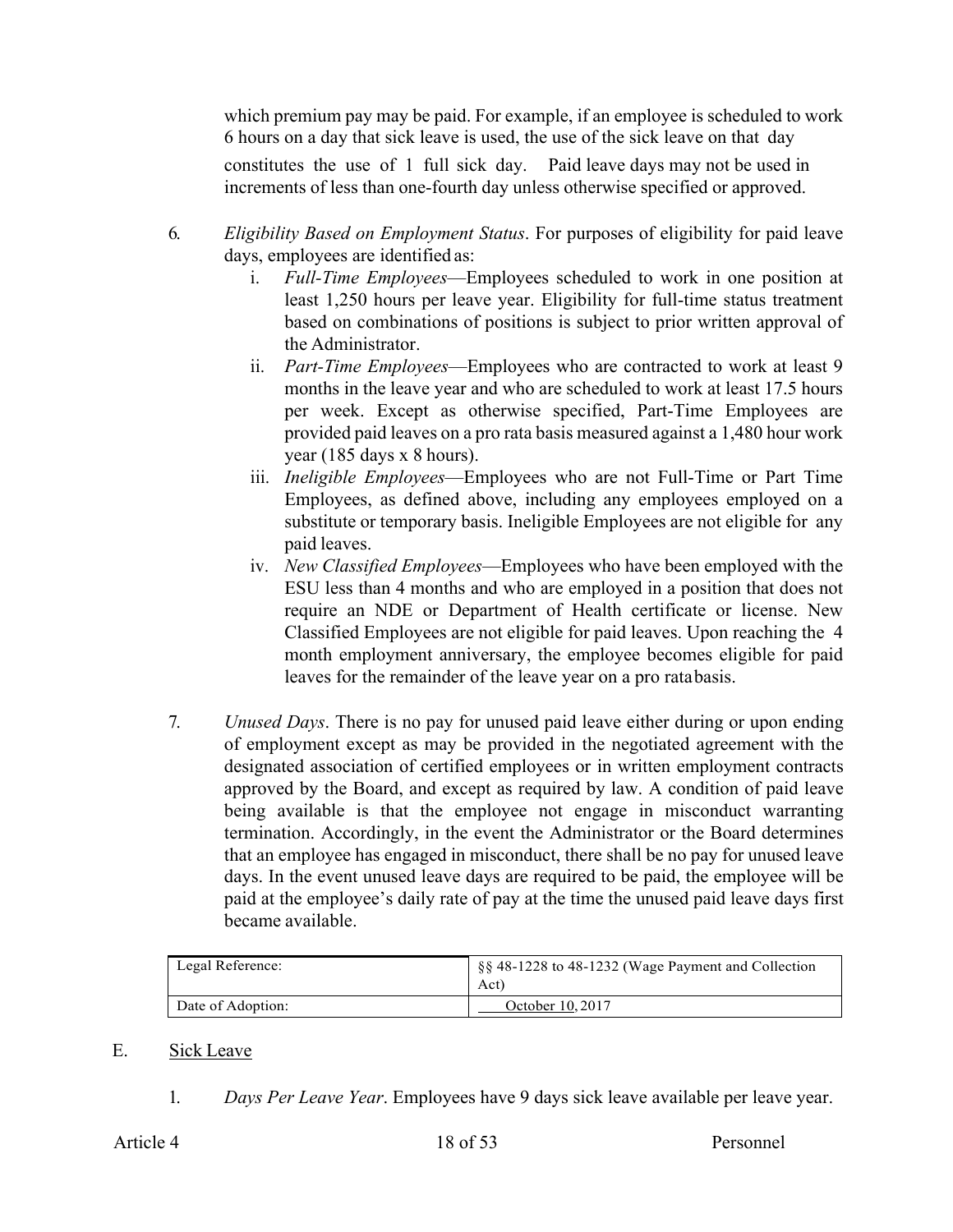which premium pay may be paid. For example, if an employee is scheduled to work 6 hours on a day that sick leave is used, the use of the sick leave on that day constitutes the use of 1 full sick day. Paid leave days may not be used in increments of less than one-fourth day unless otherwise specified or approved.

6. *Eligibility Based on Employment Status*. For purposes of eligibility for paid leave days, employees are identified as:
   i. *Full-Time Employees*—Employees scheduled to work in one position at least 1,250 hours per leave year. Eligibility for full-time status treatment based on combinations of positions is subject to prior written approval of the Administrator.
   ii. *Part-Time Employees*—Employees who are contracted to work at least 9 months in the leave year and who are scheduled to work at least 17.5 hours per week. Except as otherwise specified, Part-Time Employees are provided paid leaves on a pro rata basis measured against a 1,480 hour work year (185 days x 8 hours).
   iii. *Ineligible Employees*—Employees who are not Full-Time or Part Time Employees, as defined above, including any employees employed on a substitute or temporary basis. Ineligible Employees are not eligible for any paid leaves.
   iv. *New Classified Employees*—Employees who have been employed with the ESU less than 4 months and who are employed in a position that does not require an NDE or Department of Health certificate or license. New Classified Employees are not eligible for paid leaves. Upon reaching the 4 month employment anniversary, the employee becomes eligible for paid leaves for the remainder of the leave year on a pro rata basis.

7. *Unused Days*. There is no pay for unused paid leave either during or upon ending of employment except as may be provided in the negotiated agreement with the designated association of certified employees or in written employment contracts approved by the Board, and except as required by law. A condition of paid leave being available is that the employee not engage in misconduct warranting termination. Accordingly, in the event the Administrator or the Board determines that an employee has engaged in misconduct, there shall be no pay for unused leave days. In the event unused leave days are required to be paid, the employee will be paid at the employee's daily rate of pay at the time the unused paid leave days first became available.

| Legal Reference: | §§ 48-1228 to 48-1232 (Wage Payment and Collection Act) |
|---|---|
| Date of Adoption: | October 10, 2017 |

E. Sick Leave

1. *Days Per Leave Year*. Employees have 9 days sick leave available per leave year.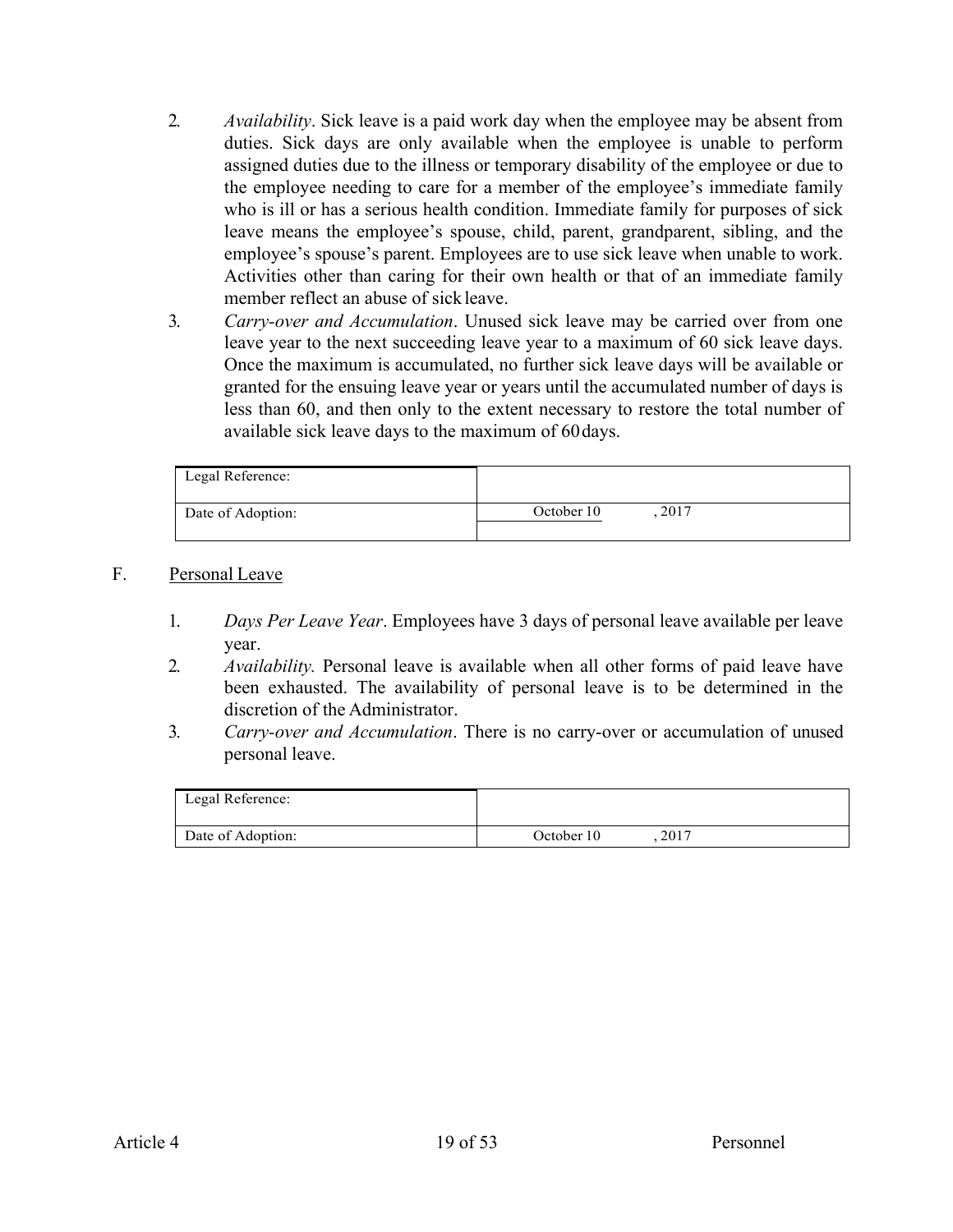2. *Availability*. Sick leave is a paid work day when the employee may be absent from duties. Sick days are only available when the employee is unable to perform assigned duties due to the illness or temporary disability of the employee or due to the employee needing to care for a member of the employee's immediate family who is ill or has a serious health condition. Immediate family for purposes of sick leave means the employee's spouse, child, parent, grandparent, sibling, and the employee's spouse's parent. Employees are to use sick leave when unable to work. Activities other than caring for their own health or that of an immediate family member reflect an abuse of sick leave.
3. *Carry-over and Accumulation*. Unused sick leave may be carried over from one leave year to the next succeeding leave year to a maximum of 60 sick leave days. Once the maximum is accumulated, no further sick leave days will be available or granted for the ensuing leave year or years until the accumulated number of days is less than 60, and then only to the extent necessary to restore the total number of available sick leave days to the maximum of 60 days.

| Legal Reference: | |
|---|---|
| Date of Adoption: | October 10, 2017 |

F. Personal Leave

1. *Days Per Leave Year*. Employees have 3 days of personal leave available per leave year.
2. *Availability.* Personal leave is available when all other forms of paid leave have been exhausted. The availability of personal leave is to be determined in the discretion of the Administrator.
3. *Carry-over and Accumulation*. There is no carry-over or accumulation of unused personal leave.

| Legal Reference: | |
|---|---|
| Date of Adoption: | October 10, 2017 |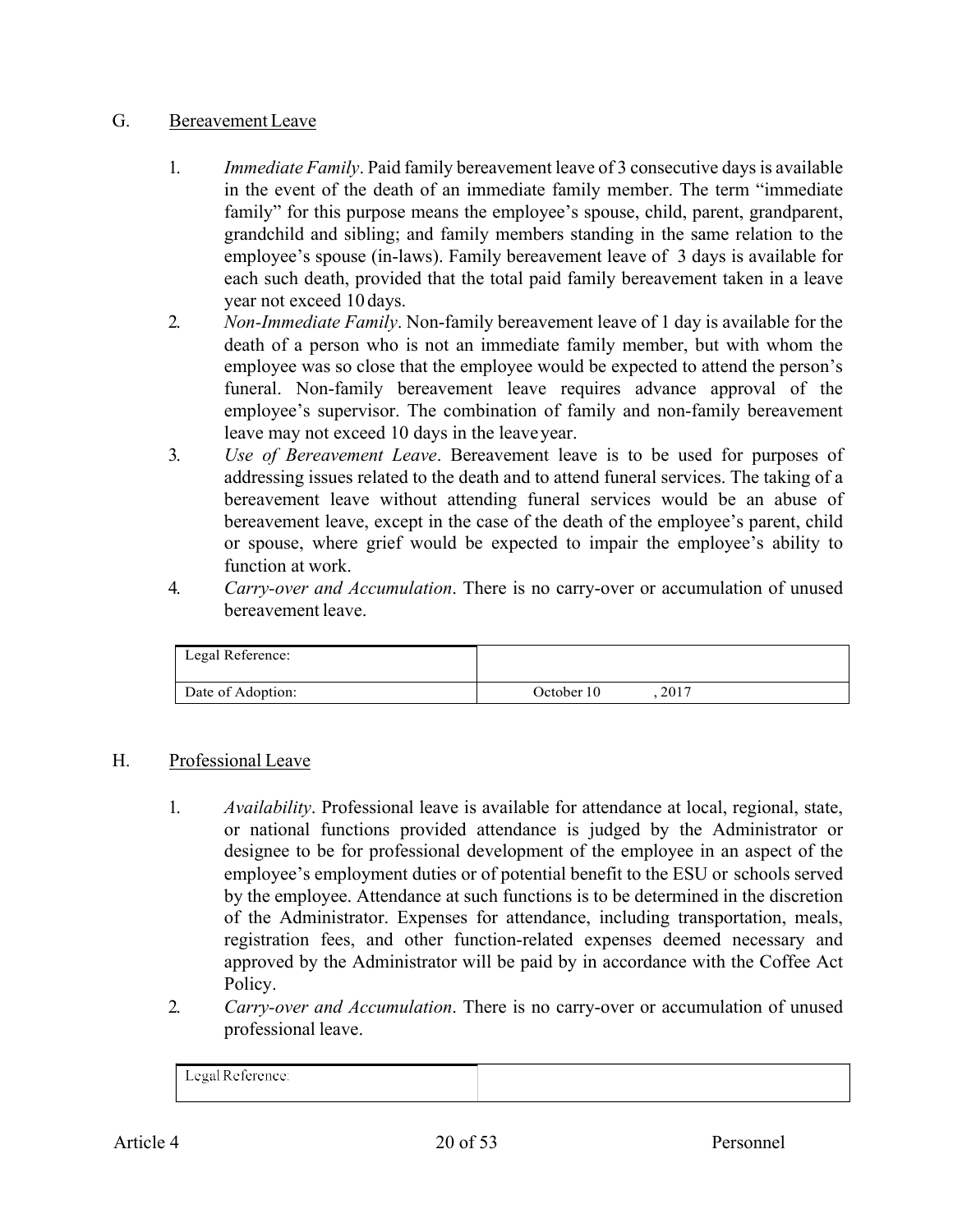## G. Bereavement Leave

1. *Immediate Family*. Paid family bereavement leave of 3 consecutive days is available in the event of the death of an immediate family member. The term "immediate family" for this purpose means the employee's spouse, child, parent, grandparent, grandchild and sibling; and family members standing in the same relation to the employee's spouse (in-laws). Family bereavement leave of 3 days is available for each such death, provided that the total paid family bereavement taken in a leave year not exceed 10 days.
2. *Non-Immediate Family*. Non-family bereavement leave of 1 day is available for the death of a person who is not an immediate family member, but with whom the employee was so close that the employee would be expected to attend the person's funeral. Non-family bereavement leave requires advance approval of the employee's supervisor. The combination of family and non-family bereavement leave may not exceed 10 days in the leave year.
3. *Use of Bereavement Leave*. Bereavement leave is to be used for purposes of addressing issues related to the death and to attend funeral services. The taking of a bereavement leave without attending funeral services would be an abuse of bereavement leave, except in the case of the death of the employee's parent, child or spouse, where grief would be expected to impair the employee's ability to function at work.
4. *Carry-over and Accumulation*. There is no carry-over or accumulation of unused bereavement leave.

| Legal Reference: | |
|---|---|
| Date of Adoption: | October 10, 2017 |

## H. Professional Leave

1. *Availability*. Professional leave is available for attendance at local, regional, state, or national functions provided attendance is judged by the Administrator or designee to be for professional development of the employee in an aspect of the employee's employment duties or of potential benefit to the ESU or schools served by the employee. Attendance at such functions is to be determined in the discretion of the Administrator. Expenses for attendance, including transportation, meals, registration fees, and other function-related expenses deemed necessary and approved by the Administrator will be paid by in accordance with the Coffee Act Policy.
2. *Carry-over and Accumulation*. There is no carry-over or accumulation of unused professional leave.

| Legal Reference: | |
|---|---|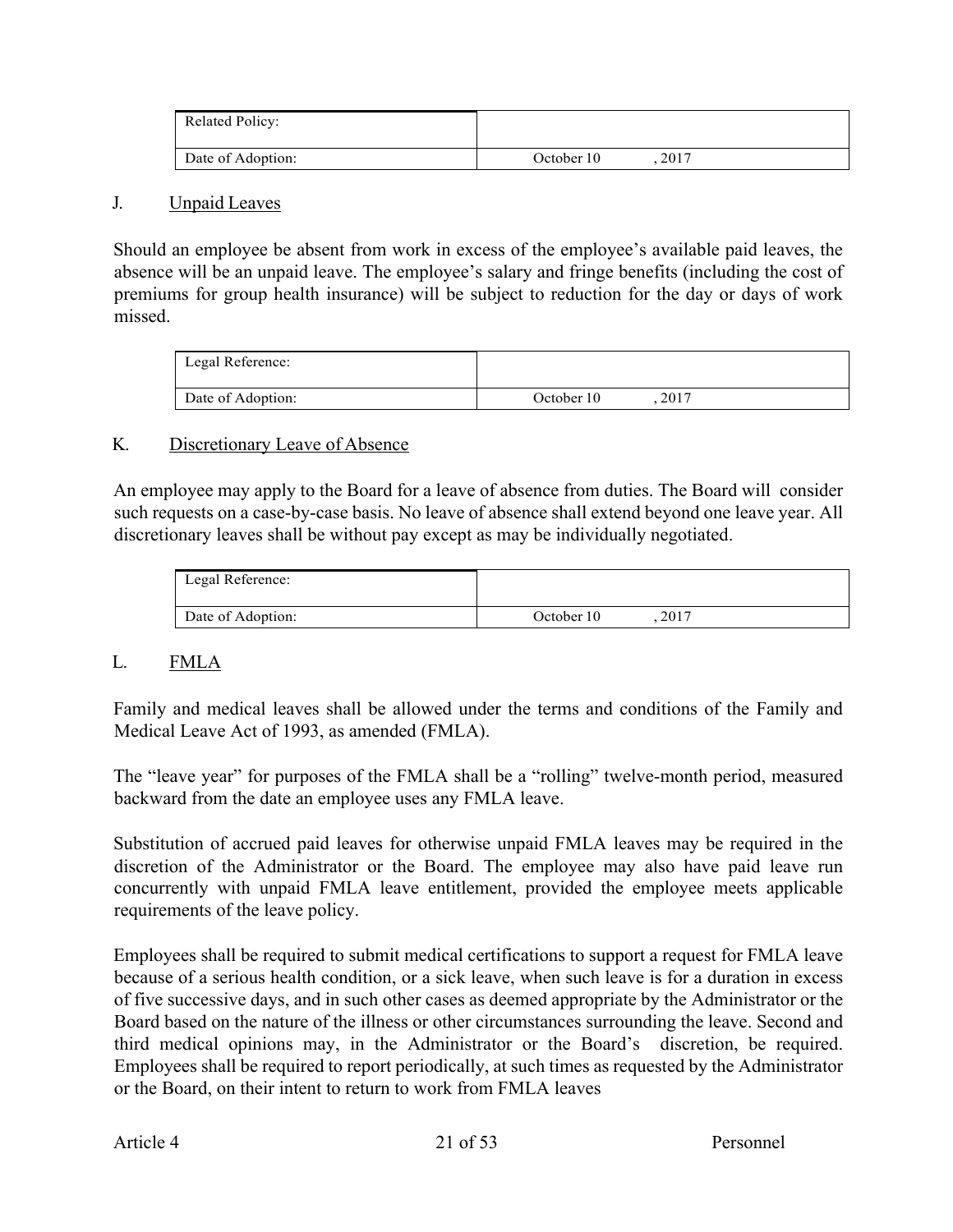| Related Policy: | |
|---|---|
| Date of Adoption: | October 10 , 2017 |

## J. Unpaid Leaves

Should an employee be absent from work in excess of the employee's available paid leaves, the absence will be an unpaid leave. The employee's salary and fringe benefits (including the cost of premiums for group health insurance) will be subject to reduction for the day or days of work missed.

| Legal Reference: | |
|---|---|
| Date of Adoption: | October 10 , 2017 |

## K. Discretionary Leave of Absence

An employee may apply to the Board for a leave of absence from duties. The Board will consider such requests on a case-by-case basis. No leave of absence shall extend beyond one leave year. All discretionary leaves shall be without pay except as may be individually negotiated.

| Legal Reference: | |
|---|---|
| Date of Adoption: | October 10 , 2017 |

## L. FMLA

Family and medical leaves shall be allowed under the terms and conditions of the Family and Medical Leave Act of 1993, as amended (FMLA).

The "leave year" for purposes of the FMLA shall be a "rolling" twelve-month period, measured backward from the date an employee uses any FMLA leave.

Substitution of accrued paid leaves for otherwise unpaid FMLA leaves may be required in the discretion of the Administrator or the Board. The employee may also have paid leave run concurrently with unpaid FMLA leave entitlement, provided the employee meets applicable requirements of the leave policy.

Employees shall be required to submit medical certifications to support a request for FMLA leave because of a serious health condition, or a sick leave, when such leave is for a duration in excess of five successive days, and in such other cases as deemed appropriate by the Administrator or the Board based on the nature of the illness or other circumstances surrounding the leave. Second and third medical opinions may, in the Administrator or the Board's discretion, be required. Employees shall be required to report periodically, at such times as requested by the Administrator or the Board, on their intent to return to work from FMLA leaves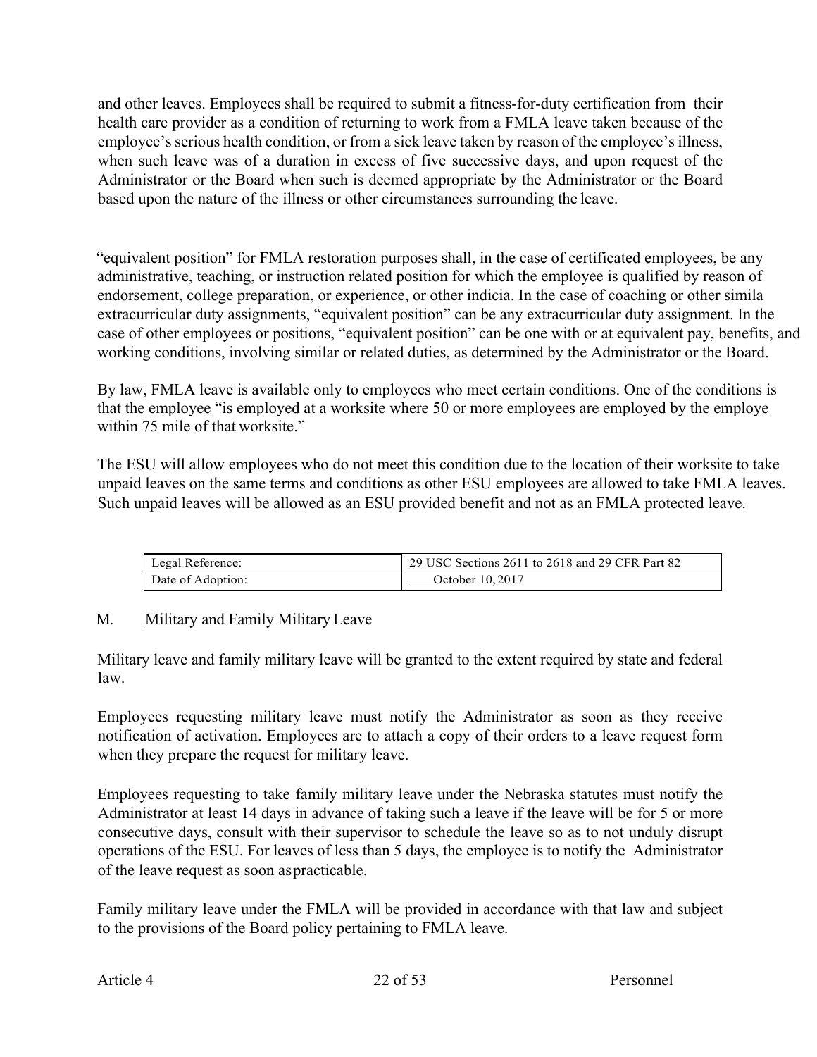and other leaves. Employees shall be required to submit a fitness-for-duty certification from their health care provider as a condition of returning to work from a FMLA leave taken because of the employee's serious health condition, or from a sick leave taken by reason of the employee's illness, when such leave was of a duration in excess of five successive days, and upon request of the Administrator or the Board when such is deemed appropriate by the Administrator or the Board based upon the nature of the illness or other circumstances surrounding the leave.

"equivalent position" for FMLA restoration purposes shall, in the case of certificated employees, be any administrative, teaching, or instruction related position for which the employee is qualified by reason of endorsement, college preparation, or experience, or other indicia. In the case of coaching or other simila extracurricular duty assignments, "equivalent position" can be any extracurricular duty assignment. In the case of other employees or positions, "equivalent position" can be one with or at equivalent pay, benefits, and working conditions, involving similar or related duties, as determined by the Administrator or the Board.

By law, FMLA leave is available only to employees who meet certain conditions. One of the conditions is that the employee "is employed at a worksite where 50 or more employees are employed by the employe within 75 mile of that worksite."

The ESU will allow employees who do not meet this condition due to the location of their worksite to take unpaid leaves on the same terms and conditions as other ESU employees are allowed to take FMLA leaves. Such unpaid leaves will be allowed as an ESU provided benefit and not as an FMLA protected leave.

| Legal Reference: | 29 USC Sections 2611 to 2618 and 29 CFR Part 82 |
|---|---|
| Date of Adoption: | October 10, 2017 |

M. Military and Family Military Leave

Military leave and family military leave will be granted to the extent required by state and federal law.

Employees requesting military leave must notify the Administrator as soon as they receive notification of activation. Employees are to attach a copy of their orders to a leave request form when they prepare the request for military leave.

Employees requesting to take family military leave under the Nebraska statutes must notify the Administrator at least 14 days in advance of taking such a leave if the leave will be for 5 or more consecutive days, consult with their supervisor to schedule the leave so as to not unduly disrupt operations of the ESU. For leaves of less than 5 days, the employee is to notify the Administrator of the leave request as soon as practicable.

Family military leave under the FMLA will be provided in accordance with that law and subject to the provisions of the Board policy pertaining to FMLA leave.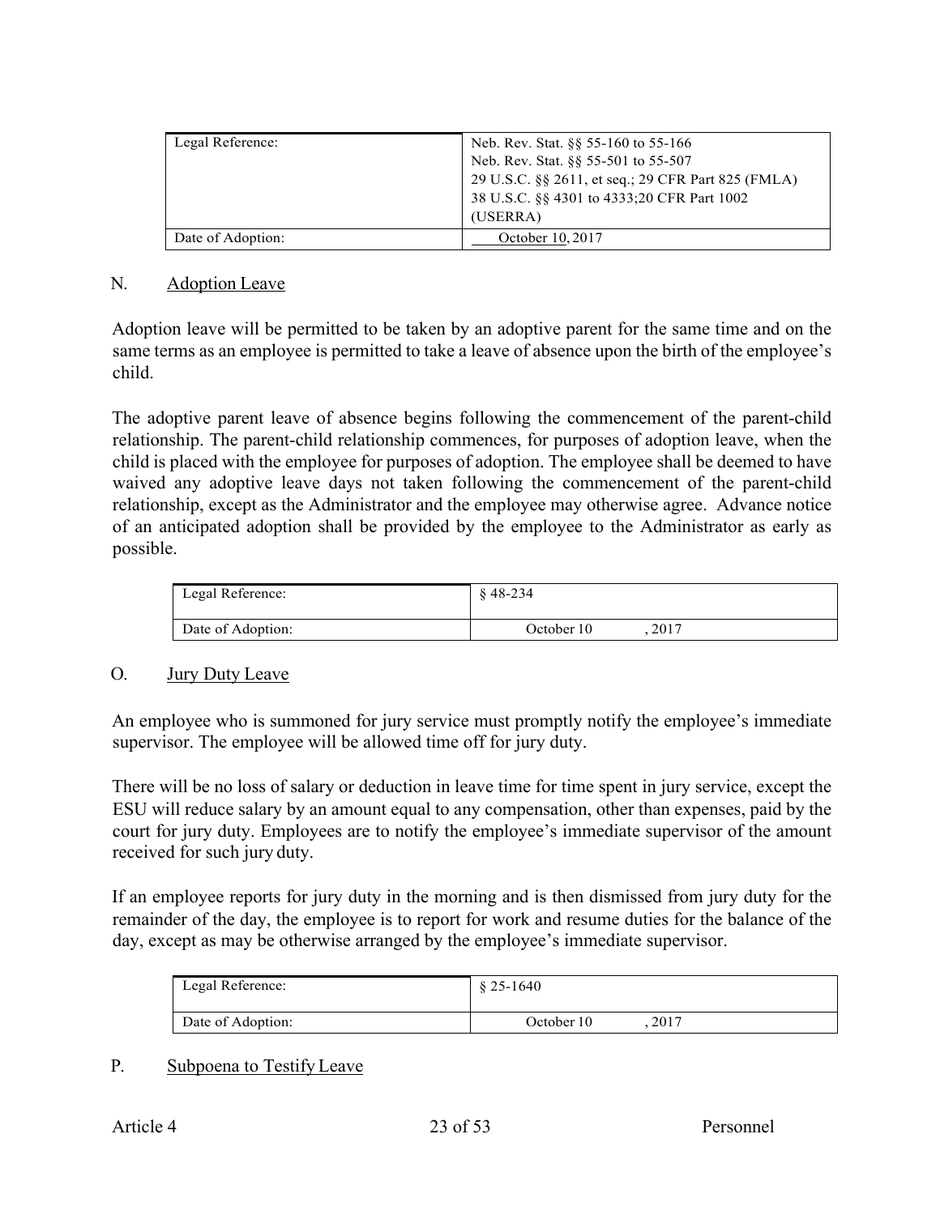| Legal Reference: | Neb. Rev. Stat. §§ 55-160 to 55-166<br>Neb. Rev. Stat. §§ 55-501 to 55-507<br>29 U.S.C. §§ 2611, et seq.; 29 CFR Part 825 (FMLA)<br>38 U.S.C. §§ 4301 to 4333;20 CFR Part 1002 (USERRA) |
|---|---|
| Date of Adoption: | October 10, 2017 |

## N. Adoption Leave

Adoption leave will be permitted to be taken by an adoptive parent for the same time and on the same terms as an employee is permitted to take a leave of absence upon the birth of the employee's child.

The adoptive parent leave of absence begins following the commencement of the parent-child relationship. The parent-child relationship commences, for purposes of adoption leave, when the child is placed with the employee for purposes of adoption. The employee shall be deemed to have waived any adoptive leave days not taken following the commencement of the parent-child relationship, except as the Administrator and the employee may otherwise agree. Advance notice of an anticipated adoption shall be provided by the employee to the Administrator as early as possible.

| Legal Reference: | § 48-234 |
|---|---|
| Date of Adoption: | October 10, 2017 |

## O. Jury Duty Leave

An employee who is summoned for jury service must promptly notify the employee's immediate supervisor. The employee will be allowed time off for jury duty.

There will be no loss of salary or deduction in leave time for time spent in jury service, except the ESU will reduce salary by an amount equal to any compensation, other than expenses, paid by the court for jury duty. Employees are to notify the employee's immediate supervisor of the amount received for such jury duty.

If an employee reports for jury duty in the morning and is then dismissed from jury duty for the remainder of the day, the employee is to report for work and resume duties for the balance of the day, except as may be otherwise arranged by the employee's immediate supervisor.

| Legal Reference: | § 25-1640 |
|---|---|
| Date of Adoption: | October 10, 2017 |

## P. Subpoena to Testify Leave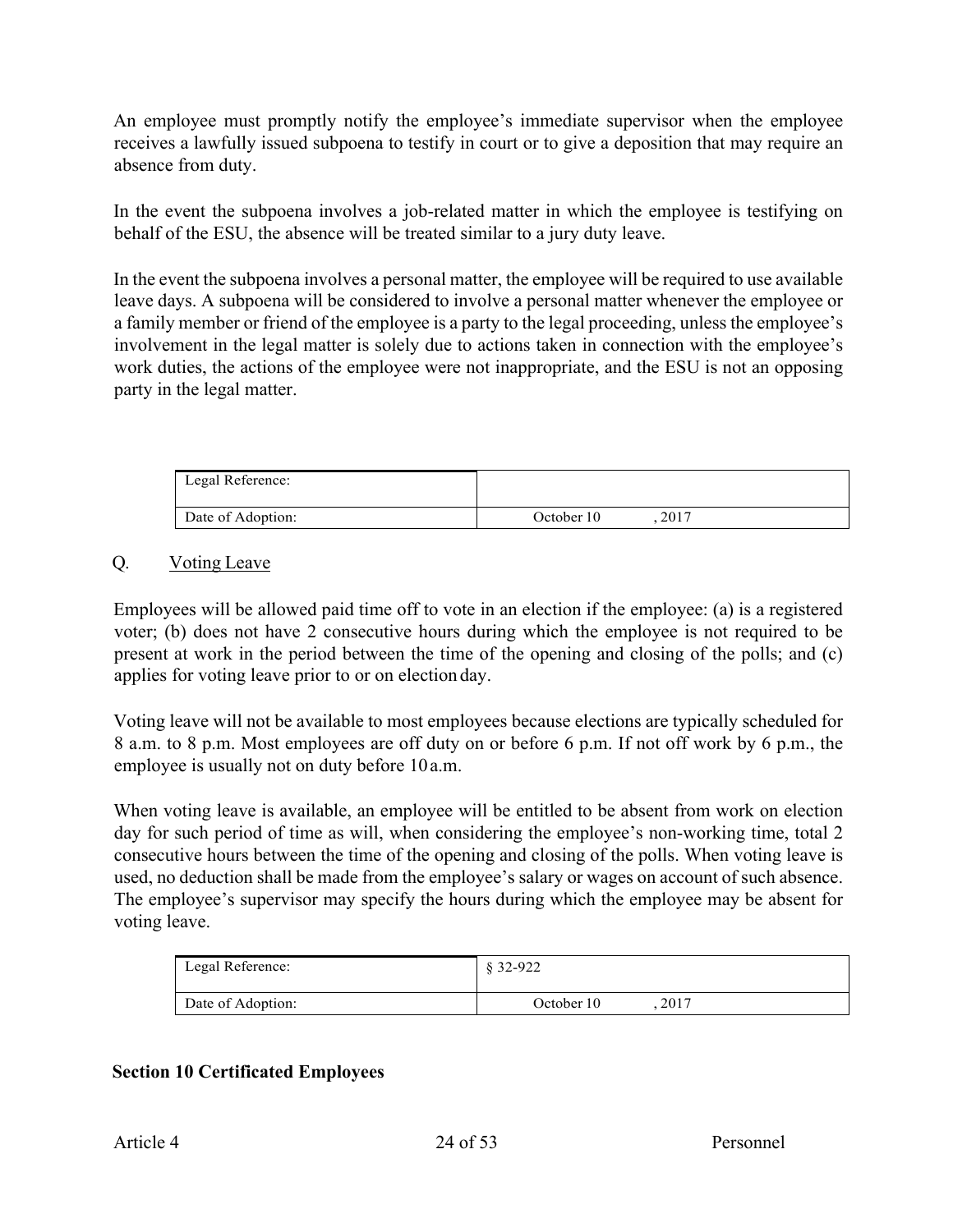An employee must promptly notify the employee's immediate supervisor when the employee receives a lawfully issued subpoena to testify in court or to give a deposition that may require an absence from duty.

In the event the subpoena involves a job-related matter in which the employee is testifying on behalf of the ESU, the absence will be treated similar to a jury duty leave.

In the event the subpoena involves a personal matter, the employee will be required to use available leave days. A subpoena will be considered to involve a personal matter whenever the employee or a family member or friend of the employee is a party to the legal proceeding, unless the employee's involvement in the legal matter is solely due to actions taken in connection with the employee's work duties, the actions of the employee were not inappropriate, and the ESU is not an opposing party in the legal matter.

| Legal Reference: | |
|---|---|
| Date of Adoption: | October 10, 2017 |

## Q. Voting Leave

Employees will be allowed paid time off to vote in an election if the employee: (a) is a registered voter; (b) does not have 2 consecutive hours during which the employee is not required to be present at work in the period between the time of the opening and closing of the polls; and (c) applies for voting leave prior to or on election day.

Voting leave will not be available to most employees because elections are typically scheduled for 8 a.m. to 8 p.m. Most employees are off duty on or before 6 p.m. If not off work by 6 p.m., the employee is usually not on duty before 10 a.m.

When voting leave is available, an employee will be entitled to be absent from work on election day for such period of time as will, when considering the employee's non-working time, total 2 consecutive hours between the time of the opening and closing of the polls. When voting leave is used, no deduction shall be made from the employee's salary or wages on account of such absence. The employee's supervisor may specify the hours during which the employee may be absent for voting leave.

| Legal Reference: | § 32-922 |
|---|---|
| Date of Adoption: | October 10, 2017 |

**Section 10 Certificated Employees**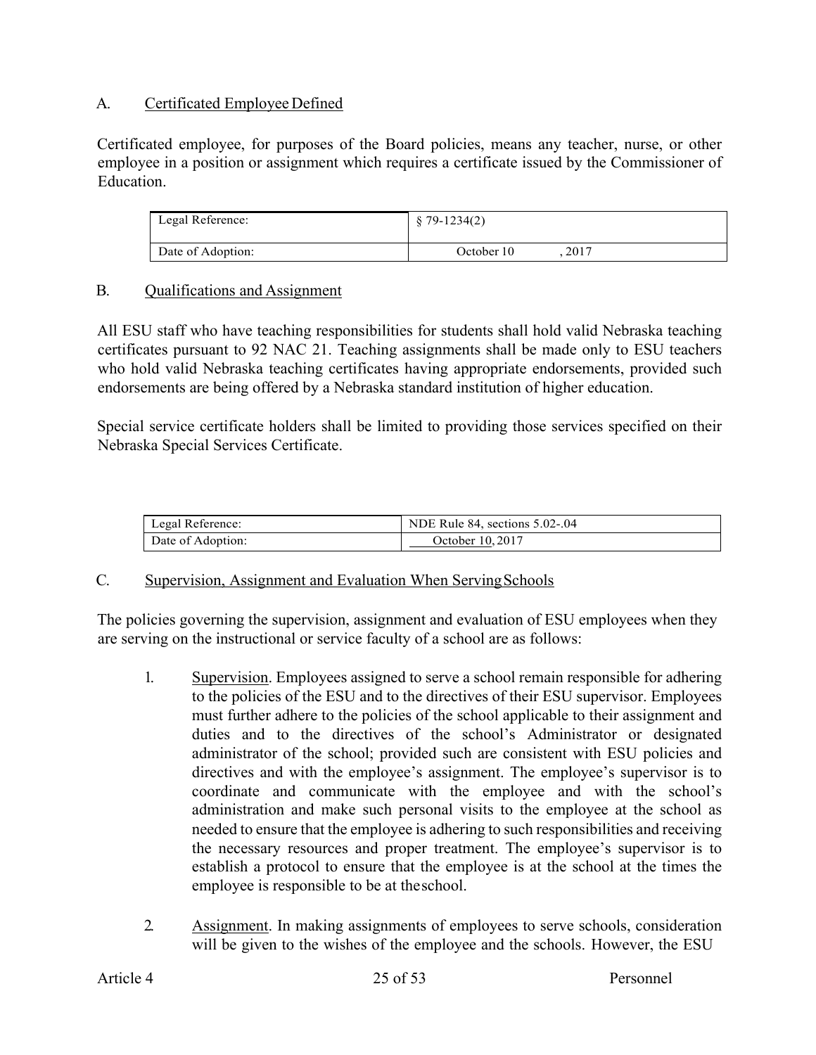## A. Certificated Employee Defined

Certificated employee, for purposes of the Board policies, means any teacher, nurse, or other employee in a position or assignment which requires a certificate issued by the Commissioner of Education.

| Legal Reference: | § 79-1234(2) |
|---|---|
| Date of Adoption: | October 10, 2017 |

## B. Qualifications and Assignment

All ESU staff who have teaching responsibilities for students shall hold valid Nebraska teaching certificates pursuant to 92 NAC 21. Teaching assignments shall be made only to ESU teachers who hold valid Nebraska teaching certificates having appropriate endorsements, provided such endorsements are being offered by a Nebraska standard institution of higher education.

Special service certificate holders shall be limited to providing those services specified on their Nebraska Special Services Certificate.

| Legal Reference: | NDE Rule 84, sections 5.02-.04 |
|---|---|
| Date of Adoption: | October 10, 2017 |

## C. Supervision, Assignment and Evaluation When Serving Schools

The policies governing the supervision, assignment and evaluation of ESU employees when they are serving on the instructional or service faculty of a school are as follows:

1. Supervision. Employees assigned to serve a school remain responsible for adhering to the policies of the ESU and to the directives of their ESU supervisor. Employees must further adhere to the policies of the school applicable to their assignment and duties and to the directives of the school's Administrator or designated administrator of the school; provided such are consistent with ESU policies and directives and with the employee's assignment. The employee's supervisor is to coordinate and communicate with the employee and with the school's administration and make such personal visits to the employee at the school as needed to ensure that the employee is adhering to such responsibilities and receiving the necessary resources and proper treatment. The employee's supervisor is to establish a protocol to ensure that the employee is at the school at the times the employee is responsible to be at the school.

2. Assignment. In making assignments of employees to serve schools, consideration will be given to the wishes of the employee and the schools. However, the ESU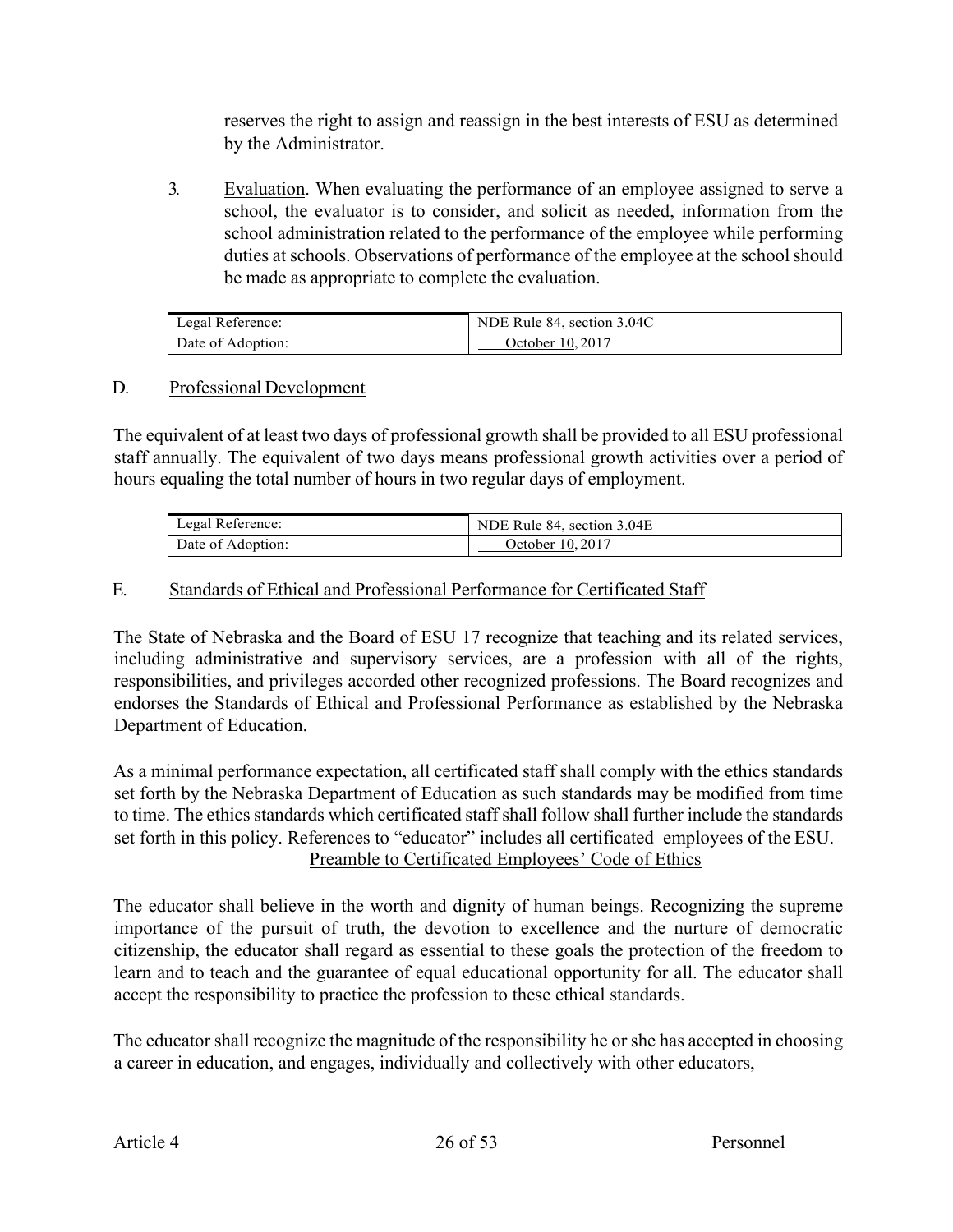reserves the right to assign and reassign in the best interests of ESU as determined by the Administrator.

3. Evaluation. When evaluating the performance of an employee assigned to serve a school, the evaluator is to consider, and solicit as needed, information from the school administration related to the performance of the employee while performing duties at schools. Observations of performance of the employee at the school should be made as appropriate to complete the evaluation.

| Legal Reference: | NDE Rule 84, section 3.04C |
|---|---|
| Date of Adoption: | October 10, 2017 |

### D. Professional Development

The equivalent of at least two days of professional growth shall be provided to all ESU professional staff annually. The equivalent of two days means professional growth activities over a period of hours equaling the total number of hours in two regular days of employment.

| Legal Reference: | NDE Rule 84, section 3.04E |
|---|---|
| Date of Adoption: | October 10, 2017 |

### E. Standards of Ethical and Professional Performance for Certificated Staff

The State of Nebraska and the Board of ESU 17 recognize that teaching and its related services, including administrative and supervisory services, are a profession with all of the rights, responsibilities, and privileges accorded other recognized professions. The Board recognizes and endorses the Standards of Ethical and Professional Performance as established by the Nebraska Department of Education.

As a minimal performance expectation, all certificated staff shall comply with the ethics standards set forth by the Nebraska Department of Education as such standards may be modified from time to time. The ethics standards which certificated staff shall follow shall further include the standards set forth in this policy. References to "educator" includes all certificated employees of the ESU.

Preamble to Certificated Employees' Code of Ethics

The educator shall believe in the worth and dignity of human beings. Recognizing the supreme importance of the pursuit of truth, the devotion to excellence and the nurture of democratic citizenship, the educator shall regard as essential to these goals the protection of the freedom to learn and to teach and the guarantee of equal educational opportunity for all. The educator shall accept the responsibility to practice the profession to these ethical standards.

The educator shall recognize the magnitude of the responsibility he or she has accepted in choosing a career in education, and engages, individually and collectively with other educators,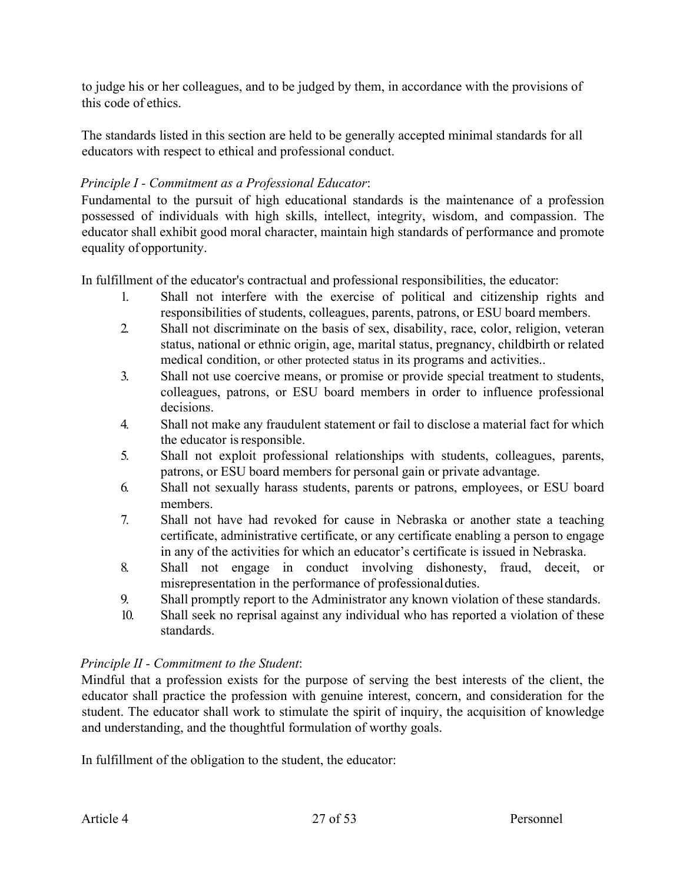to judge his or her colleagues, and to be judged by them, in accordance with the provisions of this code of ethics.

The standards listed in this section are held to be generally accepted minimal standards for all educators with respect to ethical and professional conduct.

*Principle I - Commitment as a Professional Educator*:

Fundamental to the pursuit of high educational standards is the maintenance of a profession possessed of individuals with high skills, intellect, integrity, wisdom, and compassion. The educator shall exhibit good moral character, maintain high standards of performance and promote equality of opportunity.

In fulfillment of the educator's contractual and professional responsibilities, the educator:

1. Shall not interfere with the exercise of political and citizenship rights and responsibilities of students, colleagues, parents, patrons, or ESU board members.
2. Shall not discriminate on the basis of sex, disability, race, color, religion, veteran status, national or ethnic origin, age, marital status, pregnancy, childbirth or related medical condition, or other protected status in its programs and activities..
3. Shall not use coercive means, or promise or provide special treatment to students, colleagues, patrons, or ESU board members in order to influence professional decisions.
4. Shall not make any fraudulent statement or fail to disclose a material fact for which the educator is responsible.
5. Shall not exploit professional relationships with students, colleagues, parents, patrons, or ESU board members for personal gain or private advantage.
6. Shall not sexually harass students, parents or patrons, employees, or ESU board members.
7. Shall not have had revoked for cause in Nebraska or another state a teaching certificate, administrative certificate, or any certificate enabling a person to engage in any of the activities for which an educator's certificate is issued in Nebraska.
8. Shall not engage in conduct involving dishonesty, fraud, deceit, or misrepresentation in the performance of professional duties.
9. Shall promptly report to the Administrator any known violation of these standards.
10. Shall seek no reprisal against any individual who has reported a violation of these standards.

*Principle II - Commitment to the Student*:

Mindful that a profession exists for the purpose of serving the best interests of the client, the educator shall practice the profession with genuine interest, concern, and consideration for the student. The educator shall work to stimulate the spirit of inquiry, the acquisition of knowledge and understanding, and the thoughtful formulation of worthy goals.

In fulfillment of the obligation to the student, the educator: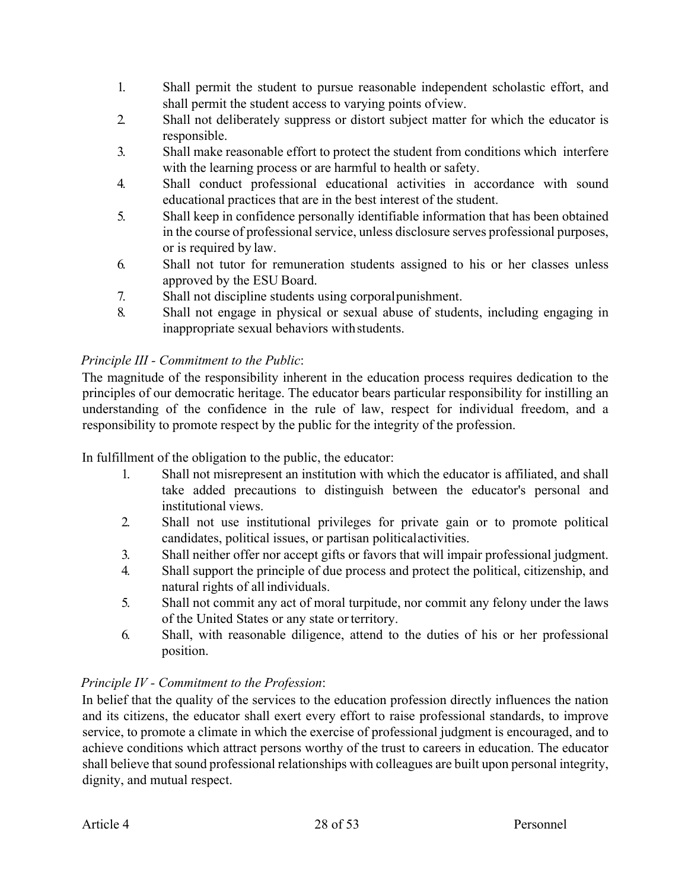1. Shall permit the student to pursue reasonable independent scholastic effort, and shall permit the student access to varying points of view.
2. Shall not deliberately suppress or distort subject matter for which the educator is responsible.
3. Shall make reasonable effort to protect the student from conditions which interfere with the learning process or are harmful to health or safety.
4. Shall conduct professional educational activities in accordance with sound educational practices that are in the best interest of the student.
5. Shall keep in confidence personally identifiable information that has been obtained in the course of professional service, unless disclosure serves professional purposes, or is required by law.
6. Shall not tutor for remuneration students assigned to his or her classes unless approved by the ESU Board.
7. Shall not discipline students using corporal punishment.
8. Shall not engage in physical or sexual abuse of students, including engaging in inappropriate sexual behaviors with students.

*Principle III - Commitment to the Public*:

The magnitude of the responsibility inherent in the education process requires dedication to the principles of our democratic heritage. The educator bears particular responsibility for instilling an understanding of the confidence in the rule of law, respect for individual freedom, and a responsibility to promote respect by the public for the integrity of the profession.

In fulfillment of the obligation to the public, the educator:

1. Shall not misrepresent an institution with which the educator is affiliated, and shall take added precautions to distinguish between the educator's personal and institutional views.
2. Shall not use institutional privileges for private gain or to promote political candidates, political issues, or partisan political activities.
3. Shall neither offer nor accept gifts or favors that will impair professional judgment.
4. Shall support the principle of due process and protect the political, citizenship, and natural rights of all individuals.
5. Shall not commit any act of moral turpitude, nor commit any felony under the laws of the United States or any state or territory.
6. Shall, with reasonable diligence, attend to the duties of his or her professional position.

*Principle IV - Commitment to the Profession*:

In belief that the quality of the services to the education profession directly influences the nation and its citizens, the educator shall exert every effort to raise professional standards, to improve service, to promote a climate in which the exercise of professional judgment is encouraged, and to achieve conditions which attract persons worthy of the trust to careers in education. The educator shall believe that sound professional relationships with colleagues are built upon personal integrity, dignity, and mutual respect.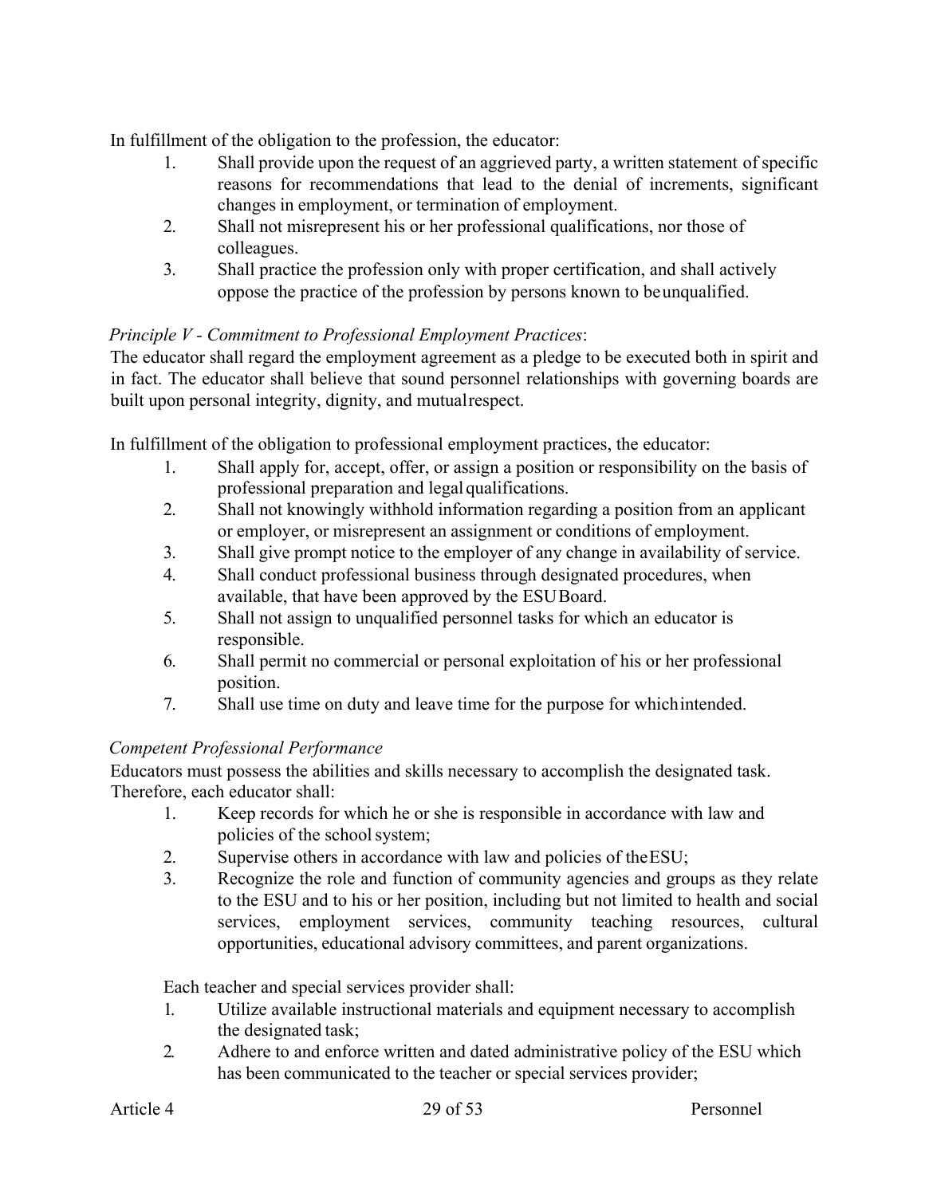In fulfillment of the obligation to the profession, the educator:

1. Shall provide upon the request of an aggrieved party, a written statement of specific reasons for recommendations that lead to the denial of increments, significant changes in employment, or termination of employment.
2. Shall not misrepresent his or her professional qualifications, nor those of colleagues.
3. Shall practice the profession only with proper certification, and shall actively oppose the practice of the profession by persons known to be unqualified.

*Principle V - Commitment to Professional Employment Practices*:
The educator shall regard the employment agreement as a pledge to be executed both in spirit and in fact. The educator shall believe that sound personnel relationships with governing boards are built upon personal integrity, dignity, and mutual respect.

In fulfillment of the obligation to professional employment practices, the educator:

1. Shall apply for, accept, offer, or assign a position or responsibility on the basis of professional preparation and legal qualifications.
2. Shall not knowingly withhold information regarding a position from an applicant or employer, or misrepresent an assignment or conditions of employment.
3. Shall give prompt notice to the employer of any change in availability of service.
4. Shall conduct professional business through designated procedures, when available, that have been approved by the ESU Board.
5. Shall not assign to unqualified personnel tasks for which an educator is responsible.
6. Shall permit no commercial or personal exploitation of his or her professional position.
7. Shall use time on duty and leave time for the purpose for which intended.

*Competent Professional Performance*
Educators must possess the abilities and skills necessary to accomplish the designated task. Therefore, each educator shall:

1. Keep records for which he or she is responsible in accordance with law and policies of the school system;
2. Supervise others in accordance with law and policies of the ESU;
3. Recognize the role and function of community agencies and groups as they relate to the ESU and to his or her position, including but not limited to health and social services, employment services, community teaching resources, cultural opportunities, educational advisory committees, and parent organizations.

Each teacher and special services provider shall:

1. Utilize available instructional materials and equipment necessary to accomplish the designated task;
2. Adhere to and enforce written and dated administrative policy of the ESU which has been communicated to the teacher or special services provider;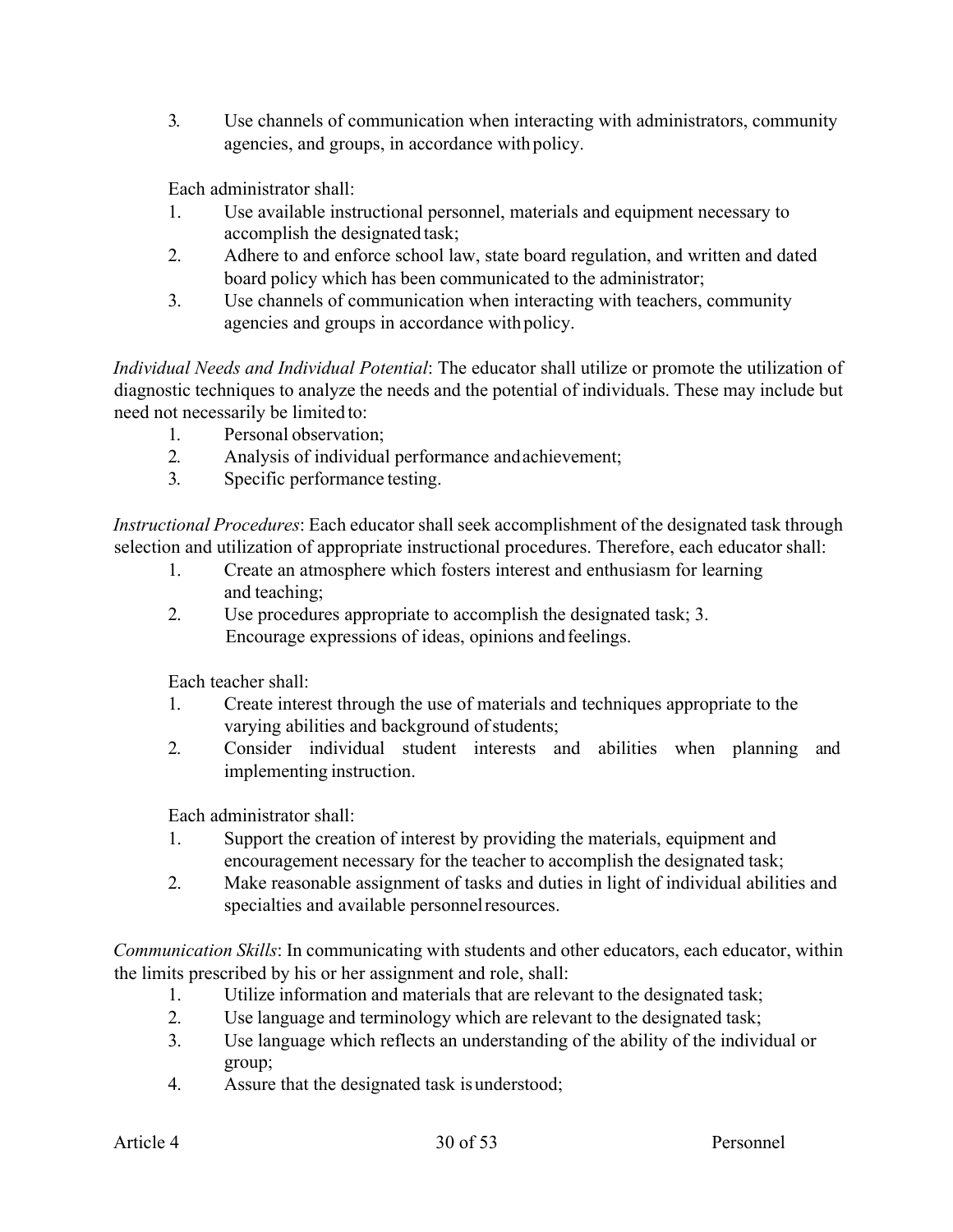3. Use channels of communication when interacting with administrators, community agencies, and groups, in accordance with policy.

Each administrator shall:

1. Use available instructional personnel, materials and equipment necessary to accomplish the designated task;
2. Adhere to and enforce school law, state board regulation, and written and dated board policy which has been communicated to the administrator;
3. Use channels of communication when interacting with teachers, community agencies and groups in accordance with policy.

*Individual Needs and Individual Potential*: The educator shall utilize or promote the utilization of diagnostic techniques to analyze the needs and the potential of individuals. These may include but need not necessarily be limited to:

1. Personal observation;
2. Analysis of individual performance and achievement;
3. Specific performance testing.

*Instructional Procedures*: Each educator shall seek accomplishment of the designated task through selection and utilization of appropriate instructional procedures. Therefore, each educator shall:

1. Create an atmosphere which fosters interest and enthusiasm for learning and teaching;
2. Use procedures appropriate to accomplish the designated task;
3. Encourage expressions of ideas, opinions and feelings.

Each teacher shall:

1. Create interest through the use of materials and techniques appropriate to the varying abilities and background of students;
2. Consider individual student interests and abilities when planning and implementing instruction.

Each administrator shall:

1. Support the creation of interest by providing the materials, equipment and encouragement necessary for the teacher to accomplish the designated task;
2. Make reasonable assignment of tasks and duties in light of individual abilities and specialties and available personnel resources.

*Communication Skills*: In communicating with students and other educators, each educator, within the limits prescribed by his or her assignment and role, shall:

1. Utilize information and materials that are relevant to the designated task;
2. Use language and terminology which are relevant to the designated task;
3. Use language which reflects an understanding of the ability of the individual or group;
4. Assure that the designated task is understood;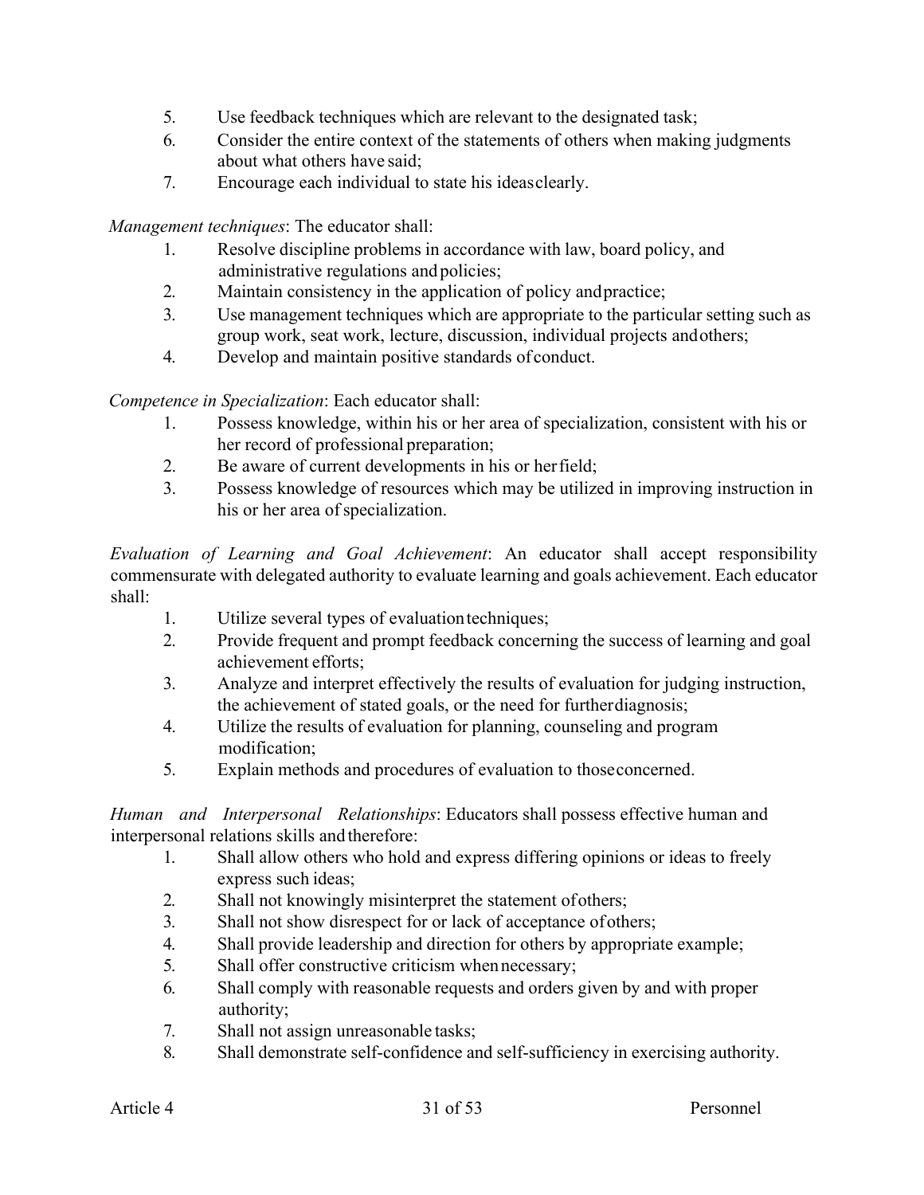5. Use feedback techniques which are relevant to the designated task;
6. Consider the entire context of the statements of others when making judgments about what others have said;
7. Encourage each individual to state his ideas clearly.

*Management techniques*: The educator shall:

1. Resolve discipline problems in accordance with law, board policy, and administrative regulations and policies;
2. Maintain consistency in the application of policy and practice;
3. Use management techniques which are appropriate to the particular setting such as group work, seat work, lecture, discussion, individual projects and others;
4. Develop and maintain positive standards of conduct.

*Competence in Specialization*: Each educator shall:

1. Possess knowledge, within his or her area of specialization, consistent with his or her record of professional preparation;
2. Be aware of current developments in his or her field;
3. Possess knowledge of resources which may be utilized in improving instruction in his or her area of specialization.

*Evaluation of Learning and Goal Achievement*: An educator shall accept responsibility commensurate with delegated authority to evaluate learning and goals achievement. Each educator shall:

1. Utilize several types of evaluation techniques;
2. Provide frequent and prompt feedback concerning the success of learning and goal achievement efforts;
3. Analyze and interpret effectively the results of evaluation for judging instruction, the achievement of stated goals, or the need for further diagnosis;
4. Utilize the results of evaluation for planning, counseling and program modification;
5. Explain methods and procedures of evaluation to those concerned.

*Human and Interpersonal Relationships*: Educators shall possess effective human and interpersonal relations skills and therefore:

1. Shall allow others who hold and express differing opinions or ideas to freely express such ideas;
2. Shall not knowingly misinterpret the statement of others;
3. Shall not show disrespect for or lack of acceptance of others;
4. Shall provide leadership and direction for others by appropriate example;
5. Shall offer constructive criticism when necessary;
6. Shall comply with reasonable requests and orders given by and with proper authority;
7. Shall not assign unreasonable tasks;
8. Shall demonstrate self-confidence and self-sufficiency in exercising authority.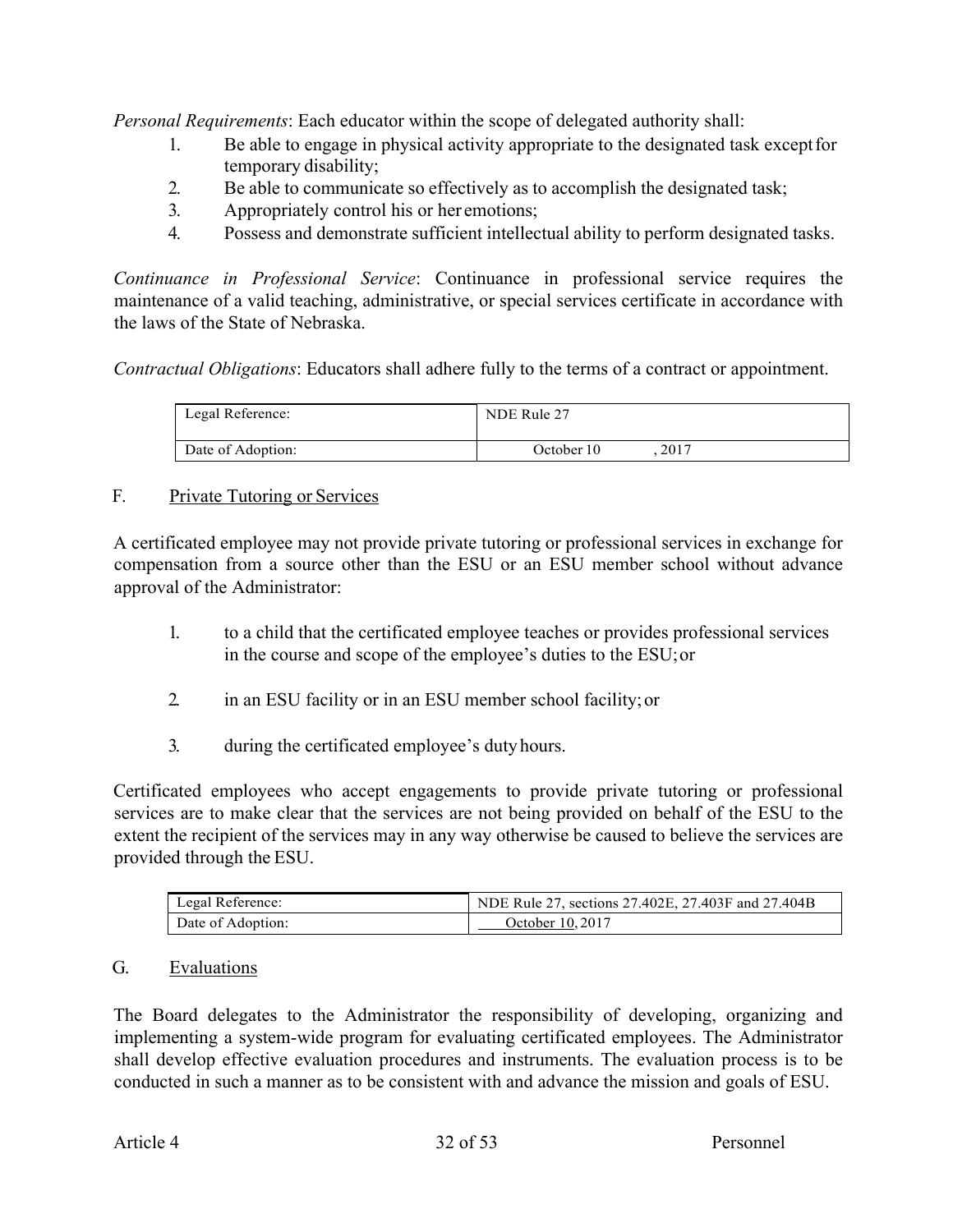*Personal Requirements*: Each educator within the scope of delegated authority shall:

1. Be able to engage in physical activity appropriate to the designated task except for temporary disability;
2. Be able to communicate so effectively as to accomplish the designated task;
3. Appropriately control his or her emotions;
4. Possess and demonstrate sufficient intellectual ability to perform designated tasks.

*Continuance in Professional Service*: Continuance in professional service requires the maintenance of a valid teaching, administrative, or special services certificate in accordance with the laws of the State of Nebraska.

*Contractual Obligations*: Educators shall adhere fully to the terms of a contract or appointment.

| Legal Reference: | NDE Rule 27 |
|---|---|
| Date of Adoption: | October 10, 2017 |

## F. Private Tutoring or Services

A certificated employee may not provide private tutoring or professional services in exchange for compensation from a source other than the ESU or an ESU member school without advance approval of the Administrator:

1. to a child that the certificated employee teaches or provides professional services in the course and scope of the employee's duties to the ESU; or

2. in an ESU facility or in an ESU member school facility; or

3. during the certificated employee's duty hours.

Certificated employees who accept engagements to provide private tutoring or professional services are to make clear that the services are not being provided on behalf of the ESU to the extent the recipient of the services may in any way otherwise be caused to believe the services are provided through the ESU.

| Legal Reference: | NDE Rule 27, sections 27.402E, 27.403F and 27.404B |
|---|---|
| Date of Adoption: | October 10, 2017 |

## G. Evaluations

The Board delegates to the Administrator the responsibility of developing, organizing and implementing a system-wide program for evaluating certificated employees. The Administrator shall develop effective evaluation procedures and instruments. The evaluation process is to be conducted in such a manner as to be consistent with and advance the mission and goals of ESU.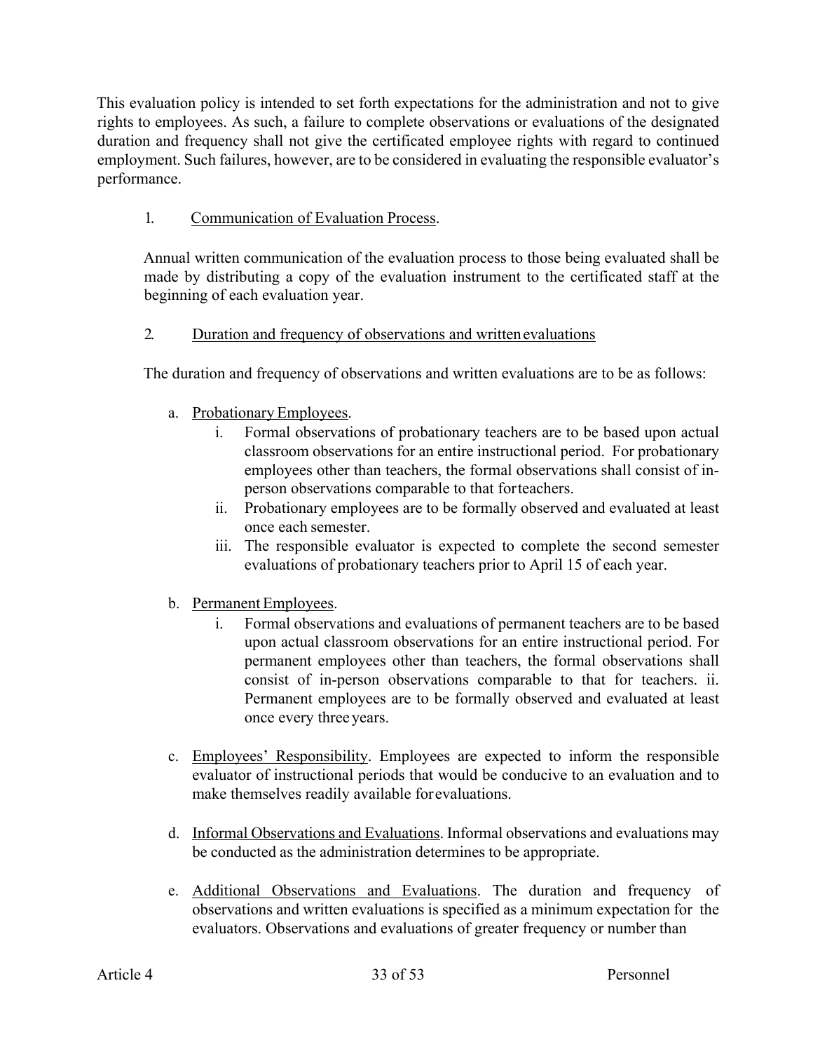This evaluation policy is intended to set forth expectations for the administration and not to give rights to employees. As such, a failure to complete observations or evaluations of the designated duration and frequency shall not give the certificated employee rights with regard to continued employment. Such failures, however, are to be considered in evaluating the responsible evaluator's performance.

1. Communication of Evaluation Process.

Annual written communication of the evaluation process to those being evaluated shall be made by distributing a copy of the evaluation instrument to the certificated staff at the beginning of each evaluation year.

2. Duration and frequency of observations and written evaluations

The duration and frequency of observations and written evaluations are to be as follows:

a. Probationary Employees.
    i. Formal observations of probationary teachers are to be based upon actual classroom observations for an entire instructional period. For probationary employees other than teachers, the formal observations shall consist of in-person observations comparable to that for teachers.
    ii. Probationary employees are to be formally observed and evaluated at least once each semester.
    iii. The responsible evaluator is expected to complete the second semester evaluations of probationary teachers prior to April 15 of each year.

b. Permanent Employees.
    i. Formal observations and evaluations of permanent teachers are to be based upon actual classroom observations for an entire instructional period. For permanent employees other than teachers, the formal observations shall consist of in-person observations comparable to that for teachers. ii. Permanent employees are to be formally observed and evaluated at least once every three years.

c. Employees' Responsibility. Employees are expected to inform the responsible evaluator of instructional periods that would be conducive to an evaluation and to make themselves readily available for evaluations.

d. Informal Observations and Evaluations. Informal observations and evaluations may be conducted as the administration determines to be appropriate.

e. Additional Observations and Evaluations. The duration and frequency of observations and written evaluations is specified as a minimum expectation for the evaluators. Observations and evaluations of greater frequency or number than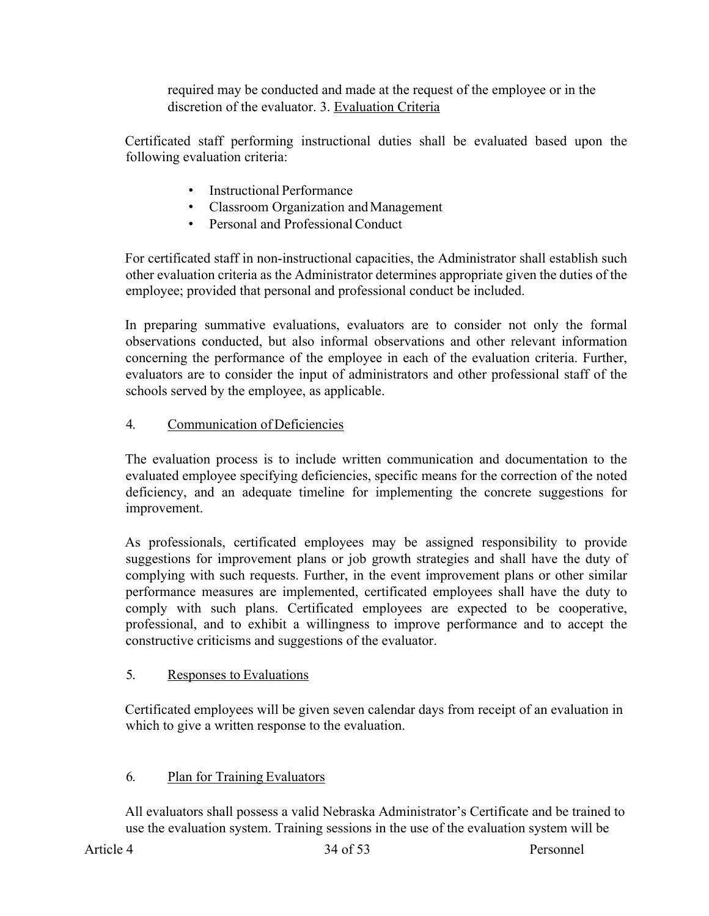required may be conducted and made at the request of the employee or in the discretion of the evaluator. 3. Evaluation Criteria

Certificated staff performing instructional duties shall be evaluated based upon the following evaluation criteria:

- Instructional Performance
- Classroom Organization and Management
- Personal and Professional Conduct

For certificated staff in non-instructional capacities, the Administrator shall establish such other evaluation criteria as the Administrator determines appropriate given the duties of the employee; provided that personal and professional conduct be included.

In preparing summative evaluations, evaluators are to consider not only the formal observations conducted, but also informal observations and other relevant information concerning the performance of the employee in each of the evaluation criteria. Further, evaluators are to consider the input of administrators and other professional staff of the schools served by the employee, as applicable.

4. Communication of Deficiencies

The evaluation process is to include written communication and documentation to the evaluated employee specifying deficiencies, specific means for the correction of the noted deficiency, and an adequate timeline for implementing the concrete suggestions for improvement.

As professionals, certificated employees may be assigned responsibility to provide suggestions for improvement plans or job growth strategies and shall have the duty of complying with such requests. Further, in the event improvement plans or other similar performance measures are implemented, certificated employees shall have the duty to comply with such plans. Certificated employees are expected to be cooperative, professional, and to exhibit a willingness to improve performance and to accept the constructive criticisms and suggestions of the evaluator.

5. Responses to Evaluations

Certificated employees will be given seven calendar days from receipt of an evaluation in which to give a written response to the evaluation.

6. Plan for Training Evaluators

All evaluators shall possess a valid Nebraska Administrator's Certificate and be trained to use the evaluation system. Training sessions in the use of the evaluation system will be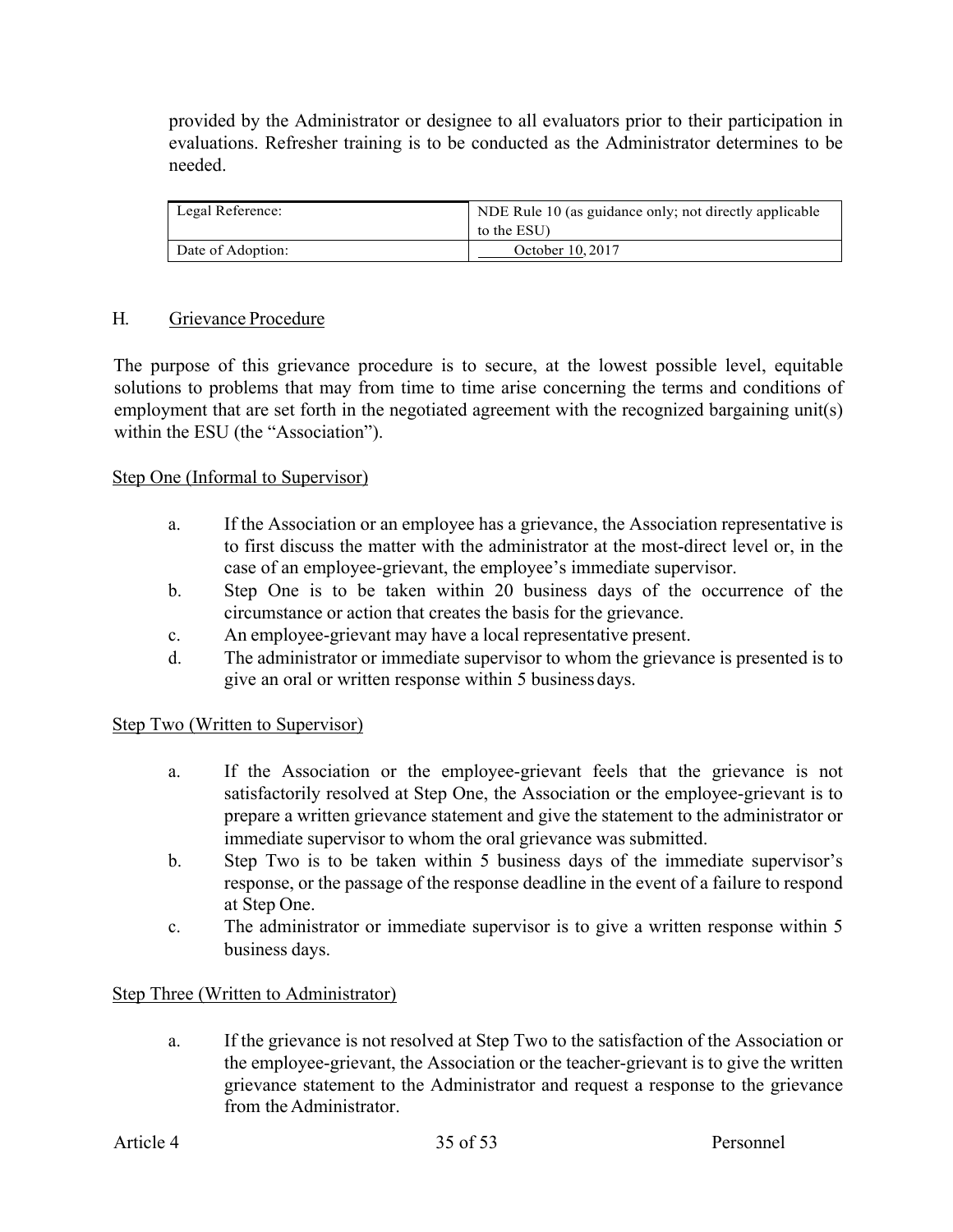provided by the Administrator or designee to all evaluators prior to their participation in evaluations. Refresher training is to be conducted as the Administrator determines to be needed.

| Legal Reference: | NDE Rule 10 (as guidance only; not directly applicable to the ESU) |
|---|---|
| Date of Adoption: | October 10, 2017 |

## H. Grievance Procedure

The purpose of this grievance procedure is to secure, at the lowest possible level, equitable solutions to problems that may from time to time arise concerning the terms and conditions of employment that are set forth in the negotiated agreement with the recognized bargaining unit(s) within the ESU (the "Association").

Step One (Informal to Supervisor)

a. If the Association or an employee has a grievance, the Association representative is to first discuss the matter with the administrator at the most-direct level or, in the case of an employee-grievant, the employee's immediate supervisor.
b. Step One is to be taken within 20 business days of the occurrence of the circumstance or action that creates the basis for the grievance.
c. An employee-grievant may have a local representative present.
d. The administrator or immediate supervisor to whom the grievance is presented is to give an oral or written response within 5 business days.

Step Two (Written to Supervisor)

a. If the Association or the employee-grievant feels that the grievance is not satisfactorily resolved at Step One, the Association or the employee-grievant is to prepare a written grievance statement and give the statement to the administrator or immediate supervisor to whom the oral grievance was submitted.
b. Step Two is to be taken within 5 business days of the immediate supervisor's response, or the passage of the response deadline in the event of a failure to respond at Step One.
c. The administrator or immediate supervisor is to give a written response within 5 business days.

Step Three (Written to Administrator)

a. If the grievance is not resolved at Step Two to the satisfaction of the Association or the employee-grievant, the Association or the teacher-grievant is to give the written grievance statement to the Administrator and request a response to the grievance from the Administrator.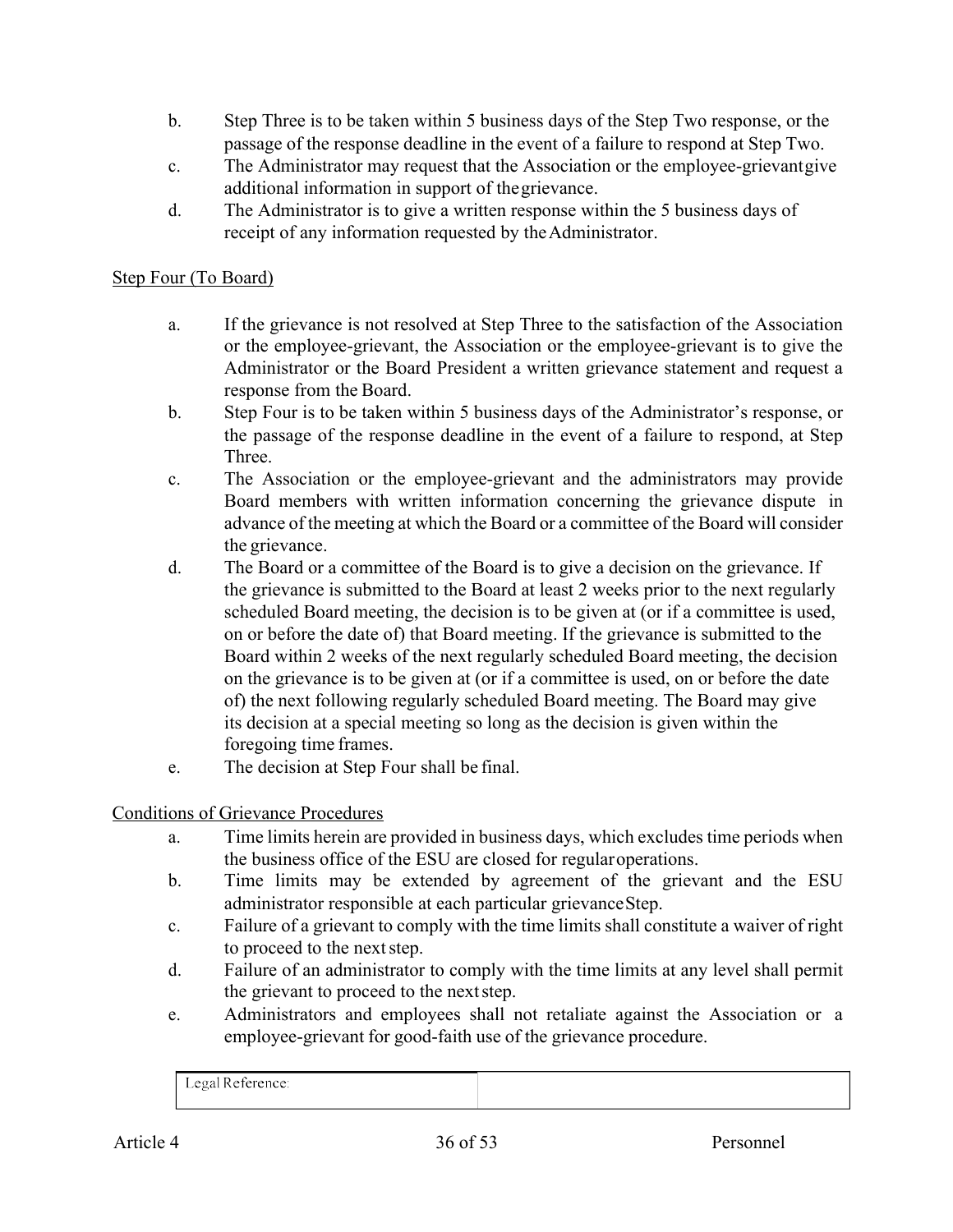b. Step Three is to be taken within 5 business days of the Step Two response, or the passage of the response deadline in the event of a failure to respond at Step Two.
c. The Administrator may request that the Association or the employee-grievant give additional information in support of the grievance.
d. The Administrator is to give a written response within the 5 business days of receipt of any information requested by the Administrator.

Step Four (To Board)

a. If the grievance is not resolved at Step Three to the satisfaction of the Association or the employee-grievant, the Association or the employee-grievant is to give the Administrator or the Board President a written grievance statement and request a response from the Board.
b. Step Four is to be taken within 5 business days of the Administrator's response, or the passage of the response deadline in the event of a failure to respond, at Step Three.
c. The Association or the employee-grievant and the administrators may provide Board members with written information concerning the grievance dispute in advance of the meeting at which the Board or a committee of the Board will consider the grievance.
d. The Board or a committee of the Board is to give a decision on the grievance. If the grievance is submitted to the Board at least 2 weeks prior to the next regularly scheduled Board meeting, the decision is to be given at (or if a committee is used, on or before the date of) that Board meeting. If the grievance is submitted to the Board within 2 weeks of the next regularly scheduled Board meeting, the decision on the grievance is to be given at (or if a committee is used, on or before the date of) the next following regularly scheduled Board meeting. The Board may give its decision at a special meeting so long as the decision is given within the foregoing time frames.
e. The decision at Step Four shall be final.

Conditions of Grievance Procedures

a. Time limits herein are provided in business days, which excludes time periods when the business office of the ESU are closed for regular operations.
b. Time limits may be extended by agreement of the grievant and the ESU administrator responsible at each particular grievance Step.
c. Failure of a grievant to comply with the time limits shall constitute a waiver of right to proceed to the next step.
d. Failure of an administrator to comply with the time limits at any level shall permit the grievant to proceed to the next step.
e. Administrators and employees shall not retaliate against the Association or a employee-grievant for good-faith use of the grievance procedure.

| Legal Reference: | |
|---|---|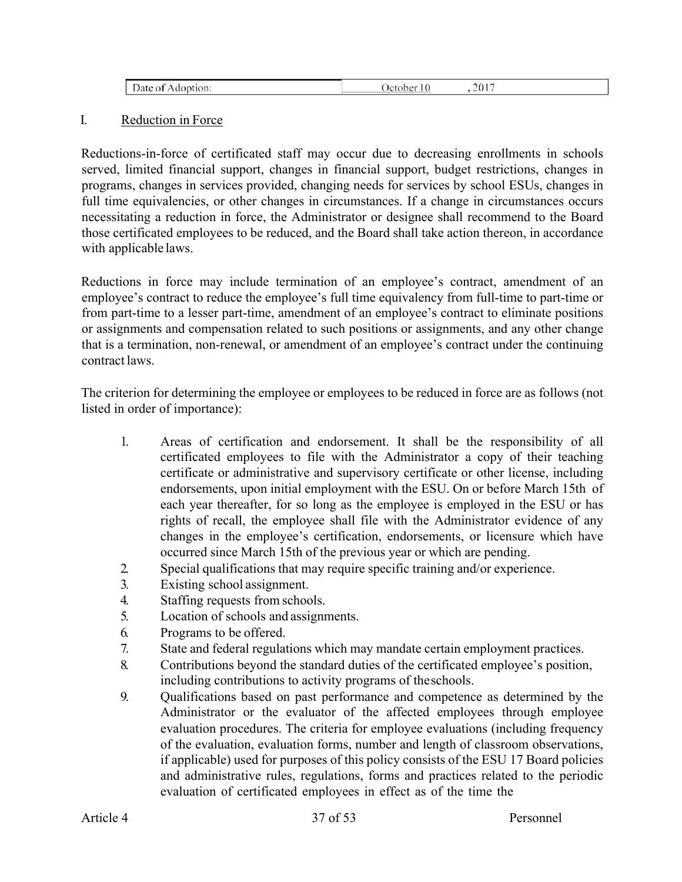| Date of Adoption: | October 10, 2017 |
|---|---|

## I. Reduction in Force

Reductions-in-force of certificated staff may occur due to decreasing enrollments in schools served, limited financial support, changes in financial support, budget restrictions, changes in programs, changes in services provided, changing needs for services by school ESUs, changes in full time equivalencies, or other changes in circumstances. If a change in circumstances occurs necessitating a reduction in force, the Administrator or designee shall recommend to the Board those certificated employees to be reduced, and the Board shall take action thereon, in accordance with applicable laws.

Reductions in force may include termination of an employee's contract, amendment of an employee's contract to reduce the employee's full time equivalency from full-time to part-time or from part-time to a lesser part-time, amendment of an employee's contract to eliminate positions or assignments and compensation related to such positions or assignments, and any other change that is a termination, non-renewal, or amendment of an employee's contract under the continuing contract laws.

The criterion for determining the employee or employees to be reduced in force are as follows (not listed in order of importance):

1. Areas of certification and endorsement. It shall be the responsibility of all certificated employees to file with the Administrator a copy of their teaching certificate or administrative and supervisory certificate or other license, including endorsements, upon initial employment with the ESU. On or before March 15th of each year thereafter, for so long as the employee is employed in the ESU or has rights of recall, the employee shall file with the Administrator evidence of any changes in the employee's certification, endorsements, or licensure which have occurred since March 15th of the previous year or which are pending.
2. Special qualifications that may require specific training and/or experience.
3. Existing school assignment.
4. Staffing requests from schools.
5. Location of schools and assignments.
6. Programs to be offered.
7. State and federal regulations which may mandate certain employment practices.
8. Contributions beyond the standard duties of the certificated employee's position, including contributions to activity programs of the schools.
9. Qualifications based on past performance and competence as determined by the Administrator or the evaluator of the affected employees through employee evaluation procedures. The criteria for employee evaluations (including frequency of the evaluation, evaluation forms, number and length of classroom observations, if applicable) used for purposes of this policy consists of the ESU 17 Board policies and administrative rules, regulations, forms and practices related to the periodic evaluation of certificated employees in effect as of the time the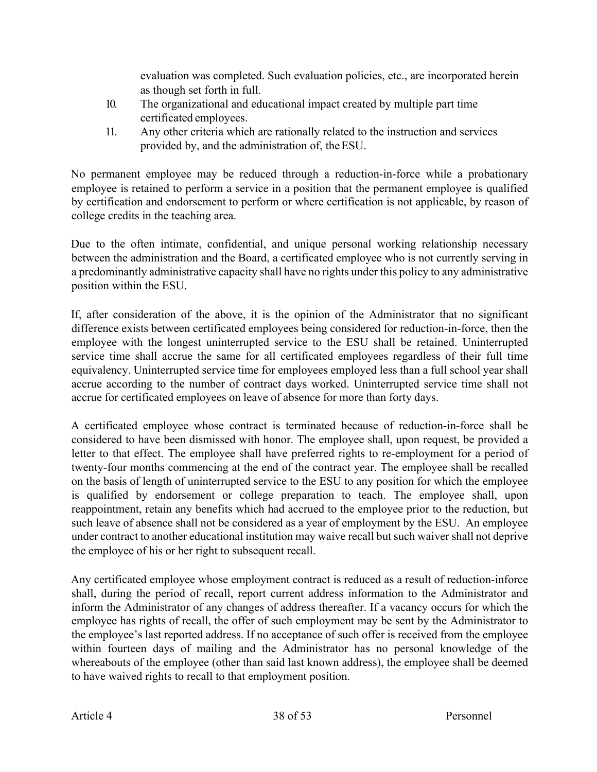evaluation was completed. Such evaluation policies, etc., are incorporated herein as though set forth in full.

10. The organizational and educational impact created by multiple part time certificated employees.
11. Any other criteria which are rationally related to the instruction and services provided by, and the administration of, the ESU.

No permanent employee may be reduced through a reduction-in-force while a probationary employee is retained to perform a service in a position that the permanent employee is qualified by certification and endorsement to perform or where certification is not applicable, by reason of college credits in the teaching area.

Due to the often intimate, confidential, and unique personal working relationship necessary between the administration and the Board, a certificated employee who is not currently serving in a predominantly administrative capacity shall have no rights under this policy to any administrative position within the ESU.

If, after consideration of the above, it is the opinion of the Administrator that no significant difference exists between certificated employees being considered for reduction-in-force, then the employee with the longest uninterrupted service to the ESU shall be retained. Uninterrupted service time shall accrue the same for all certificated employees regardless of their full time equivalency. Uninterrupted service time for employees employed less than a full school year shall accrue according to the number of contract days worked. Uninterrupted service time shall not accrue for certificated employees on leave of absence for more than forty days.

A certificated employee whose contract is terminated because of reduction-in-force shall be considered to have been dismissed with honor. The employee shall, upon request, be provided a letter to that effect. The employee shall have preferred rights to re-employment for a period of twenty-four months commencing at the end of the contract year. The employee shall be recalled on the basis of length of uninterrupted service to the ESU to any position for which the employee is qualified by endorsement or college preparation to teach. The employee shall, upon reappointment, retain any benefits which had accrued to the employee prior to the reduction, but such leave of absence shall not be considered as a year of employment by the ESU. An employee under contract to another educational institution may waive recall but such waiver shall not deprive the employee of his or her right to subsequent recall.

Any certificated employee whose employment contract is reduced as a result of reduction-inforce shall, during the period of recall, report current address information to the Administrator and inform the Administrator of any changes of address thereafter. If a vacancy occurs for which the employee has rights of recall, the offer of such employment may be sent by the Administrator to the employee's last reported address. If no acceptance of such offer is received from the employee within fourteen days of mailing and the Administrator has no personal knowledge of the whereabouts of the employee (other than said last known address), the employee shall be deemed to have waived rights to recall to that employment position.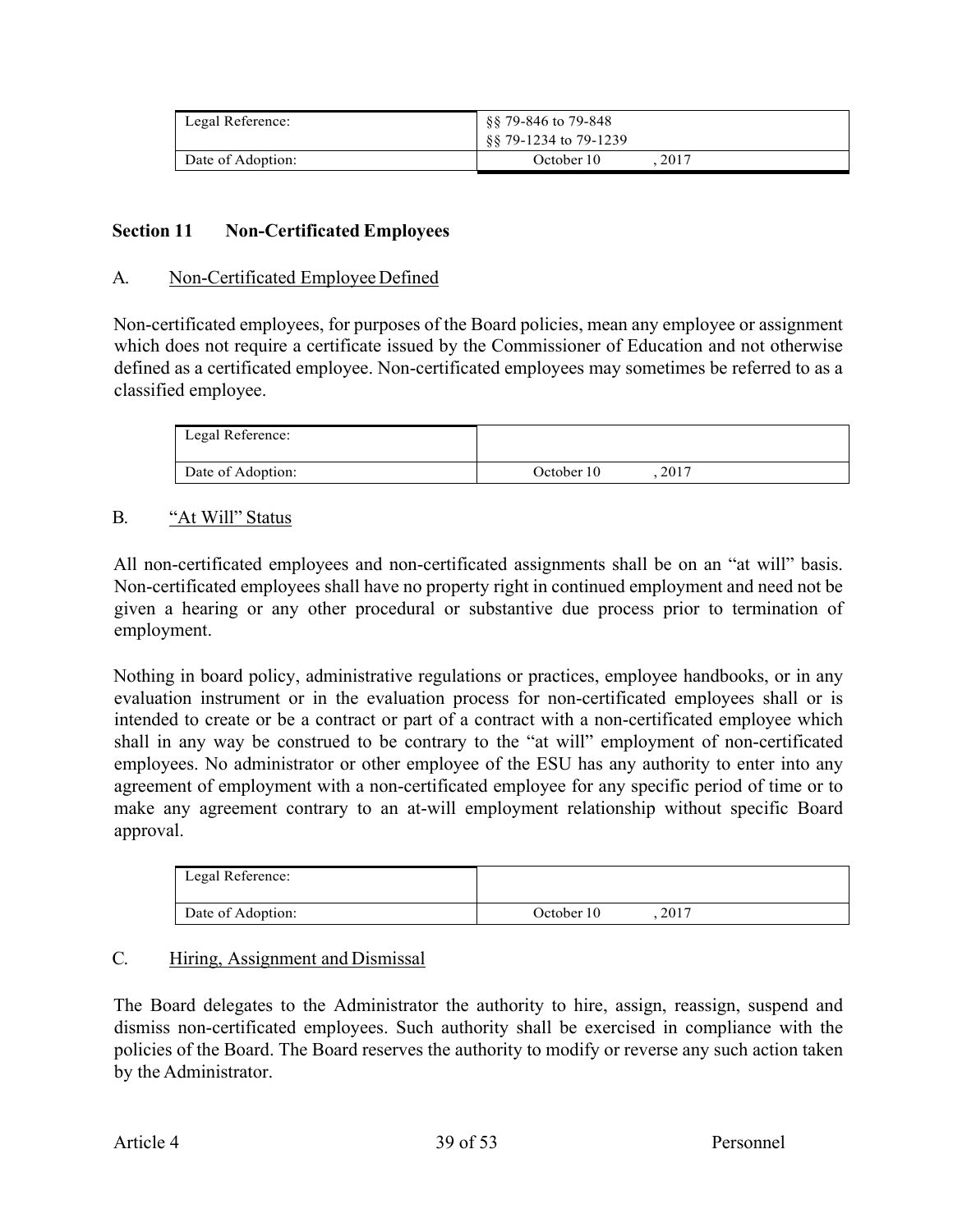| Legal Reference: | §§ 79-846 to 79-848<br>§§ 79-1234 to 79-1239 |
|---|---|
| Date of Adoption: | October 10 , 2017 |

## Section 11 Non-Certificated Employees

### A. Non-Certificated Employee Defined

Non-certificated employees, for purposes of the Board policies, mean any employee or assignment which does not require a certificate issued by the Commissioner of Education and not otherwise defined as a certificated employee. Non-certificated employees may sometimes be referred to as a classified employee.

| Legal Reference: | |
|---|---|
| Date of Adoption: | October 10 , 2017 |

### B. "At Will" Status

All non-certificated employees and non-certificated assignments shall be on an "at will" basis. Non-certificated employees shall have no property right in continued employment and need not be given a hearing or any other procedural or substantive due process prior to termination of employment.

Nothing in board policy, administrative regulations or practices, employee handbooks, or in any evaluation instrument or in the evaluation process for non-certificated employees shall or is intended to create or be a contract or part of a contract with a non-certificated employee which shall in any way be construed to be contrary to the "at will" employment of non-certificated employees. No administrator or other employee of the ESU has any authority to enter into any agreement of employment with a non-certificated employee for any specific period of time or to make any agreement contrary to an at-will employment relationship without specific Board approval.

| Legal Reference: | |
|---|---|
| Date of Adoption: | October 10 , 2017 |

### C. Hiring, Assignment and Dismissal

The Board delegates to the Administrator the authority to hire, assign, reassign, suspend and dismiss non-certificated employees. Such authority shall be exercised in compliance with the policies of the Board. The Board reserves the authority to modify or reverse any such action taken by the Administrator.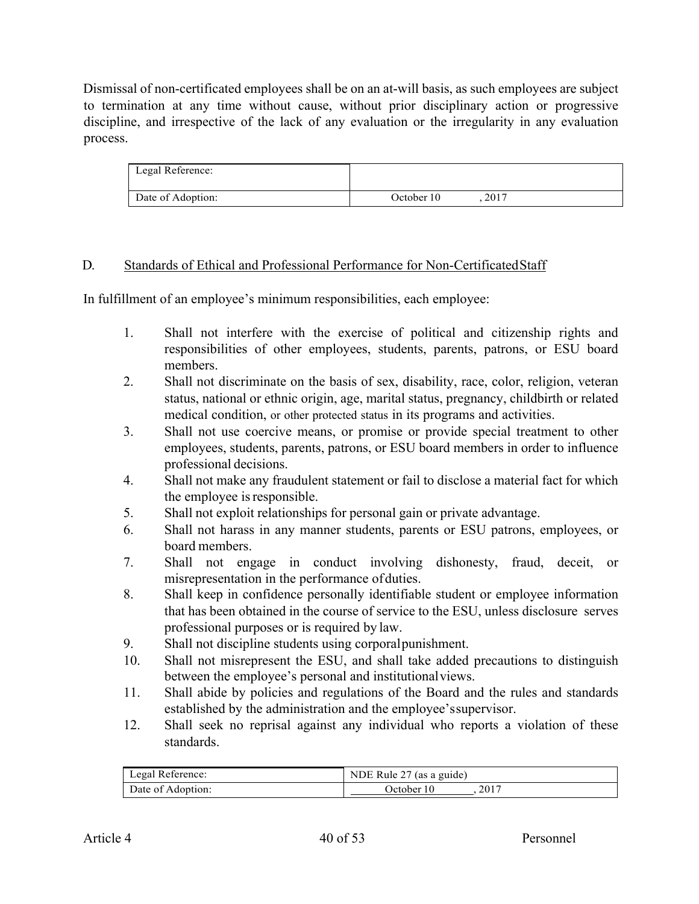Dismissal of non-certificated employees shall be on an at-will basis, as such employees are subject to termination at any time without cause, without prior disciplinary action or progressive discipline, and irrespective of the lack of any evaluation or the irregularity in any evaluation process.

| Legal Reference: | |
|---|---|
| Date of Adoption: | October 10 , 2017 |

### D. Standards of Ethical and Professional Performance for Non-Certificated Staff

In fulfillment of an employee's minimum responsibilities, each employee:

1. Shall not interfere with the exercise of political and citizenship rights and responsibilities of other employees, students, parents, patrons, or ESU board members.
2. Shall not discriminate on the basis of sex, disability, race, color, religion, veteran status, national or ethnic origin, age, marital status, pregnancy, childbirth or related medical condition, or other protected status in its programs and activities.
3. Shall not use coercive means, or promise or provide special treatment to other employees, students, parents, patrons, or ESU board members in order to influence professional decisions.
4. Shall not make any fraudulent statement or fail to disclose a material fact for which the employee is responsible.
5. Shall not exploit relationships for personal gain or private advantage.
6. Shall not harass in any manner students, parents or ESU patrons, employees, or board members.
7. Shall not engage in conduct involving dishonesty, fraud, deceit, or misrepresentation in the performance of duties.
8. Shall keep in confidence personally identifiable student or employee information that has been obtained in the course of service to the ESU, unless disclosure serves professional purposes or is required by law.
9. Shall not discipline students using corporal punishment.
10. Shall not misrepresent the ESU, and shall take added precautions to distinguish between the employee's personal and institutional views.
11. Shall abide by policies and regulations of the Board and the rules and standards established by the administration and the employee's supervisor.
12. Shall seek no reprisal against any individual who reports a violation of these standards.

| Legal Reference: | NDE Rule 27 (as a guide) |
|---|---|
| Date of Adoption: | October 10 , 2017 |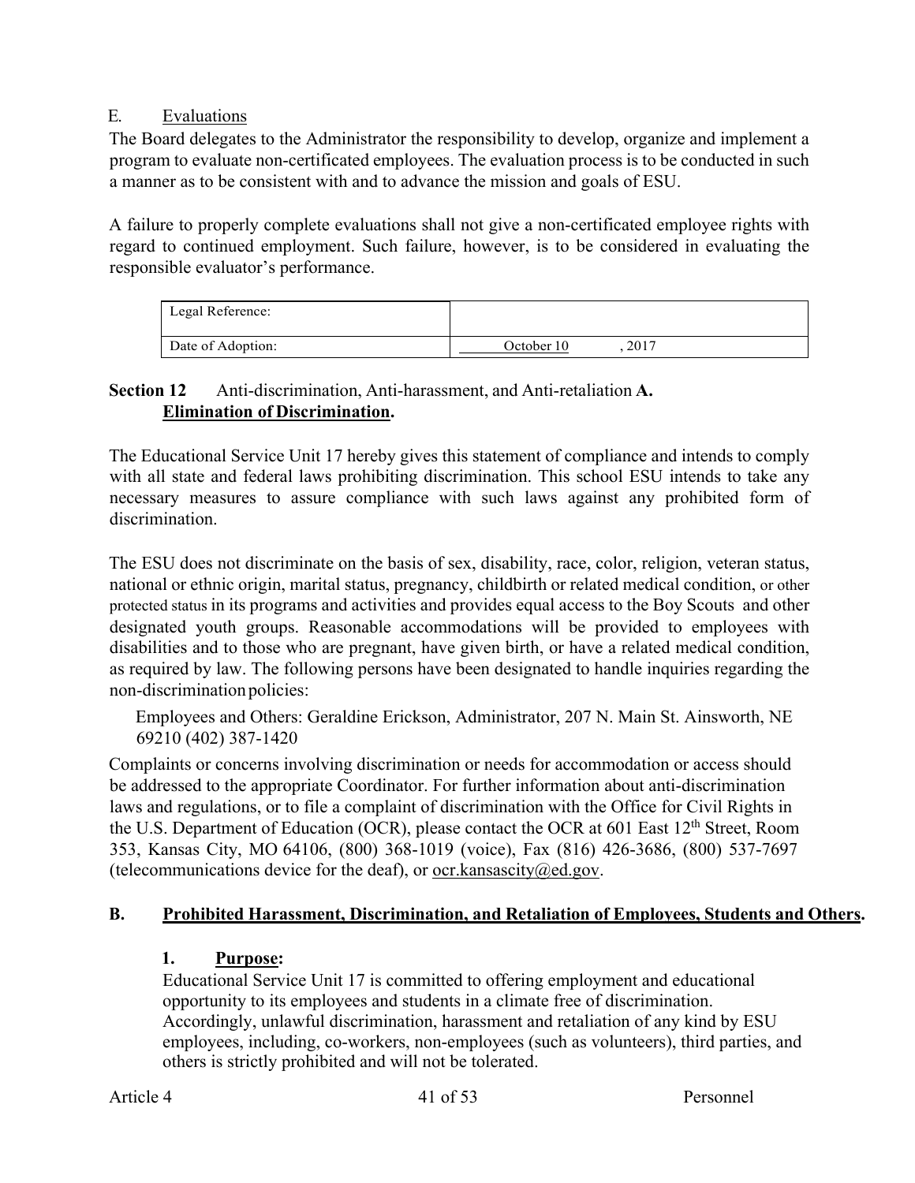E. Evaluations

The Board delegates to the Administrator the responsibility to develop, organize and implement a program to evaluate non-certificated employees. The evaluation process is to be conducted in such a manner as to be consistent with and to advance the mission and goals of ESU.

A failure to properly complete evaluations shall not give a non-certificated employee rights with regard to continued employment. Such failure, however, is to be considered in evaluating the responsible evaluator's performance.

| Legal Reference: | |
|---|---|
| Date of Adoption: | October 10, 2017 |

**Section 12** Anti-discrimination, Anti-harassment, and Anti-retaliation **A. Elimination of Discrimination.**

The Educational Service Unit 17 hereby gives this statement of compliance and intends to comply with all state and federal laws prohibiting discrimination. This school ESU intends to take any necessary measures to assure compliance with such laws against any prohibited form of discrimination.

The ESU does not discriminate on the basis of sex, disability, race, color, religion, veteran status, national or ethnic origin, marital status, pregnancy, childbirth or related medical condition, or other protected status in its programs and activities and provides equal access to the Boy Scouts and other designated youth groups. Reasonable accommodations will be provided to employees with disabilities and to those who are pregnant, have given birth, or have a related medical condition, as required by law. The following persons have been designated to handle inquiries regarding the non-discrimination policies:

Employees and Others: Geraldine Erickson, Administrator, 207 N. Main St. Ainsworth, NE 69210 (402) 387-1420

Complaints or concerns involving discrimination or needs for accommodation or access should be addressed to the appropriate Coordinator. For further information about anti-discrimination laws and regulations, or to file a complaint of discrimination with the Office for Civil Rights in the U.S. Department of Education (OCR), please contact the OCR at 601 East 12th Street, Room 353, Kansas City, MO 64106, (800) 368-1019 (voice), Fax (816) 426-3686, (800) 537-7697 (telecommunications device for the deaf), or ocr.kansascity@ed.gov.

**B. Prohibited Harassment, Discrimination, and Retaliation of Employees, Students and Others.**

**1. Purpose:**

Educational Service Unit 17 is committed to offering employment and educational opportunity to its employees and students in a climate free of discrimination. Accordingly, unlawful discrimination, harassment and retaliation of any kind by ESU employees, including, co-workers, non-employees (such as volunteers), third parties, and others is strictly prohibited and will not be tolerated.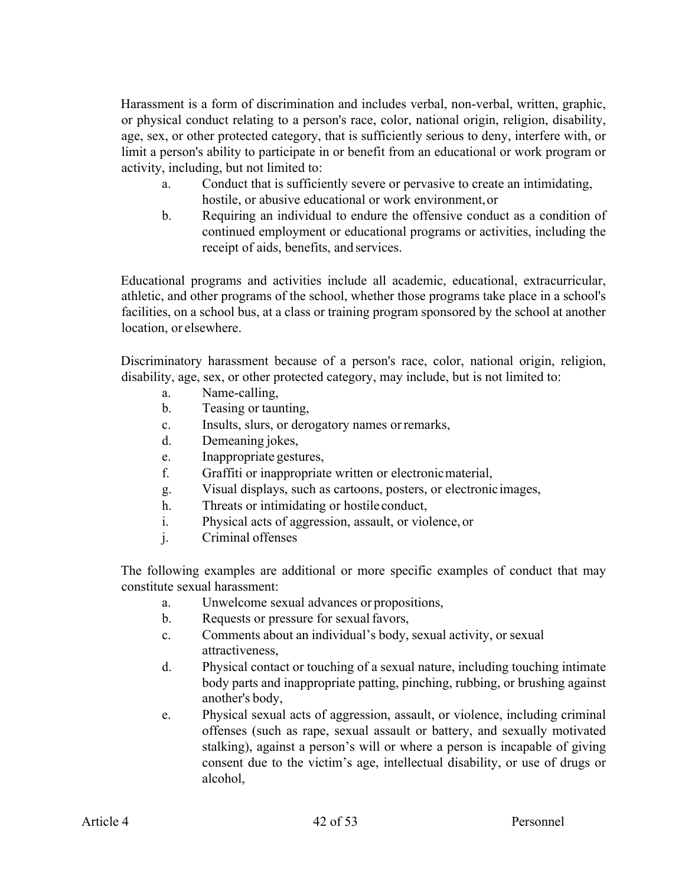Harassment is a form of discrimination and includes verbal, non-verbal, written, graphic, or physical conduct relating to a person's race, color, national origin, religion, disability, age, sex, or other protected category, that is sufficiently serious to deny, interfere with, or limit a person's ability to participate in or benefit from an educational or work program or activity, including, but not limited to:

a. Conduct that is sufficiently severe or pervasive to create an intimidating, hostile, or abusive educational or work environment, or
b. Requiring an individual to endure the offensive conduct as a condition of continued employment or educational programs or activities, including the receipt of aids, benefits, and services.

Educational programs and activities include all academic, educational, extracurricular, athletic, and other programs of the school, whether those programs take place in a school's facilities, on a school bus, at a class or training program sponsored by the school at another location, or elsewhere.

Discriminatory harassment because of a person's race, color, national origin, religion, disability, age, sex, or other protected category, may include, but is not limited to:

a. Name-calling,
b. Teasing or taunting,
c. Insults, slurs, or derogatory names or remarks,
d. Demeaning jokes,
e. Inappropriate gestures,
f. Graffiti or inappropriate written or electronic material,
g. Visual displays, such as cartoons, posters, or electronic images,
h. Threats or intimidating or hostile conduct,
i. Physical acts of aggression, assault, or violence, or
j. Criminal offenses

The following examples are additional or more specific examples of conduct that may constitute sexual harassment:

a. Unwelcome sexual advances or propositions,
b. Requests or pressure for sexual favors,
c. Comments about an individual's body, sexual activity, or sexual attractiveness,
d. Physical contact or touching of a sexual nature, including touching intimate body parts and inappropriate patting, pinching, rubbing, or brushing against another's body,
e. Physical sexual acts of aggression, assault, or violence, including criminal offenses (such as rape, sexual assault or battery, and sexually motivated stalking), against a person's will or where a person is incapable of giving consent due to the victim's age, intellectual disability, or use of drugs or alcohol,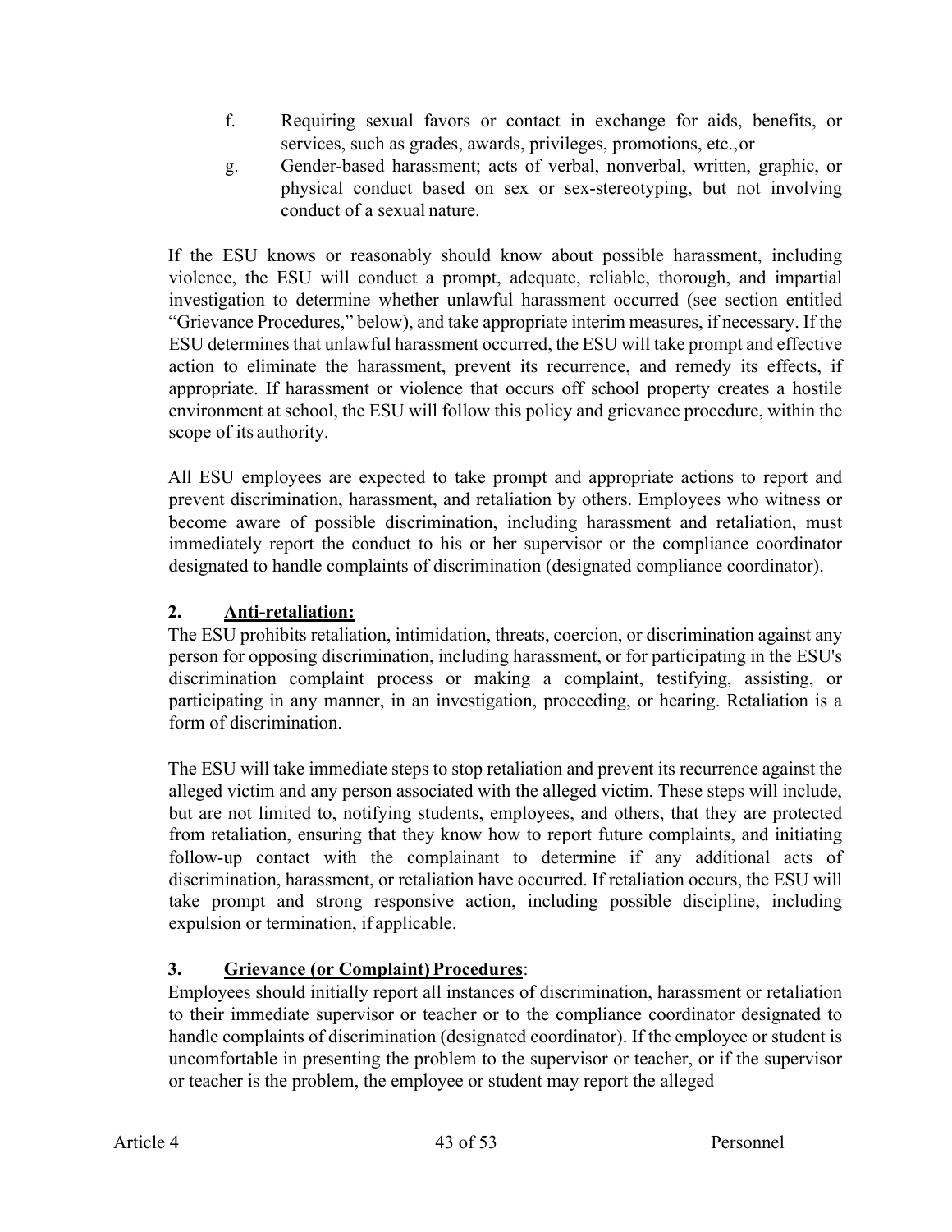f. Requiring sexual favors or contact in exchange for aids, benefits, or services, such as grades, awards, privileges, promotions, etc., or

g. Gender-based harassment; acts of verbal, nonverbal, written, graphic, or physical conduct based on sex or sex-stereotyping, but not involving conduct of a sexual nature.

If the ESU knows or reasonably should know about possible harassment, including violence, the ESU will conduct a prompt, adequate, reliable, thorough, and impartial investigation to determine whether unlawful harassment occurred (see section entitled "Grievance Procedures," below), and take appropriate interim measures, if necessary. If the ESU determines that unlawful harassment occurred, the ESU will take prompt and effective action to eliminate the harassment, prevent its recurrence, and remedy its effects, if appropriate. If harassment or violence that occurs off school property creates a hostile environment at school, the ESU will follow this policy and grievance procedure, within the scope of its authority.

All ESU employees are expected to take prompt and appropriate actions to report and prevent discrimination, harassment, and retaliation by others. Employees who witness or become aware of possible discrimination, including harassment and retaliation, must immediately report the conduct to his or her supervisor or the compliance coordinator designated to handle complaints of discrimination (designated compliance coordinator).

**2. <u>Anti-retaliation:</u>**

The ESU prohibits retaliation, intimidation, threats, coercion, or discrimination against any person for opposing discrimination, including harassment, or for participating in the ESU's discrimination complaint process or making a complaint, testifying, assisting, or participating in any manner, in an investigation, proceeding, or hearing. Retaliation is a form of discrimination.

The ESU will take immediate steps to stop retaliation and prevent its recurrence against the alleged victim and any person associated with the alleged victim. These steps will include, but are not limited to, notifying students, employees, and others, that they are protected from retaliation, ensuring that they know how to report future complaints, and initiating follow-up contact with the complainant to determine if any additional acts of discrimination, harassment, or retaliation have occurred. If retaliation occurs, the ESU will take prompt and strong responsive action, including possible discipline, including expulsion or termination, if applicable.

**3. <u>Grievance (or Complaint) Procedures</u>:**

Employees should initially report all instances of discrimination, harassment or retaliation to their immediate supervisor or teacher or to the compliance coordinator designated to handle complaints of discrimination (designated coordinator). If the employee or student is uncomfortable in presenting the problem to the supervisor or teacher, or if the supervisor or teacher is the problem, the employee or student may report the alleged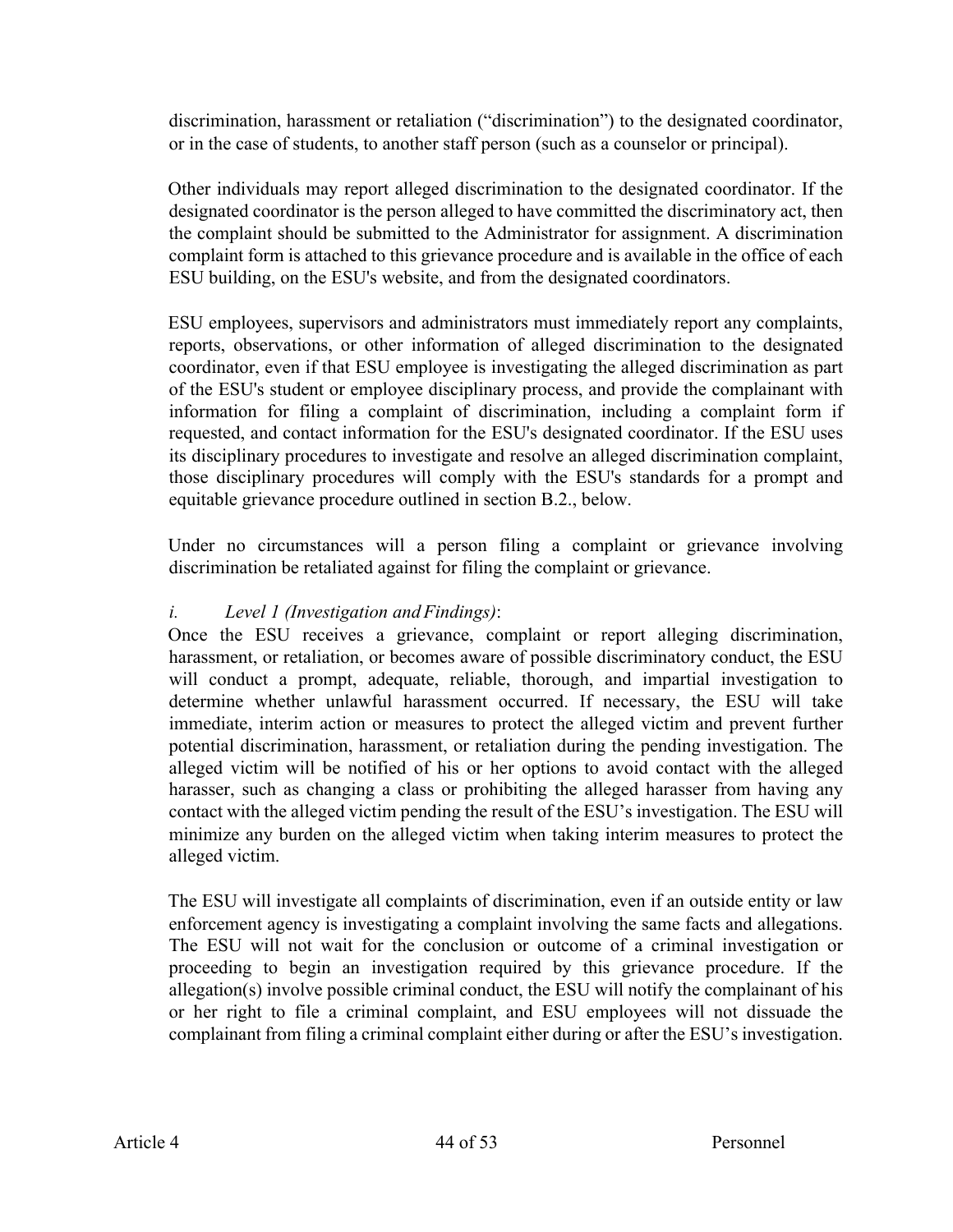discrimination, harassment or retaliation ("discrimination") to the designated coordinator, or in the case of students, to another staff person (such as a counselor or principal).

Other individuals may report alleged discrimination to the designated coordinator. If the designated coordinator is the person alleged to have committed the discriminatory act, then the complaint should be submitted to the Administrator for assignment. A discrimination complaint form is attached to this grievance procedure and is available in the office of each ESU building, on the ESU's website, and from the designated coordinators.

ESU employees, supervisors and administrators must immediately report any complaints, reports, observations, or other information of alleged discrimination to the designated coordinator, even if that ESU employee is investigating the alleged discrimination as part of the ESU's student or employee disciplinary process, and provide the complainant with information for filing a complaint of discrimination, including a complaint form if requested, and contact information for the ESU's designated coordinator. If the ESU uses its disciplinary procedures to investigate and resolve an alleged discrimination complaint, those disciplinary procedures will comply with the ESU's standards for a prompt and equitable grievance procedure outlined in section B.2., below.

Under no circumstances will a person filing a complaint or grievance involving discrimination be retaliated against for filing the complaint or grievance.

*i. Level 1 (Investigation and Findings)*:

Once the ESU receives a grievance, complaint or report alleging discrimination, harassment, or retaliation, or becomes aware of possible discriminatory conduct, the ESU will conduct a prompt, adequate, reliable, thorough, and impartial investigation to determine whether unlawful harassment occurred. If necessary, the ESU will take immediate, interim action or measures to protect the alleged victim and prevent further potential discrimination, harassment, or retaliation during the pending investigation. The alleged victim will be notified of his or her options to avoid contact with the alleged harasser, such as changing a class or prohibiting the alleged harasser from having any contact with the alleged victim pending the result of the ESU's investigation. The ESU will minimize any burden on the alleged victim when taking interim measures to protect the alleged victim.

The ESU will investigate all complaints of discrimination, even if an outside entity or law enforcement agency is investigating a complaint involving the same facts and allegations. The ESU will not wait for the conclusion or outcome of a criminal investigation or proceeding to begin an investigation required by this grievance procedure. If the allegation(s) involve possible criminal conduct, the ESU will notify the complainant of his or her right to file a criminal complaint, and ESU employees will not dissuade the complainant from filing a criminal complaint either during or after the ESU's investigation.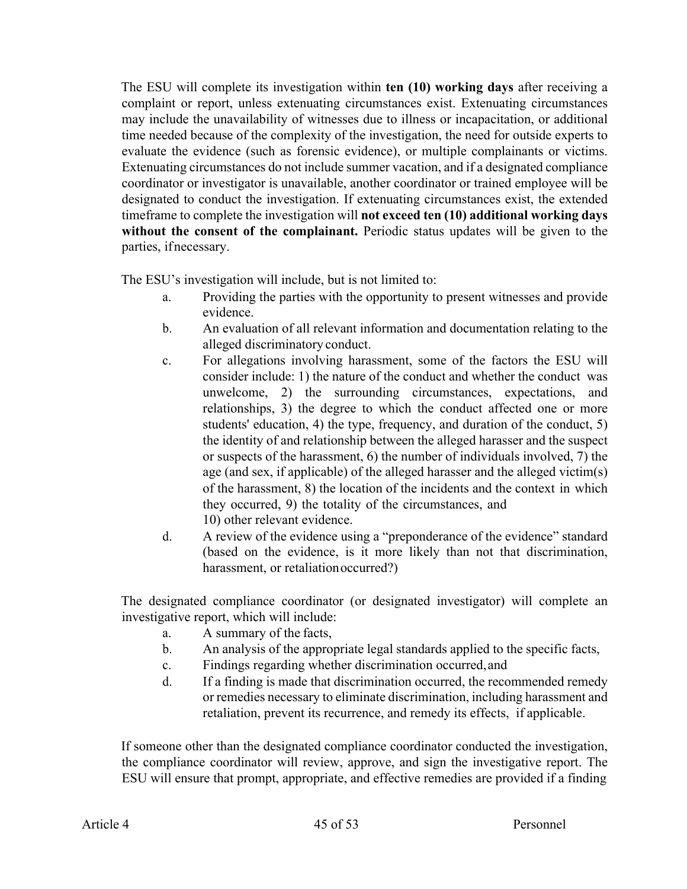The ESU will complete its investigation within **ten (10) working days** after receiving a complaint or report, unless extenuating circumstances exist. Extenuating circumstances may include the unavailability of witnesses due to illness or incapacitation, or additional time needed because of the complexity of the investigation, the need for outside experts to evaluate the evidence (such as forensic evidence), or multiple complainants or victims. Extenuating circumstances do not include summer vacation, and if a designated compliance coordinator or investigator is unavailable, another coordinator or trained employee will be designated to conduct the investigation. If extenuating circumstances exist, the extended timeframe to complete the investigation will **not exceed ten (10) additional working days without the consent of the complainant.** Periodic status updates will be given to the parties, if necessary.

The ESU's investigation will include, but is not limited to:

a. Providing the parties with the opportunity to present witnesses and provide evidence.
b. An evaluation of all relevant information and documentation relating to the alleged discriminatory conduct.
c. For allegations involving harassment, some of the factors the ESU will consider include: 1) the nature of the conduct and whether the conduct was unwelcome, 2) the surrounding circumstances, expectations, and relationships, 3) the degree to which the conduct affected one or more students' education, 4) the type, frequency, and duration of the conduct, 5) the identity of and relationship between the alleged harasser and the suspect or suspects of the harassment, 6) the number of individuals involved, 7) the age (and sex, if applicable) of the alleged harasser and the alleged victim(s) of the harassment, 8) the location of the incidents and the context in which they occurred, 9) the totality of the circumstances, and 10) other relevant evidence.
d. A review of the evidence using a "preponderance of the evidence" standard (based on the evidence, is it more likely than not that discrimination, harassment, or retaliation occurred?)

The designated compliance coordinator (or designated investigator) will complete an investigative report, which will include:

a. A summary of the facts,
b. An analysis of the appropriate legal standards applied to the specific facts,
c. Findings regarding whether discrimination occurred, and
d. If a finding is made that discrimination occurred, the recommended remedy or remedies necessary to eliminate discrimination, including harassment and retaliation, prevent its recurrence, and remedy its effects, if applicable.

If someone other than the designated compliance coordinator conducted the investigation, the compliance coordinator will review, approve, and sign the investigative report. The ESU will ensure that prompt, appropriate, and effective remedies are provided if a finding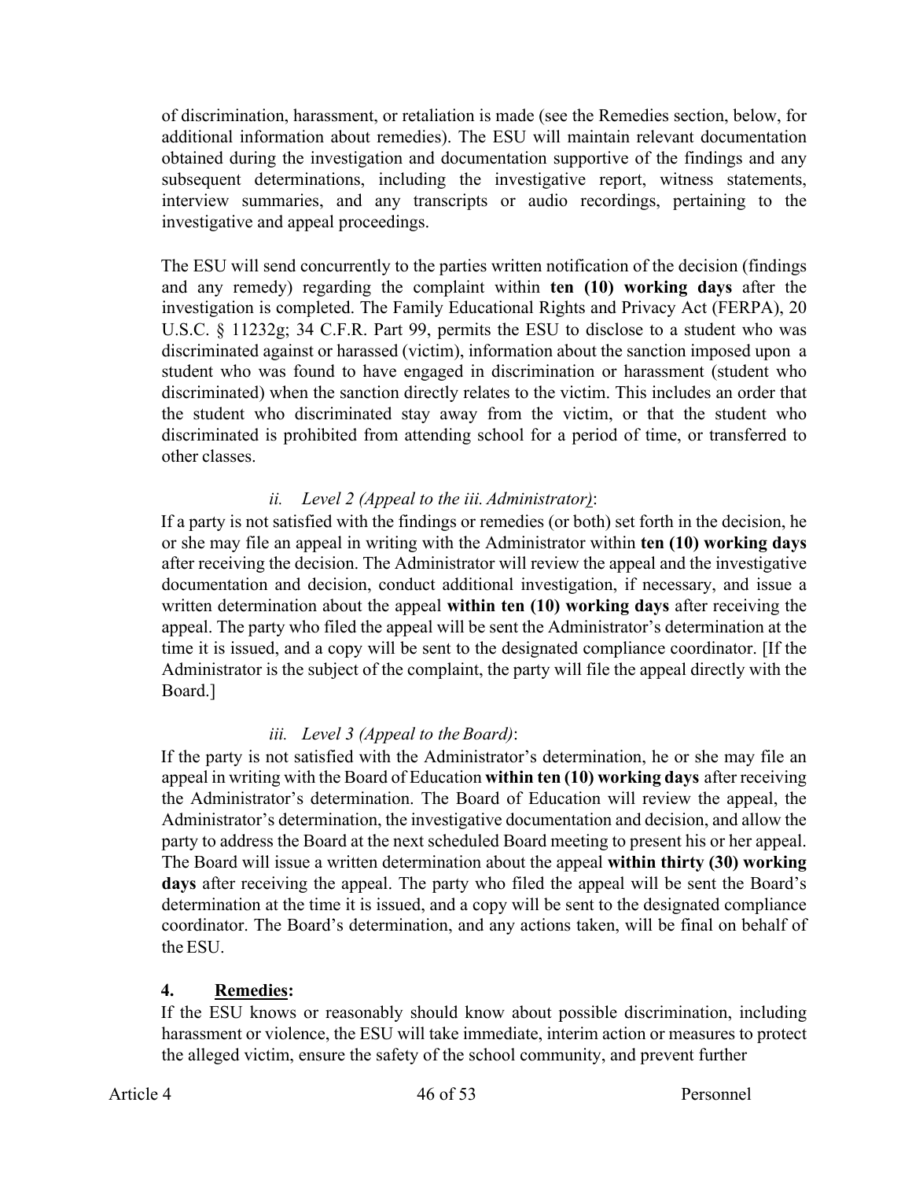of discrimination, harassment, or retaliation is made (see the Remedies section, below, for additional information about remedies). The ESU will maintain relevant documentation obtained during the investigation and documentation supportive of the findings and any subsequent determinations, including the investigative report, witness statements, interview summaries, and any transcripts or audio recordings, pertaining to the investigative and appeal proceedings.

The ESU will send concurrently to the parties written notification of the decision (findings and any remedy) regarding the complaint within **ten (10) working days** after the investigation is completed. The Family Educational Rights and Privacy Act (FERPA), 20 U.S.C. § 11232g; 34 C.F.R. Part 99, permits the ESU to disclose to a student who was discriminated against or harassed (victim), information about the sanction imposed upon a student who was found to have engaged in discrimination or harassment (student who discriminated) when the sanction directly relates to the victim. This includes an order that the student who discriminated stay away from the victim, or that the student who discriminated is prohibited from attending school for a period of time, or transferred to other classes.

*ii. Level 2 (Appeal to the iii. Administrator)*:

If a party is not satisfied with the findings or remedies (or both) set forth in the decision, he or she may file an appeal in writing with the Administrator within **ten (10) working days** after receiving the decision. The Administrator will review the appeal and the investigative documentation and decision, conduct additional investigation, if necessary, and issue a written determination about the appeal **within ten (10) working days** after receiving the appeal. The party who filed the appeal will be sent the Administrator's determination at the time it is issued, and a copy will be sent to the designated compliance coordinator. [If the Administrator is the subject of the complaint, the party will file the appeal directly with the Board.]

*iii. Level 3 (Appeal to the Board)*:

If the party is not satisfied with the Administrator's determination, he or she may file an appeal in writing with the Board of Education **within ten (10) working days** after receiving the Administrator's determination. The Board of Education will review the appeal, the Administrator's determination, the investigative documentation and decision, and allow the party to address the Board at the next scheduled Board meeting to present his or her appeal. The Board will issue a written determination about the appeal **within thirty (30) working days** after receiving the appeal. The party who filed the appeal will be sent the Board's determination at the time it is issued, and a copy will be sent to the designated compliance coordinator. The Board's determination, and any actions taken, will be final on behalf of the ESU.

**4. Remedies:**

If the ESU knows or reasonably should know about possible discrimination, including harassment or violence, the ESU will take immediate, interim action or measures to protect the alleged victim, ensure the safety of the school community, and prevent further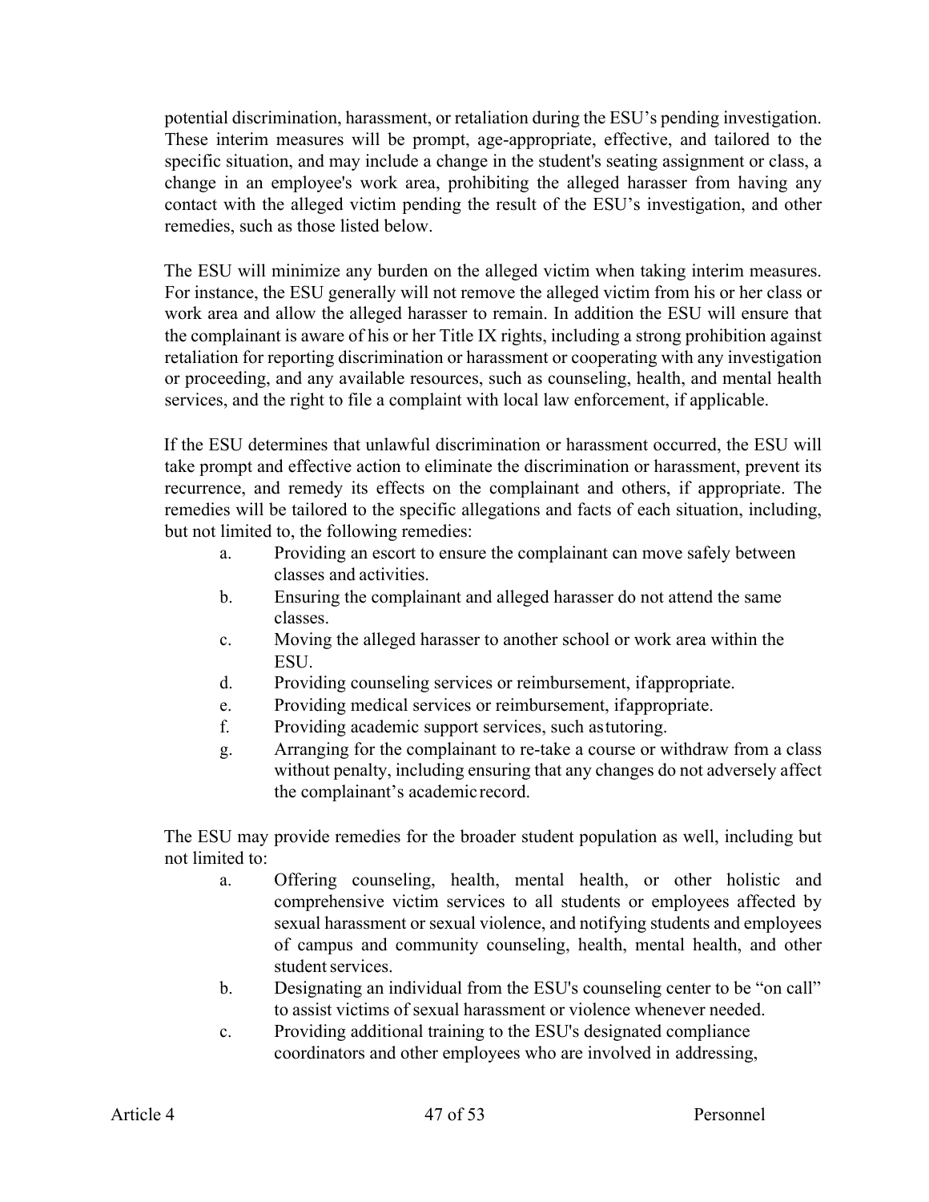potential discrimination, harassment, or retaliation during the ESU's pending investigation. These interim measures will be prompt, age-appropriate, effective, and tailored to the specific situation, and may include a change in the student's seating assignment or class, a change in an employee's work area, prohibiting the alleged harasser from having any contact with the alleged victim pending the result of the ESU's investigation, and other remedies, such as those listed below.

The ESU will minimize any burden on the alleged victim when taking interim measures. For instance, the ESU generally will not remove the alleged victim from his or her class or work area and allow the alleged harasser to remain. In addition the ESU will ensure that the complainant is aware of his or her Title IX rights, including a strong prohibition against retaliation for reporting discrimination or harassment or cooperating with any investigation or proceeding, and any available resources, such as counseling, health, and mental health services, and the right to file a complaint with local law enforcement, if applicable.

If the ESU determines that unlawful discrimination or harassment occurred, the ESU will take prompt and effective action to eliminate the discrimination or harassment, prevent its recurrence, and remedy its effects on the complainant and others, if appropriate. The remedies will be tailored to the specific allegations and facts of each situation, including, but not limited to, the following remedies:

a. Providing an escort to ensure the complainant can move safely between classes and activities.
b. Ensuring the complainant and alleged harasser do not attend the same classes.
c. Moving the alleged harasser to another school or work area within the ESU.
d. Providing counseling services or reimbursement, if appropriate.
e. Providing medical services or reimbursement, if appropriate.
f. Providing academic support services, such as tutoring.
g. Arranging for the complainant to re-take a course or withdraw from a class without penalty, including ensuring that any changes do not adversely affect the complainant's academic record.

The ESU may provide remedies for the broader student population as well, including but not limited to:

a. Offering counseling, health, mental health, or other holistic and comprehensive victim services to all students or employees affected by sexual harassment or sexual violence, and notifying students and employees of campus and community counseling, health, mental health, and other student services.
b. Designating an individual from the ESU's counseling center to be "on call" to assist victims of sexual harassment or violence whenever needed.
c. Providing additional training to the ESU's designated compliance coordinators and other employees who are involved in addressing,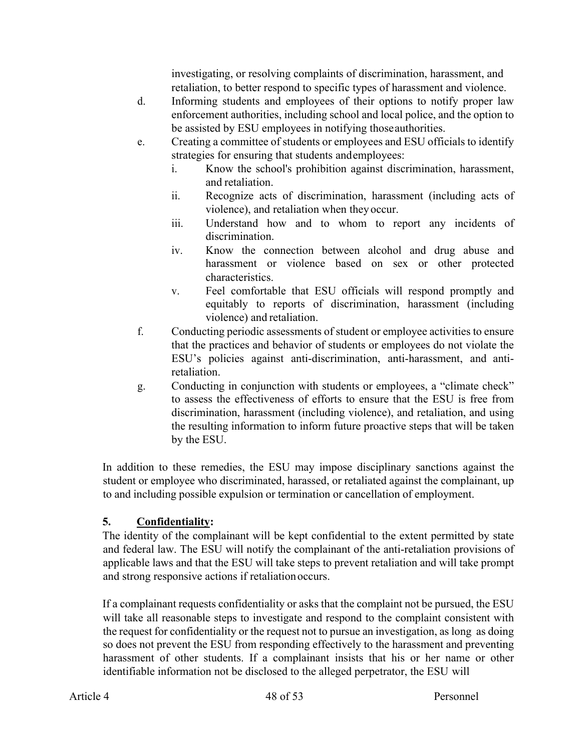investigating, or resolving complaints of discrimination, harassment, and retaliation, to better respond to specific types of harassment and violence.

d. Informing students and employees of their options to notify proper law enforcement authorities, including school and local police, and the option to be assisted by ESU employees in notifying those authorities.

e. Creating a committee of students or employees and ESU officials to identify strategies for ensuring that students and employees:
   - i. Know the school's prohibition against discrimination, harassment, and retaliation.
   - ii. Recognize acts of discrimination, harassment (including acts of violence), and retaliation when they occur.
   - iii. Understand how and to whom to report any incidents of discrimination.
   - iv. Know the connection between alcohol and drug abuse and harassment or violence based on sex or other protected characteristics.
   - v. Feel comfortable that ESU officials will respond promptly and equitably to reports of discrimination, harassment (including violence) and retaliation.

f. Conducting periodic assessments of student or employee activities to ensure that the practices and behavior of students or employees do not violate the ESU's policies against anti-discrimination, anti-harassment, and anti-retaliation.

g. Conducting in conjunction with students or employees, a "climate check" to assess the effectiveness of efforts to ensure that the ESU is free from discrimination, harassment (including violence), and retaliation, and using the resulting information to inform future proactive steps that will be taken by the ESU.

In addition to these remedies, the ESU may impose disciplinary sanctions against the student or employee who discriminated, harassed, or retaliated against the complainant, up to and including possible expulsion or termination or cancellation of employment.

**5. <u>Confidentiality</u>:**

The identity of the complainant will be kept confidential to the extent permitted by state and federal law. The ESU will notify the complainant of the anti-retaliation provisions of applicable laws and that the ESU will take steps to prevent retaliation and will take prompt and strong responsive actions if retaliation occurs.

If a complainant requests confidentiality or asks that the complaint not be pursued, the ESU will take all reasonable steps to investigate and respond to the complaint consistent with the request for confidentiality or the request not to pursue an investigation, as long as doing so does not prevent the ESU from responding effectively to the harassment and preventing harassment of other students. If a complainant insists that his or her name or other identifiable information not be disclosed to the alleged perpetrator, the ESU will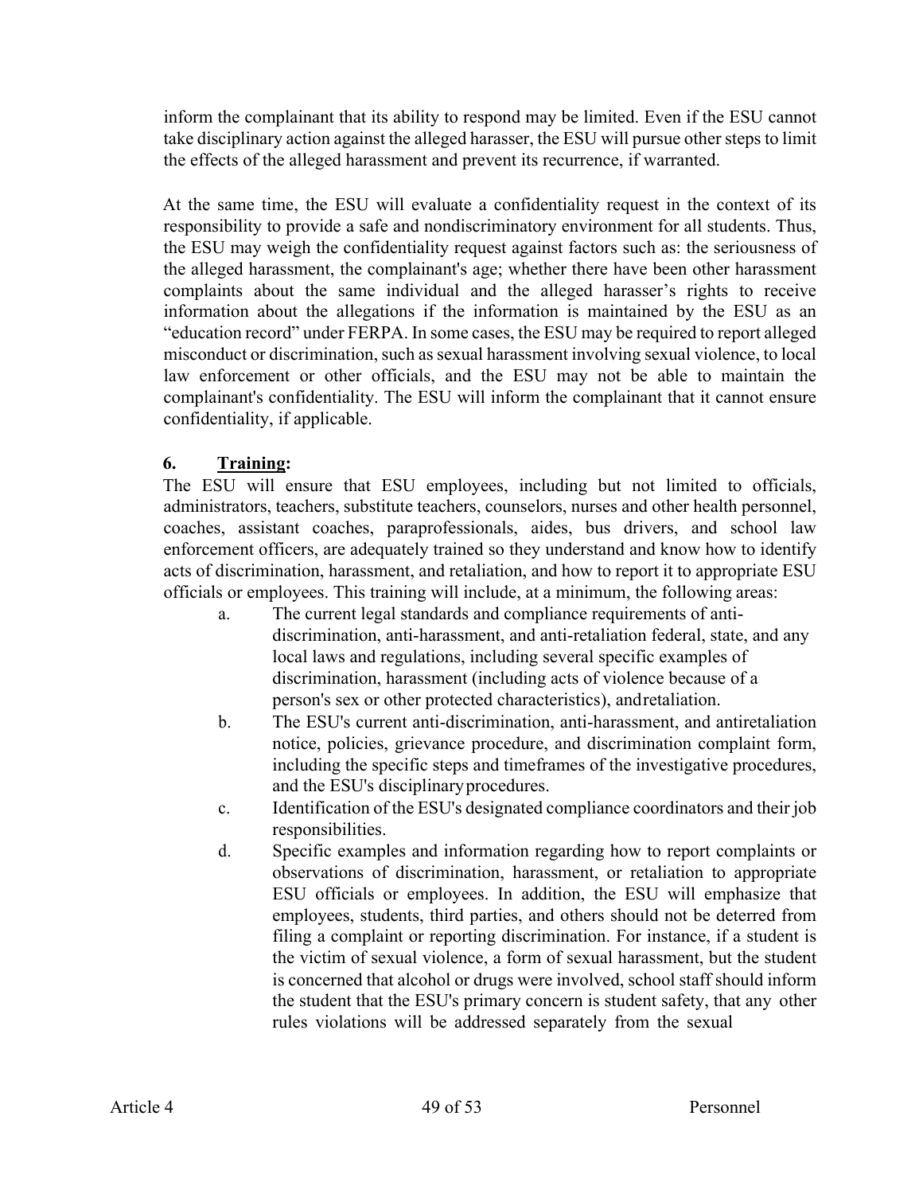inform the complainant that its ability to respond may be limited. Even if the ESU cannot take disciplinary action against the alleged harasser, the ESU will pursue other steps to limit the effects of the alleged harassment and prevent its recurrence, if warranted.

At the same time, the ESU will evaluate a confidentiality request in the context of its responsibility to provide a safe and nondiscriminatory environment for all students. Thus, the ESU may weigh the confidentiality request against factors such as: the seriousness of the alleged harassment, the complainant's age; whether there have been other harassment complaints about the same individual and the alleged harasser's rights to receive information about the allegations if the information is maintained by the ESU as an "education record" under FERPA. In some cases, the ESU may be required to report alleged misconduct or discrimination, such as sexual harassment involving sexual violence, to local law enforcement or other officials, and the ESU may not be able to maintain the complainant's confidentiality. The ESU will inform the complainant that it cannot ensure confidentiality, if applicable.

**6. Training:**

The ESU will ensure that ESU employees, including but not limited to officials, administrators, teachers, substitute teachers, counselors, nurses and other health personnel, coaches, assistant coaches, paraprofessionals, aides, bus drivers, and school law enforcement officers, are adequately trained so they understand and know how to identify acts of discrimination, harassment, and retaliation, and how to report it to appropriate ESU officials or employees. This training will include, at a minimum, the following areas:

a. The current legal standards and compliance requirements of anti-discrimination, anti-harassment, and anti-retaliation federal, state, and any local laws and regulations, including several specific examples of discrimination, harassment (including acts of violence because of a person's sex or other protected characteristics), and retaliation.

b. The ESU's current anti-discrimination, anti-harassment, and antiretaliation notice, policies, grievance procedure, and discrimination complaint form, including the specific steps and timeframes of the investigative procedures, and the ESU's disciplinary procedures.

c. Identification of the ESU's designated compliance coordinators and their job responsibilities.

d. Specific examples and information regarding how to report complaints or observations of discrimination, harassment, or retaliation to appropriate ESU officials or employees. In addition, the ESU will emphasize that employees, students, third parties, and others should not be deterred from filing a complaint or reporting discrimination. For instance, if a student is the victim of sexual violence, a form of sexual harassment, but the student is concerned that alcohol or drugs were involved, school staff should inform the student that the ESU's primary concern is student safety, that any other rules violations will be addressed separately from the sexual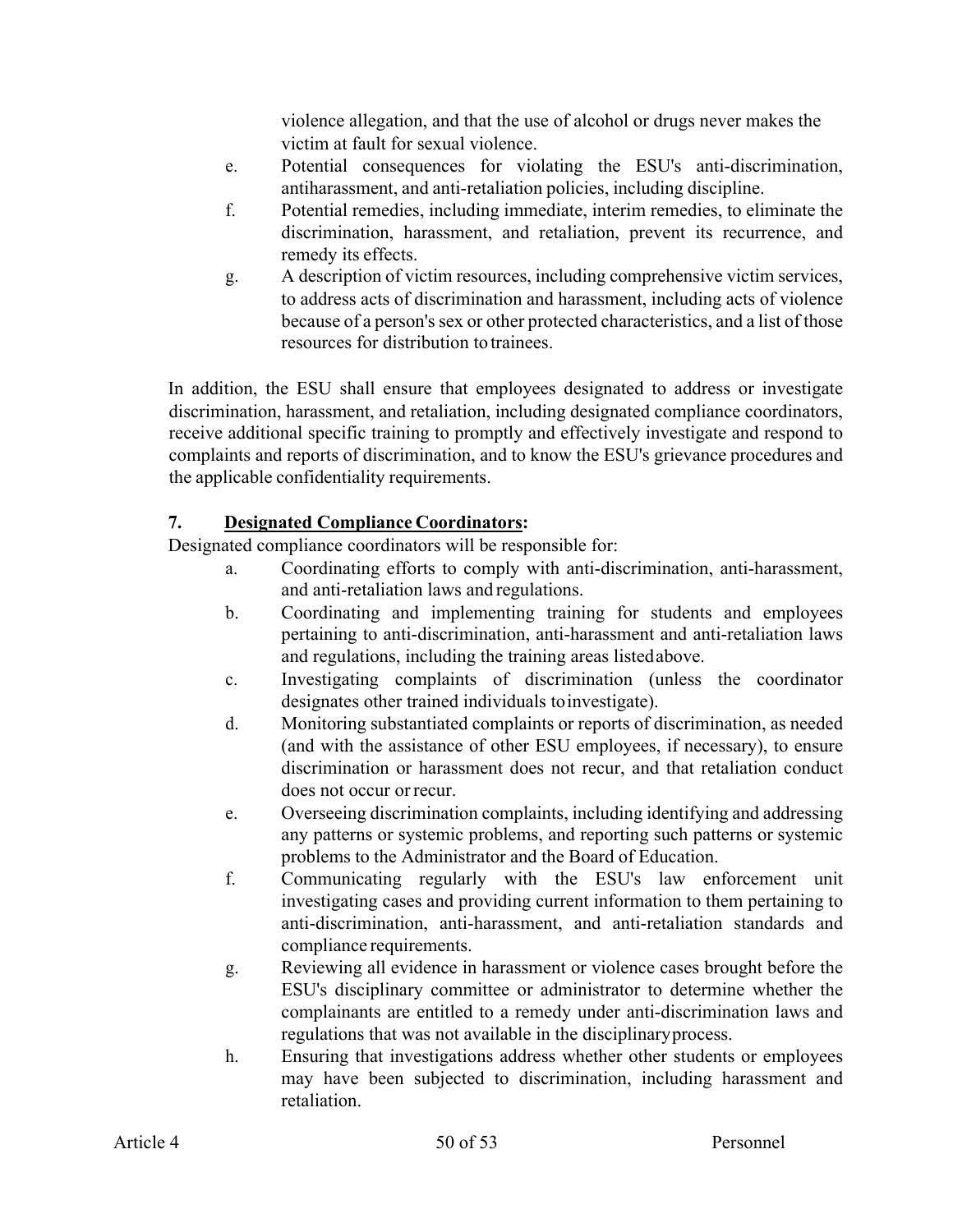violence allegation, and that the use of alcohol or drugs never makes the victim at fault for sexual violence.

e. Potential consequences for violating the ESU's anti-discrimination, antiharassment, and anti-retaliation policies, including discipline.

f. Potential remedies, including immediate, interim remedies, to eliminate the discrimination, harassment, and retaliation, prevent its recurrence, and remedy its effects.

g. A description of victim resources, including comprehensive victim services, to address acts of discrimination and harassment, including acts of violence because of a person's sex or other protected characteristics, and a list of those resources for distribution to trainees.

In addition, the ESU shall ensure that employees designated to address or investigate discrimination, harassment, and retaliation, including designated compliance coordinators, receive additional specific training to promptly and effectively investigate and respond to complaints and reports of discrimination, and to know the ESU's grievance procedures and the applicable confidentiality requirements.

**7. Designated Compliance Coordinators:**

Designated compliance coordinators will be responsible for:

a. Coordinating efforts to comply with anti-discrimination, anti-harassment, and anti-retaliation laws and regulations.

b. Coordinating and implementing training for students and employees pertaining to anti-discrimination, anti-harassment and anti-retaliation laws and regulations, including the training areas listed above.

c. Investigating complaints of discrimination (unless the coordinator designates other trained individuals to investigate).

d. Monitoring substantiated complaints or reports of discrimination, as needed (and with the assistance of other ESU employees, if necessary), to ensure discrimination or harassment does not recur, and that retaliation conduct does not occur or recur.

e. Overseeing discrimination complaints, including identifying and addressing any patterns or systemic problems, and reporting such patterns or systemic problems to the Administrator and the Board of Education.

f. Communicating regularly with the ESU's law enforcement unit investigating cases and providing current information to them pertaining to anti-discrimination, anti-harassment, and anti-retaliation standards and compliance requirements.

g. Reviewing all evidence in harassment or violence cases brought before the ESU's disciplinary committee or administrator to determine whether the complainants are entitled to a remedy under anti-discrimination laws and regulations that was not available in the disciplinary process.

h. Ensuring that investigations address whether other students or employees may have been subjected to discrimination, including harassment and retaliation.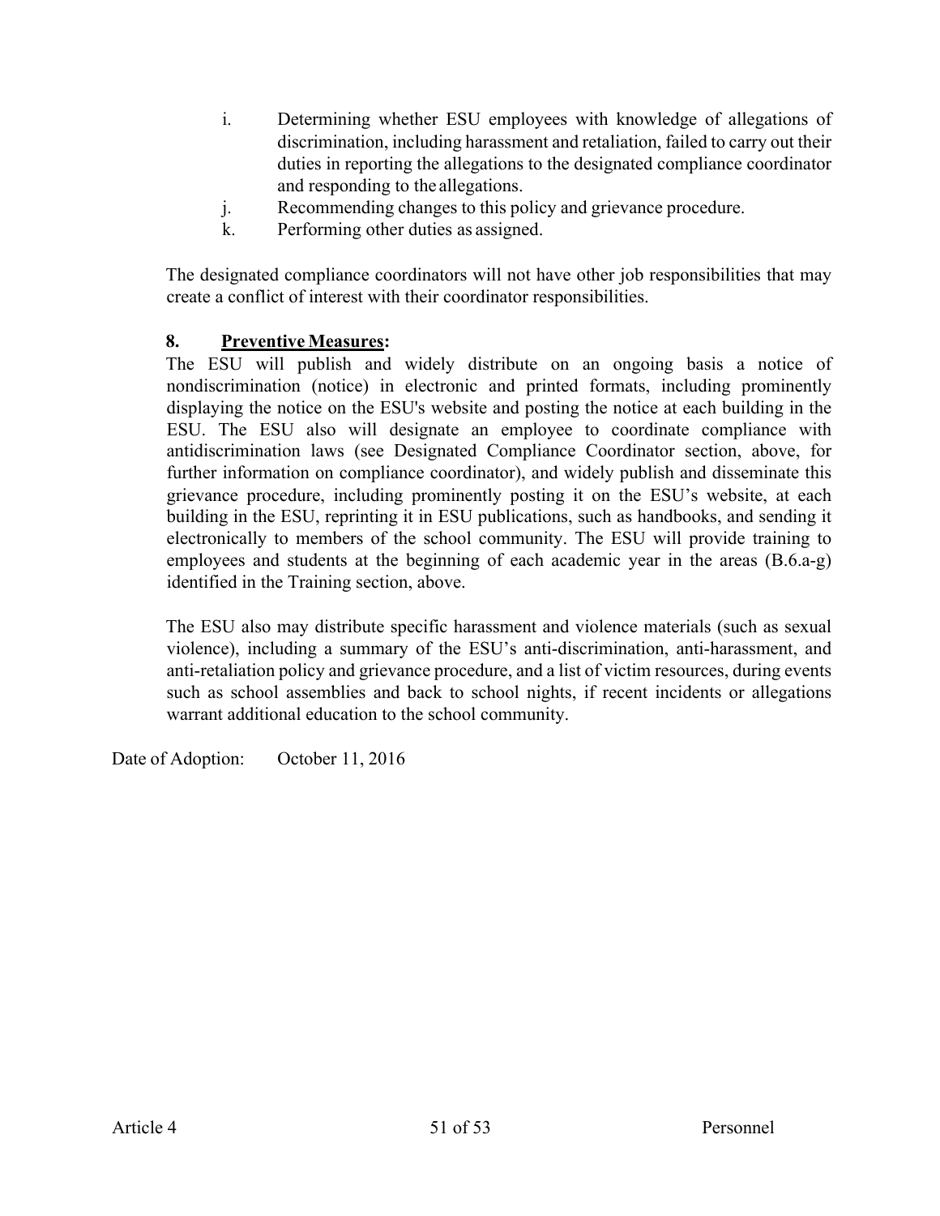i. Determining whether ESU employees with knowledge of allegations of discrimination, including harassment and retaliation, failed to carry out their duties in reporting the allegations to the designated compliance coordinator and responding to the allegations.
j. Recommending changes to this policy and grievance procedure.
k. Performing other duties as assigned.

The designated compliance coordinators will not have other job responsibilities that may create a conflict of interest with their coordinator responsibilities.

**8. Preventive Measures:**

The ESU will publish and widely distribute on an ongoing basis a notice of nondiscrimination (notice) in electronic and printed formats, including prominently displaying the notice on the ESU's website and posting the notice at each building in the ESU. The ESU also will designate an employee to coordinate compliance with antidiscrimination laws (see Designated Compliance Coordinator section, above, for further information on compliance coordinator), and widely publish and disseminate this grievance procedure, including prominently posting it on the ESU's website, at each building in the ESU, reprinting it in ESU publications, such as handbooks, and sending it electronically to members of the school community. The ESU will provide training to employees and students at the beginning of each academic year in the areas (B.6.a-g) identified in the Training section, above.

The ESU also may distribute specific harassment and violence materials (such as sexual violence), including a summary of the ESU's anti-discrimination, anti-harassment, and anti-retaliation policy and grievance procedure, and a list of victim resources, during events such as school assemblies and back to school nights, if recent incidents or allegations warrant additional education to the school community.

Date of Adoption: October 11, 2016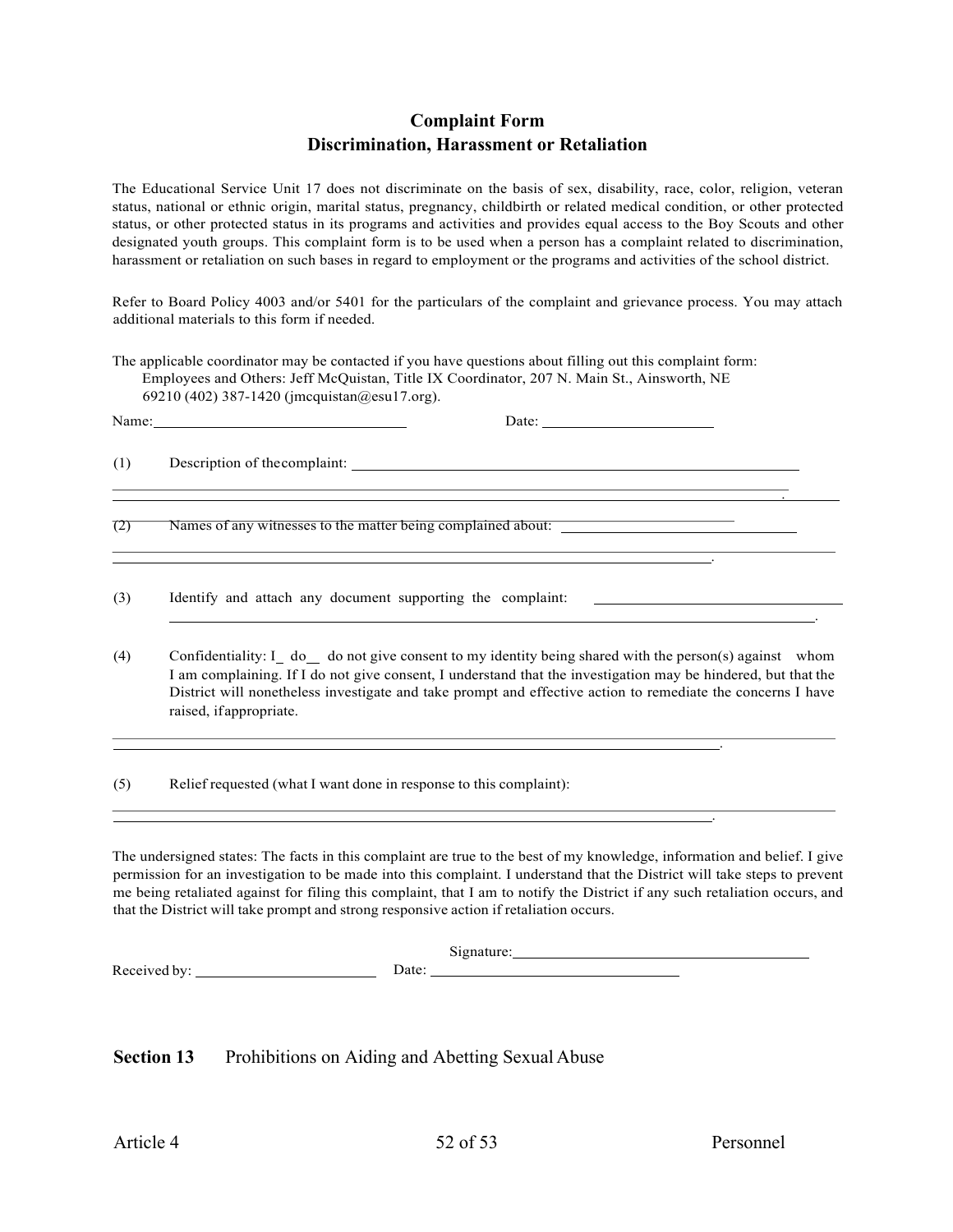# Complaint Form
## Discrimination, Harassment or Retaliation

The Educational Service Unit 17 does not discriminate on the basis of sex, disability, race, color, religion, veteran status, national or ethnic origin, marital status, pregnancy, childbirth or related medical condition, or other protected status, or other protected status in its programs and activities and provides equal access to the Boy Scouts and other designated youth groups. This complaint form is to be used when a person has a complaint related to discrimination, harassment or retaliation on such bases in regard to employment or the programs and activities of the school district.

Refer to Board Policy 4003 and/or 5401 for the particulars of the complaint and grievance process. You may attach additional materials to this form if needed.

The applicable coordinator may be contacted if you have questions about filling out this complaint form:
Employees and Others: Jeff McQuistan, Title IX Coordinator, 207 N. Main St., Ainsworth, NE 69210 (402) 387-1420 (jmcquistan@esu17.org).

Name: ______________________________ Date: ____________________

(1) Description of the complaint: ______________________________________________
_____________________________________________________________________________
_____________________________________________________________________________.

(2) Names of any witnesses to the matter being complained about: ______________________
_____________________________________________________________________________
_____________________________________________________________________________.

(3) Identify and attach any document supporting the complaint: ______________________
_____________________________________________________________________________.

(4) Confidentiality: I _ do __ do not give consent to my identity being shared with the person(s) against whom I am complaining. If I do not give consent, I understand that the investigation may be hindered, but that the District will nonetheless investigate and take prompt and effective action to remediate the concerns I have raised, if appropriate.

_____________________________________________________________________________
_____________________________________________________________________________.

(5) Relief requested (what I want done in response to this complaint):

_____________________________________________________________________________
_____________________________________________________________________________.

The undersigned states: The facts in this complaint are true to the best of my knowledge, information and belief. I give permission for an investigation to be made into this complaint. I understand that the District will take steps to prevent me being retaliated against for filing this complaint, that I am to notify the District if any such retaliation occurs, and that the District will take prompt and strong responsive action if retaliation occurs.

Signature: ______________________________

Received by: ____________________ Date: ______________________________

**Section 13** Prohibitions on Aiding and Abetting Sexual Abuse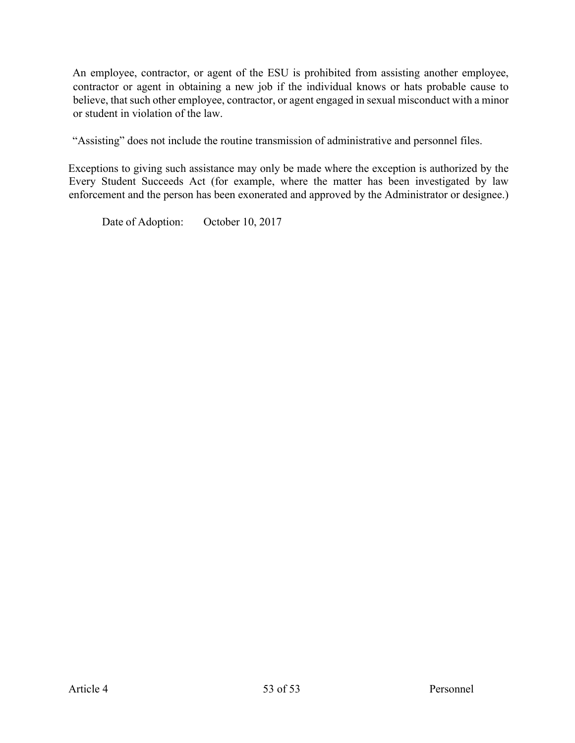An employee, contractor, or agent of the ESU is prohibited from assisting another employee, contractor or agent in obtaining a new job if the individual knows or hats probable cause to believe, that such other employee, contractor, or agent engaged in sexual misconduct with a minor or student in violation of the law.

"Assisting" does not include the routine transmission of administrative and personnel files.

Exceptions to giving such assistance may only be made where the exception is authorized by the Every Student Succeeds Act (for example, where the matter has been investigated by law enforcement and the person has been exonerated and approved by the Administrator or designee.)

Date of Adoption: October 10, 2017